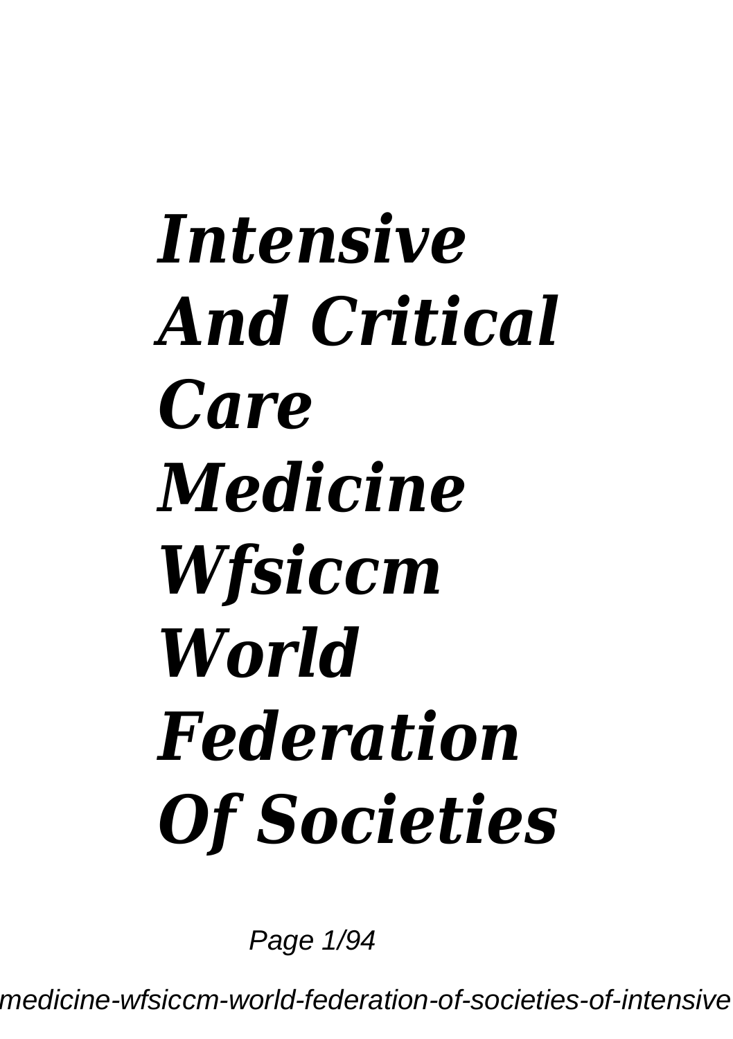# *Intensive And Critical Care Medicine Wfsiccm World Federation Of Societies*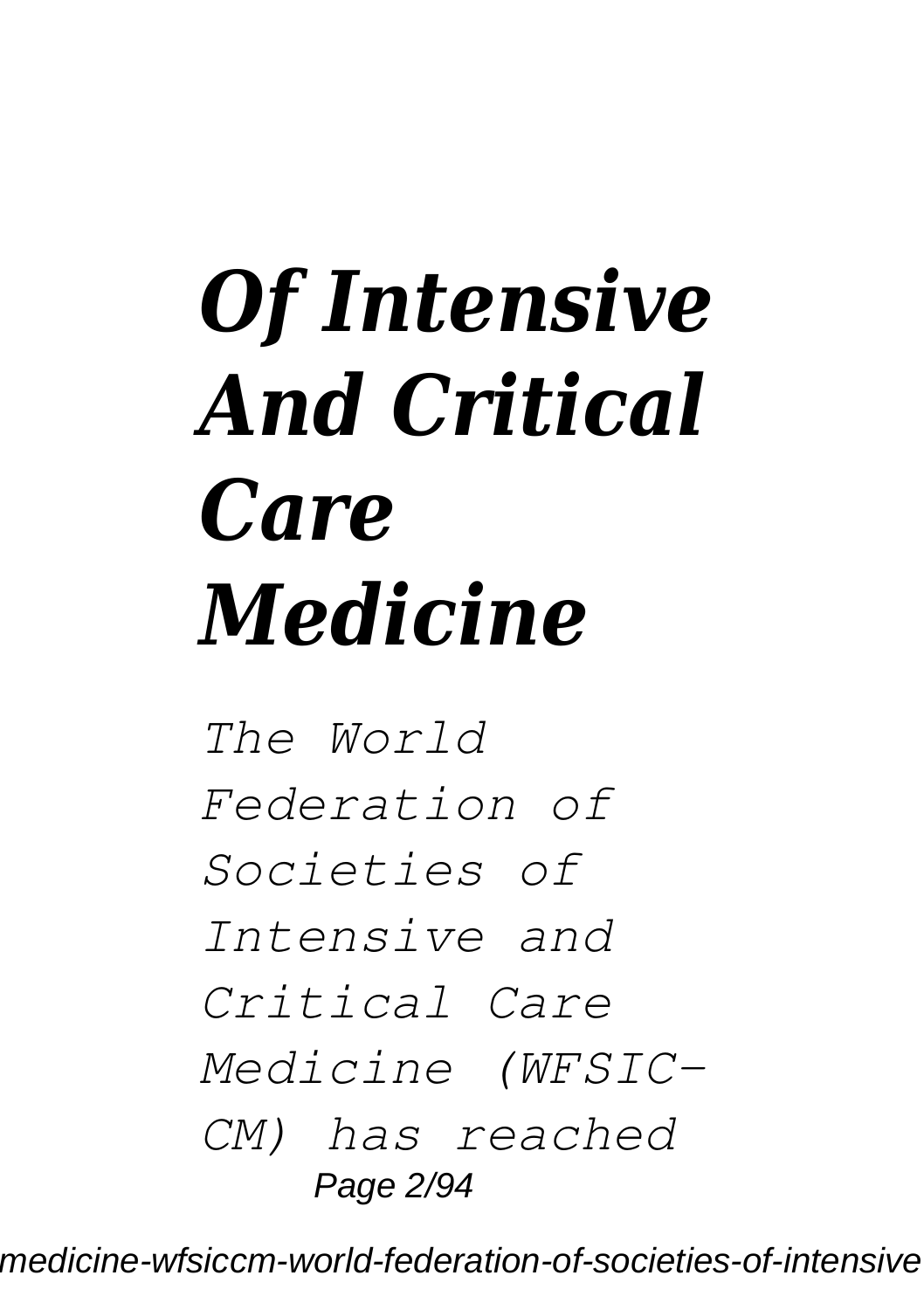# *Of Intensive And Critical Care Medicine*

*The World Federation of Societies of Intensive and Critical Care Medicine (WFSIC-CM) has reached*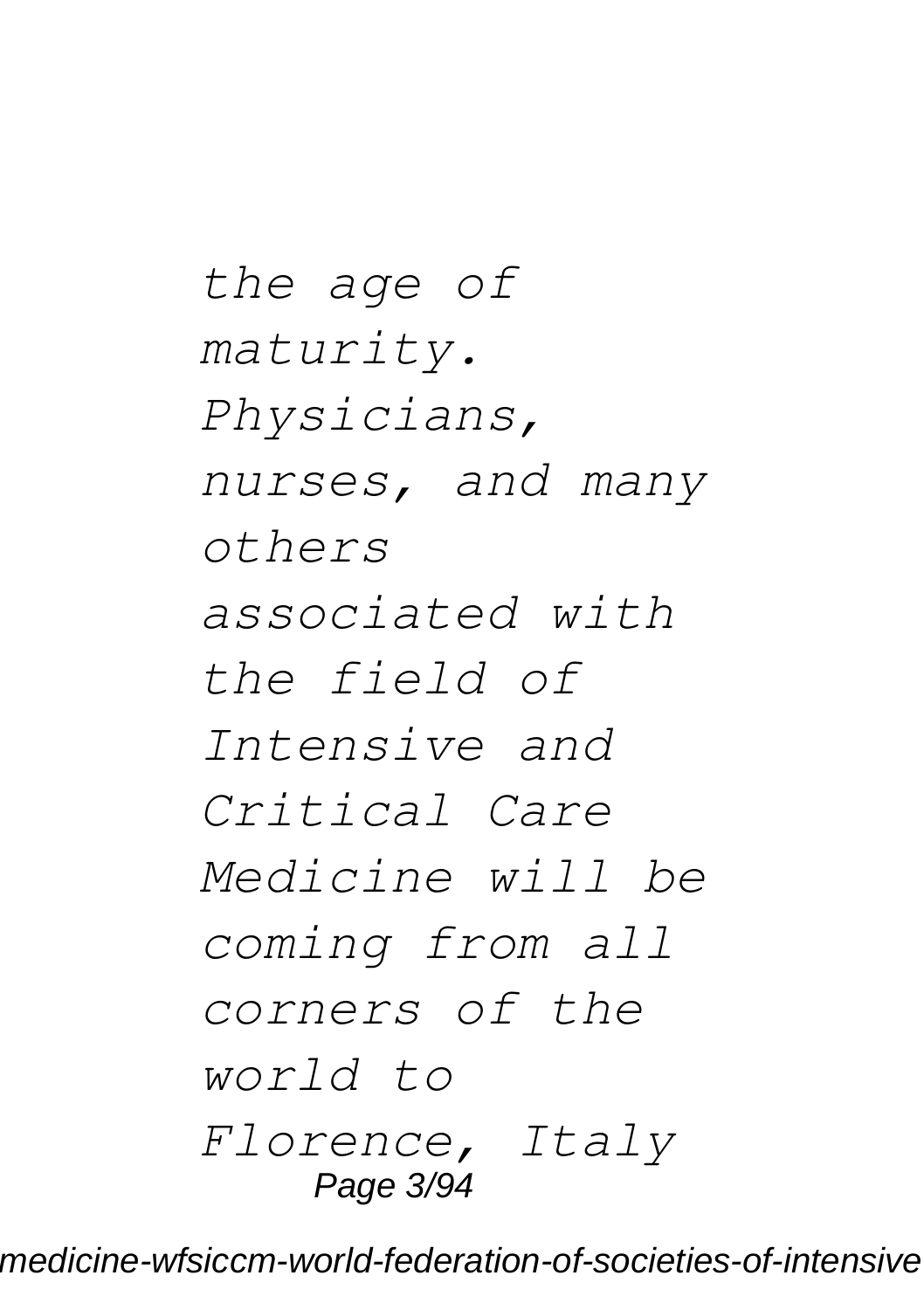*the age of maturity. Physicians, nurses, and many others associated with the field of Intensive and Critical Care Medicine will be coming from all corners of the world to Florence, Italy*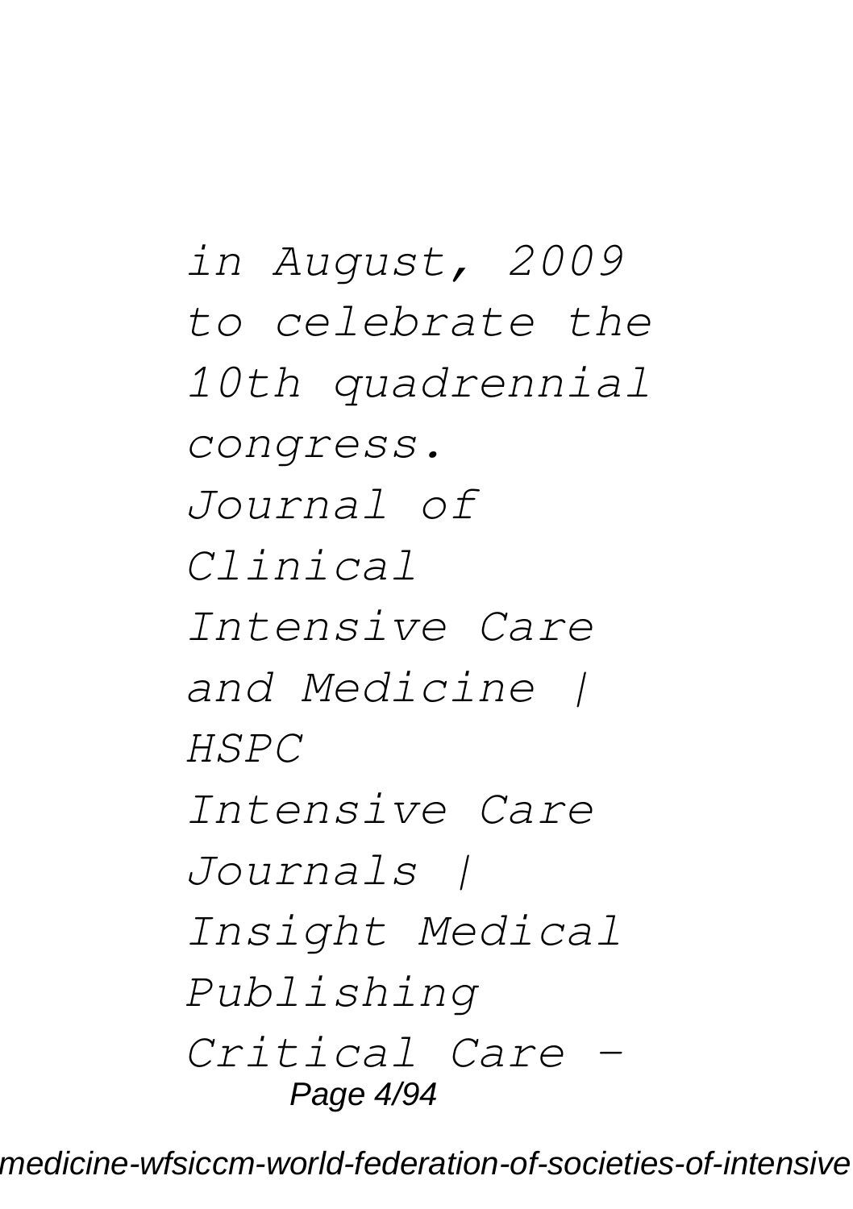*in August, 2009 to celebrate the 10th quadrennial congress.*

*Journal of Clinical Intensive Care and Medicine | HSPC*

*Intensive Care Journals | Insight Medical Publishing*

*Critical Care -*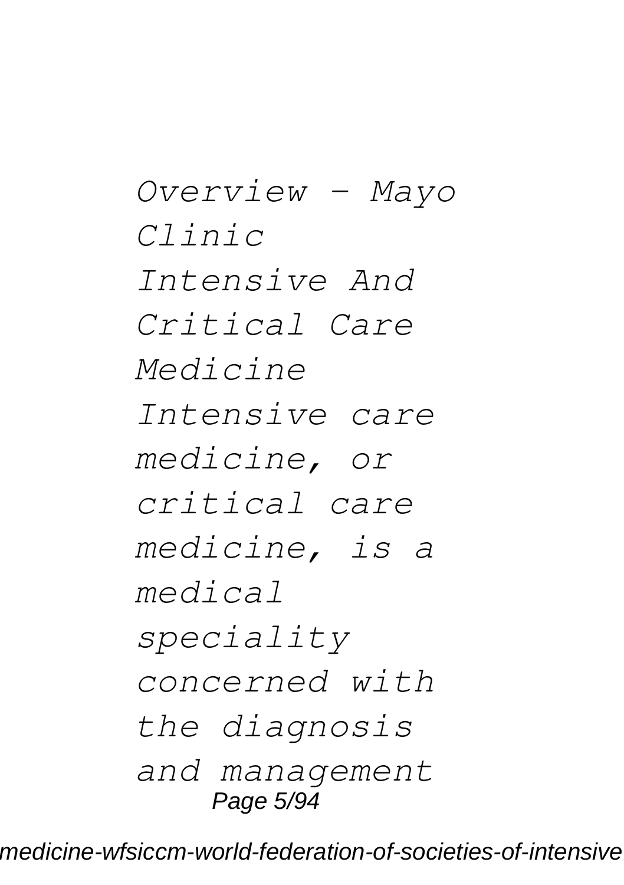*Overview - Mayo Clinic*

*Intensive And Critical Care Medicine*

*Intensive care medicine, or critical care medicine, is a medical speciality concerned with the diagnosis and management*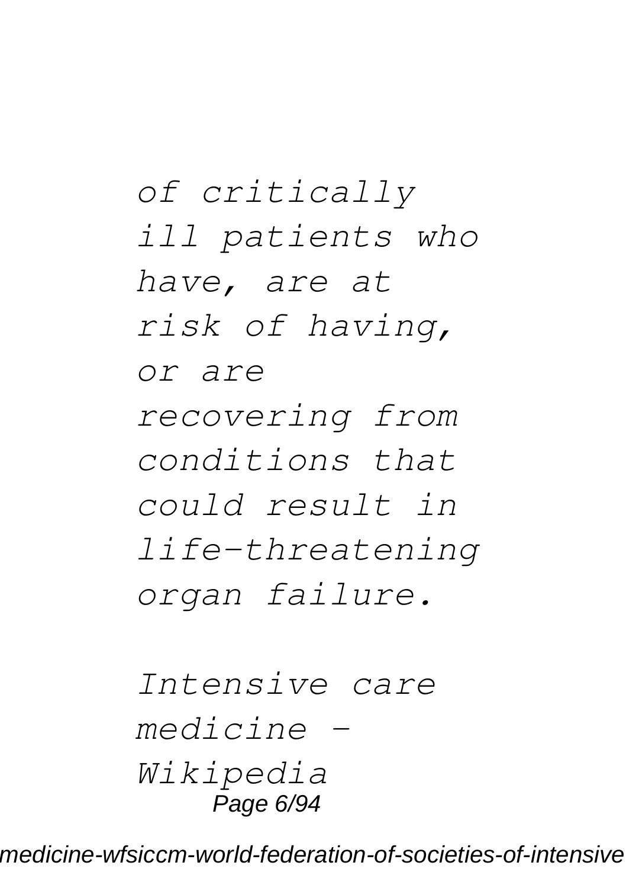*of critically ill patients who have, are at risk of having, or are recovering from conditions that could result in life-threatening organ failure.*

*Intensive care medicine - Wikipedia*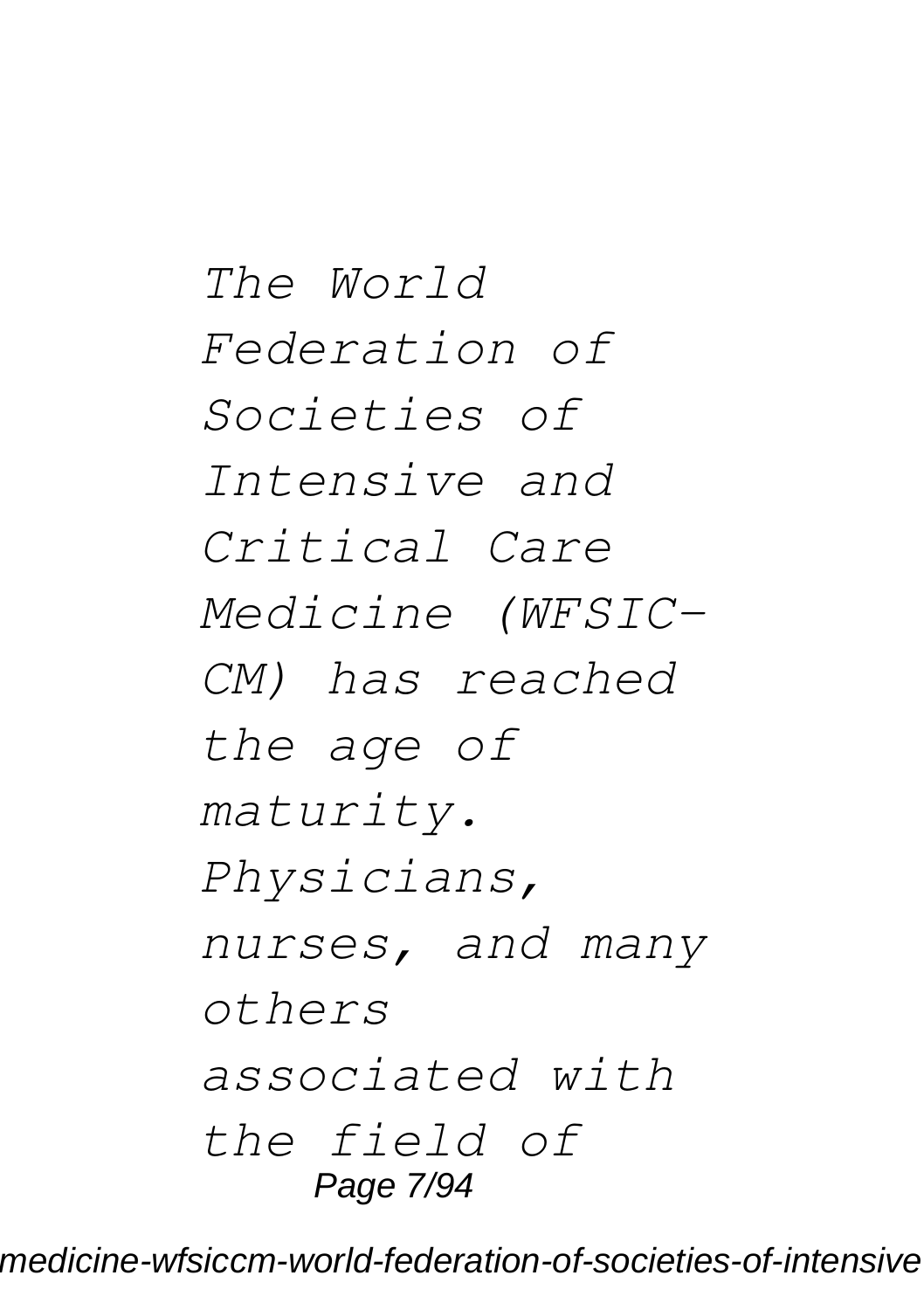*The World Federation of Societies of Intensive and Critical Care Medicine (WFSIC-CM) has reached the age of maturity. Physicians, nurses, and many others associated with the field of*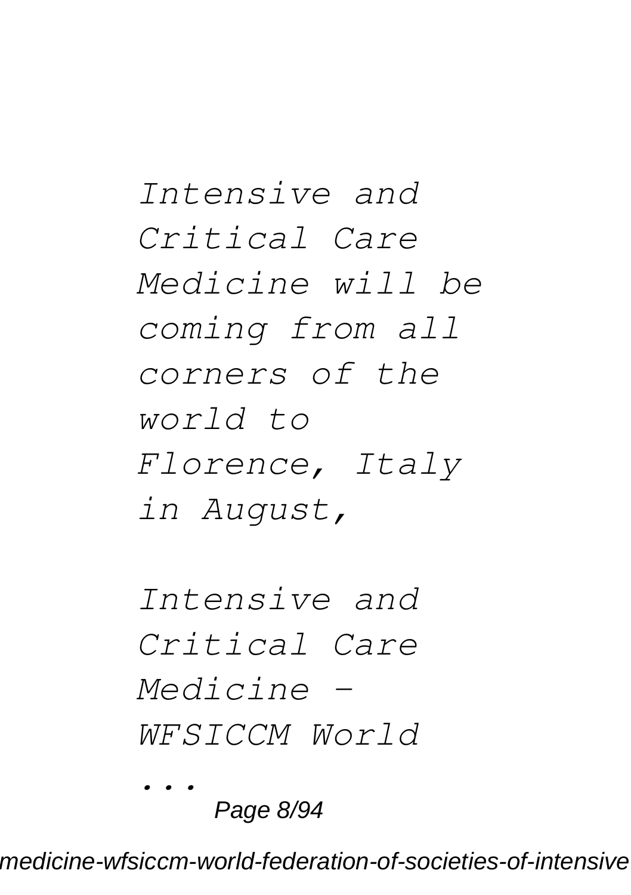*Intensive and Critical Care Medicine will be coming from all corners of the world to Florence, Italy in August,*

*Intensive and Critical Care Medicine - WFSICCM World ...*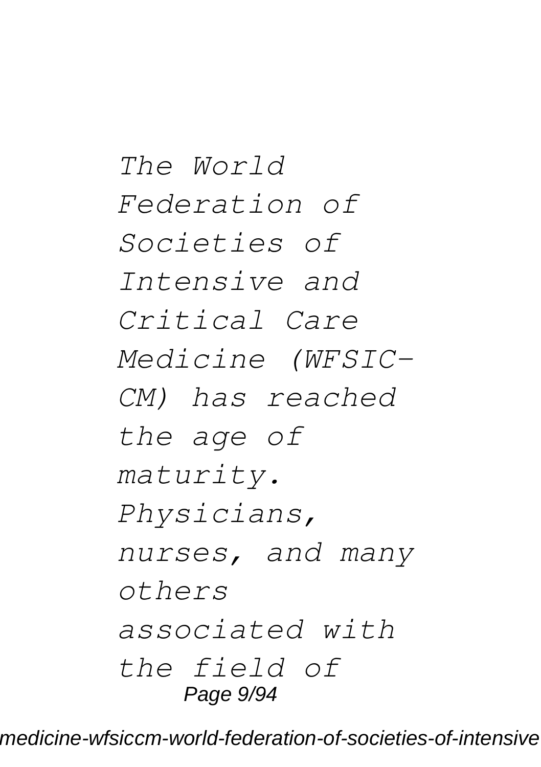*The World Federation of Societies of Intensive and Critical Care Medicine (WFSIC-CM) has reached the age of maturity. Physicians, nurses, and many others associated with the field of*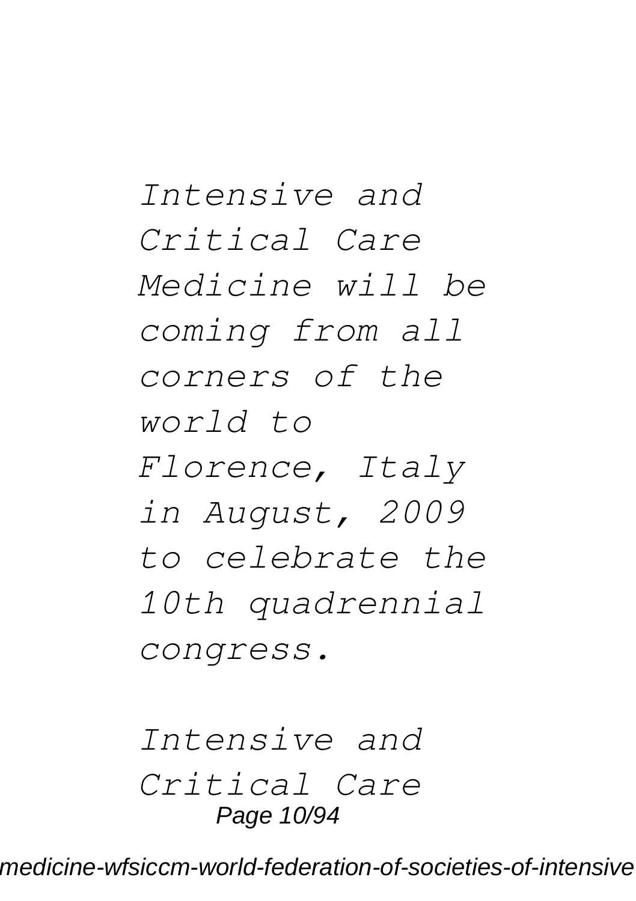*Intensive and Critical Care Medicine will be coming from all corners of the world to Florence, Italy in August, 2009 to celebrate the 10th quadrennial congress.*

*Intensive and Critical Care*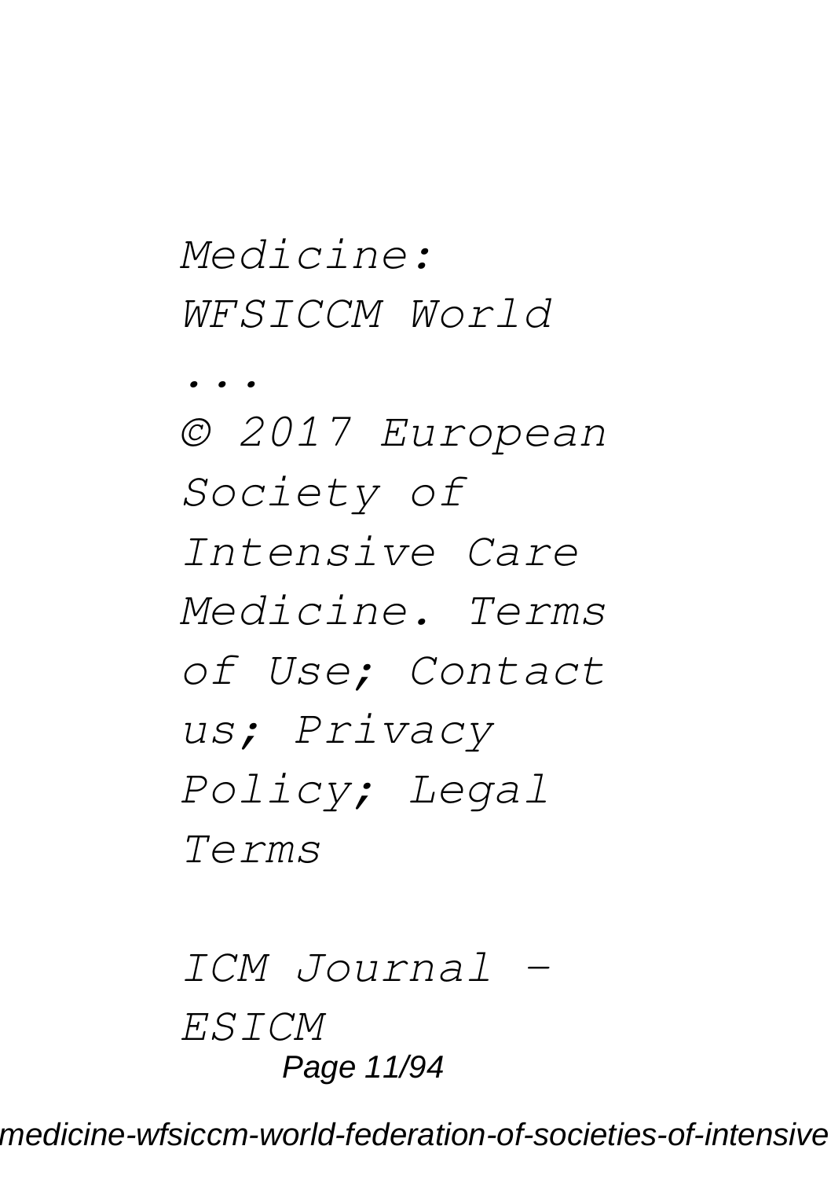*Medicine: WFSICCM World ...*

*© 2017 European Society of Intensive Care Medicine. Terms of Use; Contact us; Privacy Policy; Legal Terms*

*ICM Journal - ESICM*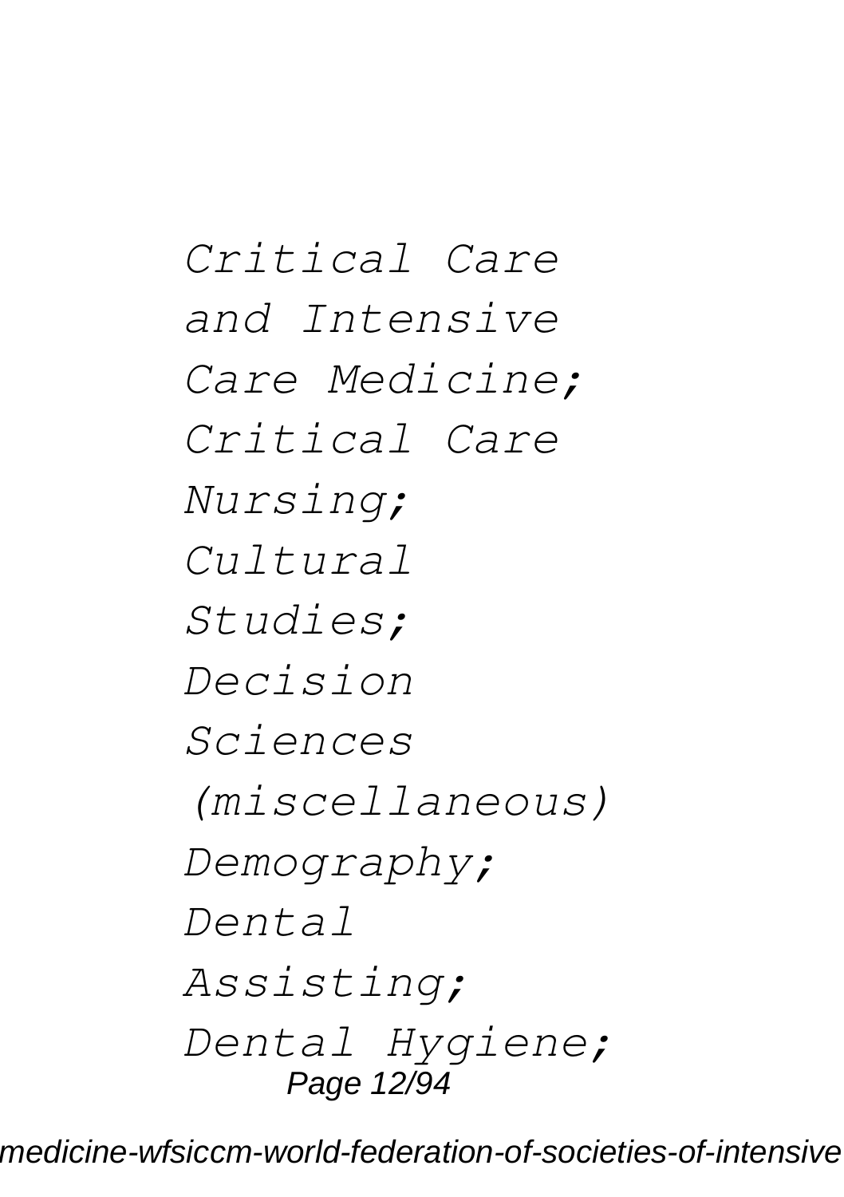*Critical Care and Intensive Care Medicine; Critical Care Nursing; Cultural Studies; Decision Sciences (miscellaneous) Demography; Dental Assisting; Dental Hygiene;*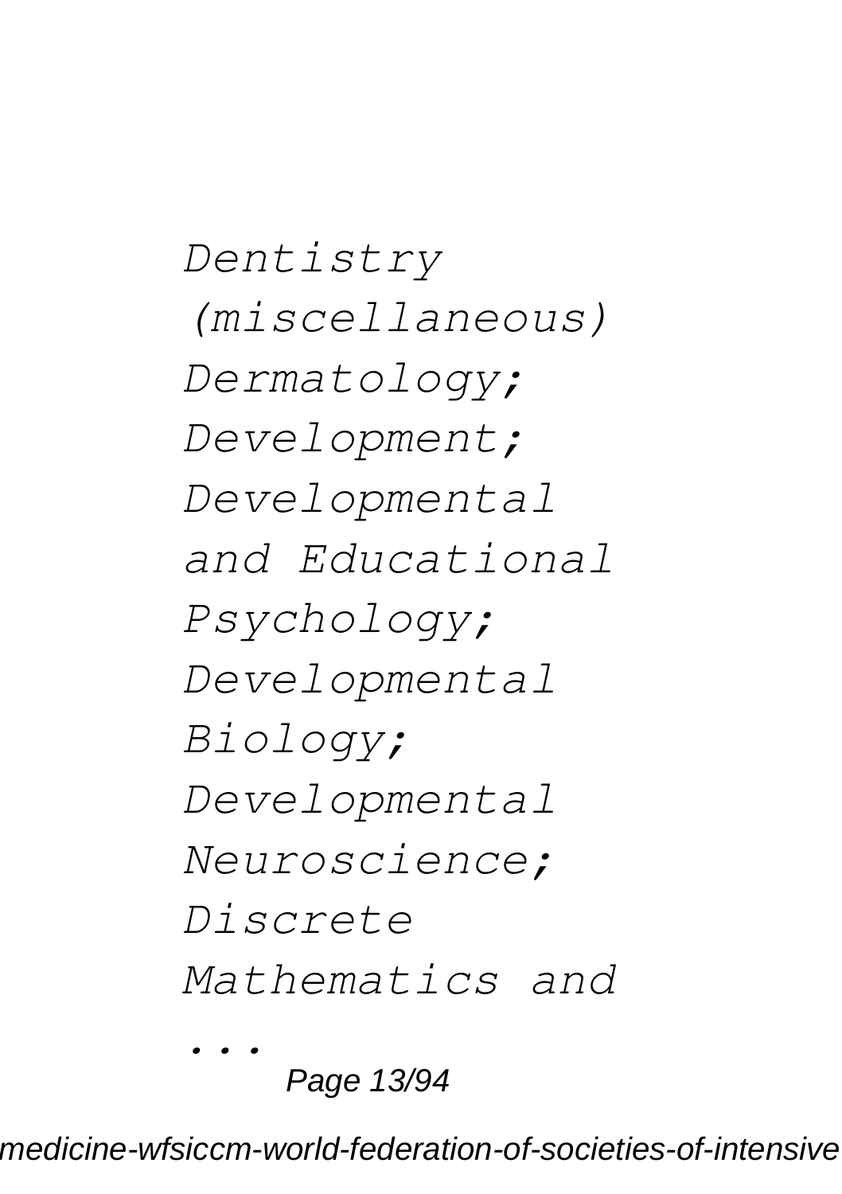*Dentistry (miscellaneous) Dermatology; Development; Developmental and Educational Psychology; Developmental Biology; Developmental Neuroscience; Discrete Mathematics and ...*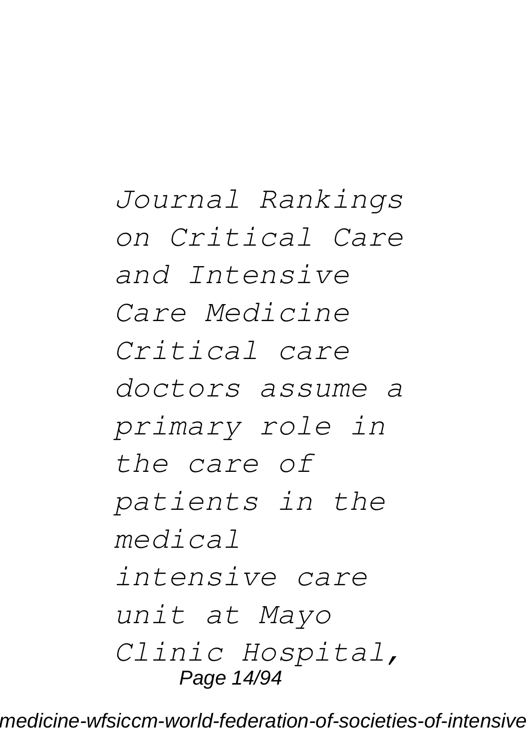*Journal Rankings on Critical Care and Intensive Care Medicine*

*Critical care doctors assume a primary role in the care of patients in the medical intensive care unit at Mayo Clinic Hospital,*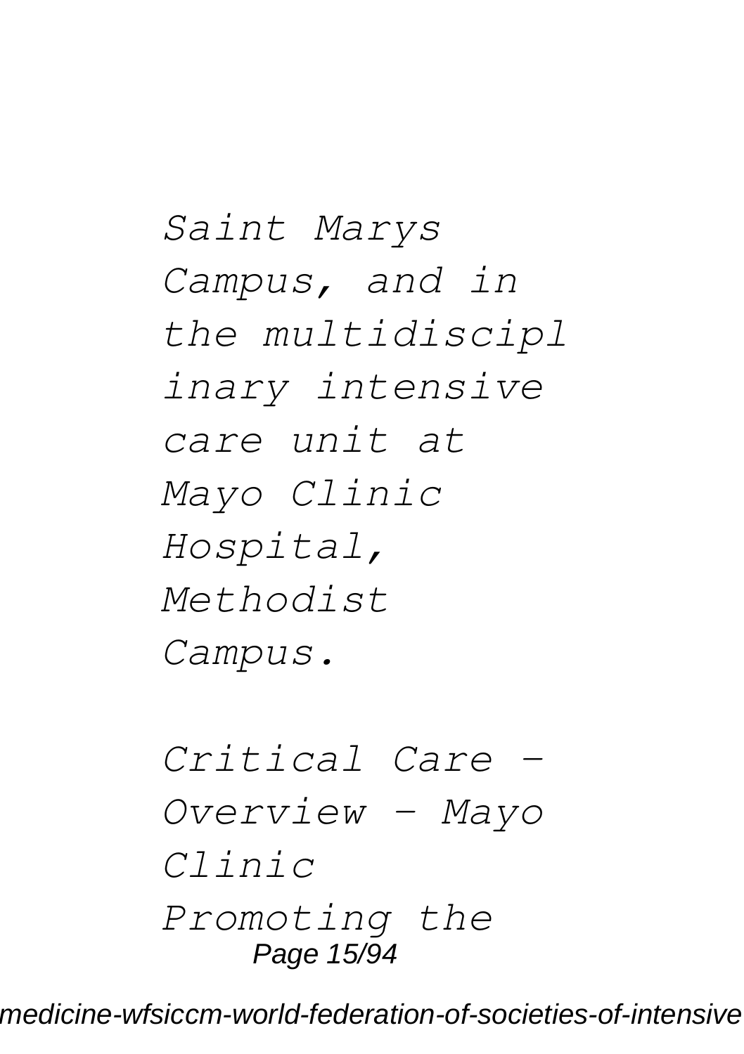*Saint Marys Campus, and in the multidisciplinary intensive care unit at Mayo Clinic Hospital, Methodist Campus.*

*Critical Care - Overview - Mayo Clinic*

*Promoting the*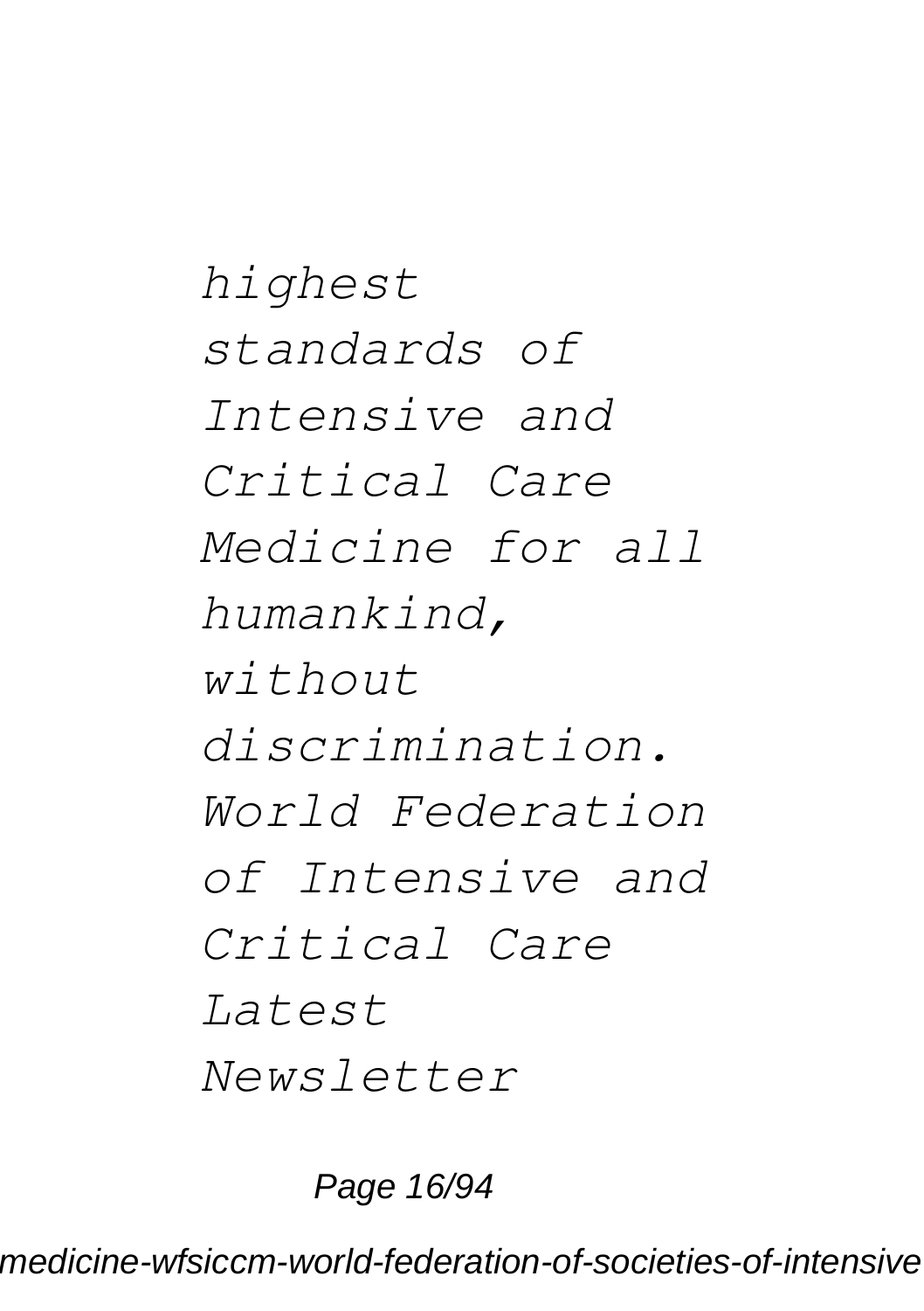*highest standards of Intensive and Critical Care Medicine for all humankind, without discrimination.*
*World Federation of Intensive and Critical Care*
*Latest Newsletter*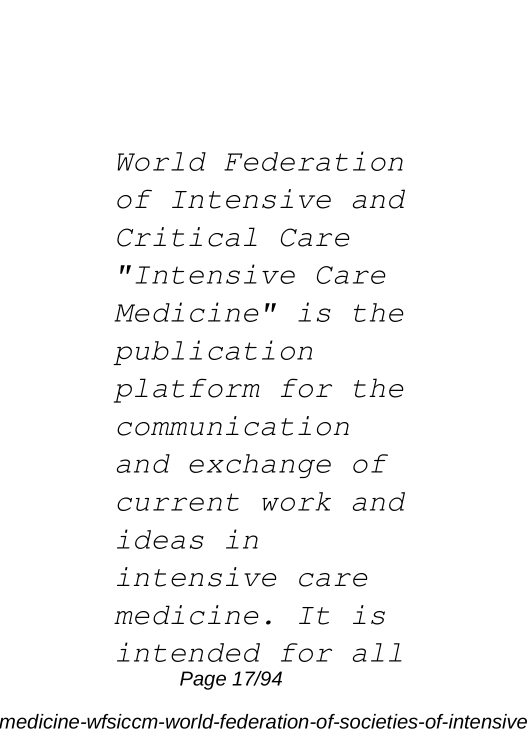*World Federation of Intensive and Critical Care "Intensive Care Medicine" is the publication platform for the communication and exchange of current work and ideas in intensive care medicine. It is intended for all*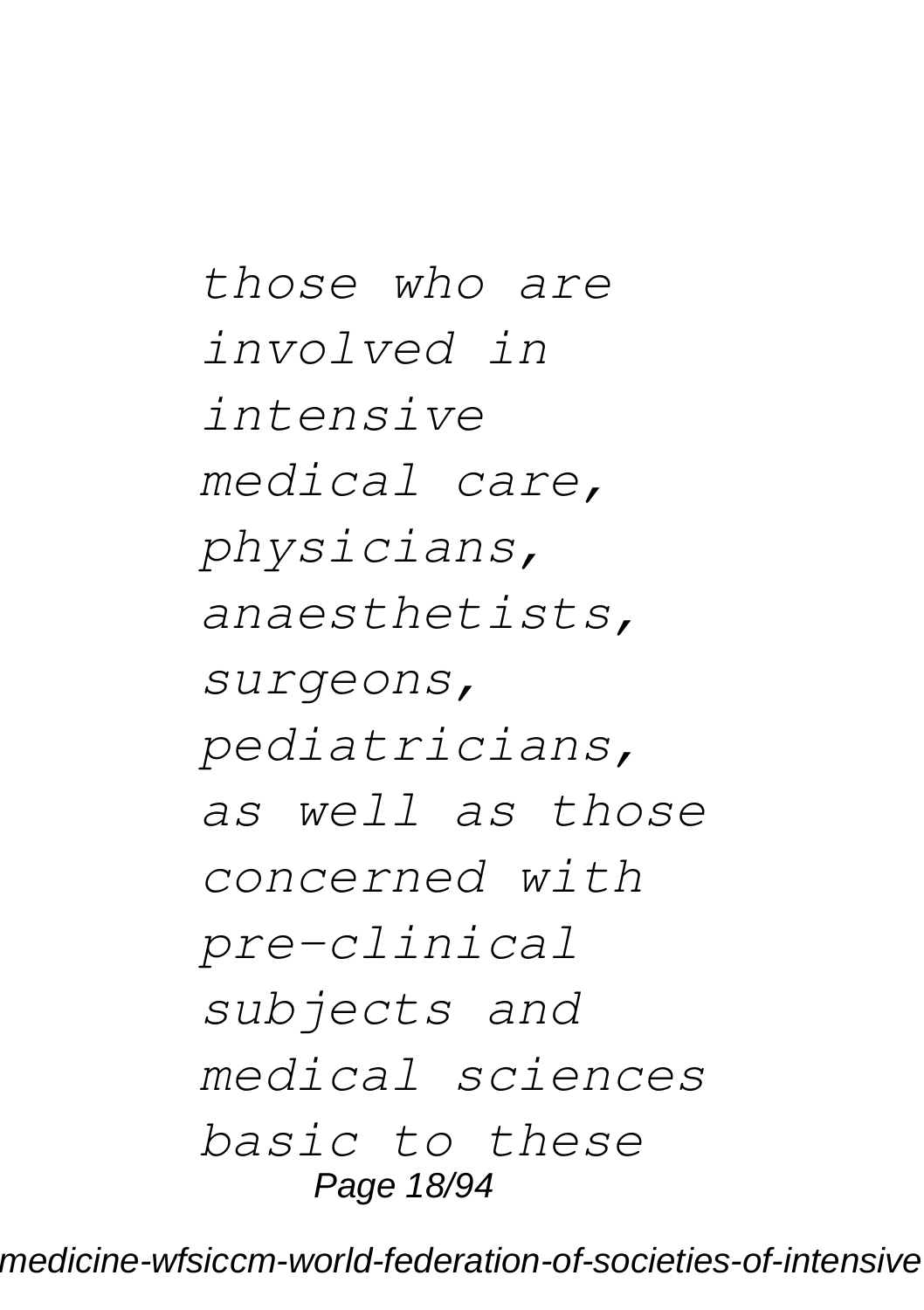*those who are involved in intensive medical care, physicians, anaesthetists, surgeons, pediatricians, as well as those concerned with pre-clinical subjects and medical sciences basic to these*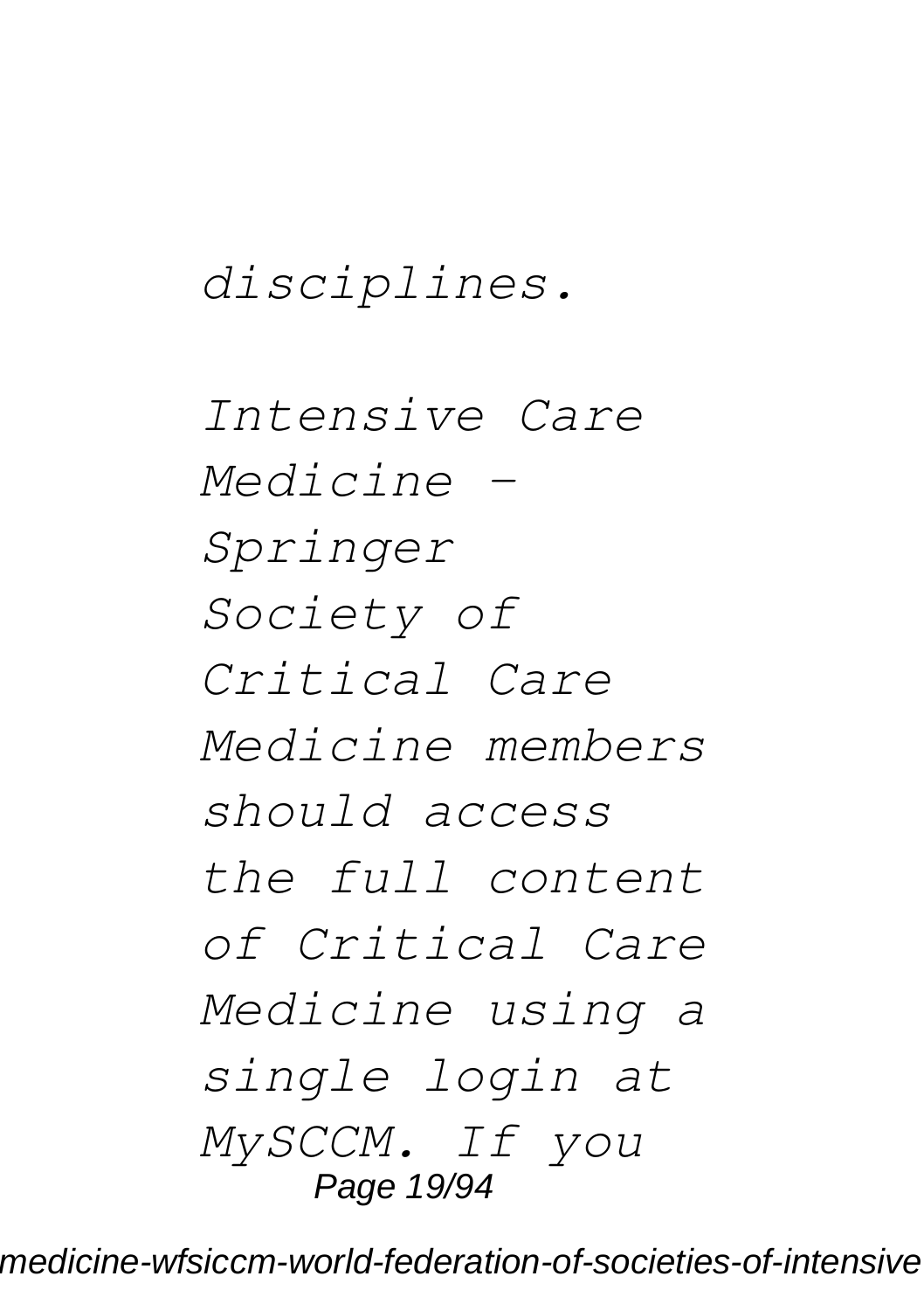*disciplines.*

*Intensive Care Medicine - Springer*
*Society of Critical Care Medicine members should access the full content of Critical Care Medicine using a single login at MySCCM. If you*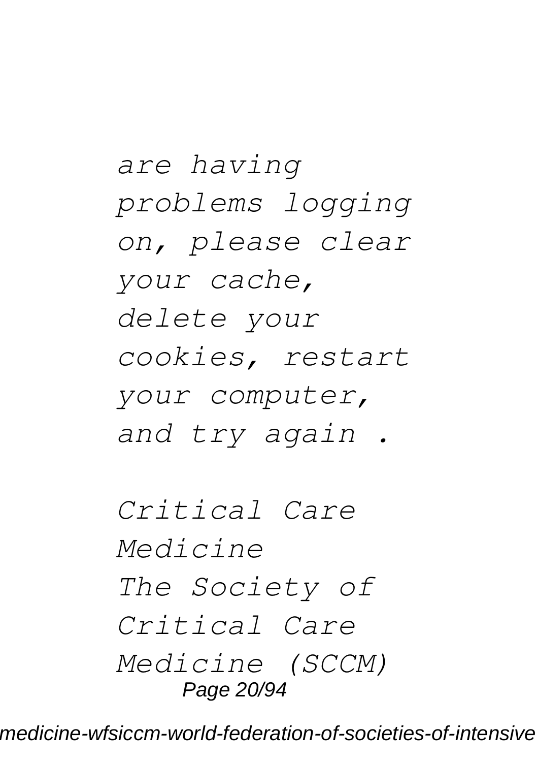*are having problems logging on, please clear your cache, delete your cookies, restart your computer, and try again .*

*Critical Care Medicine*

*The Society of Critical Care Medicine (SCCM)*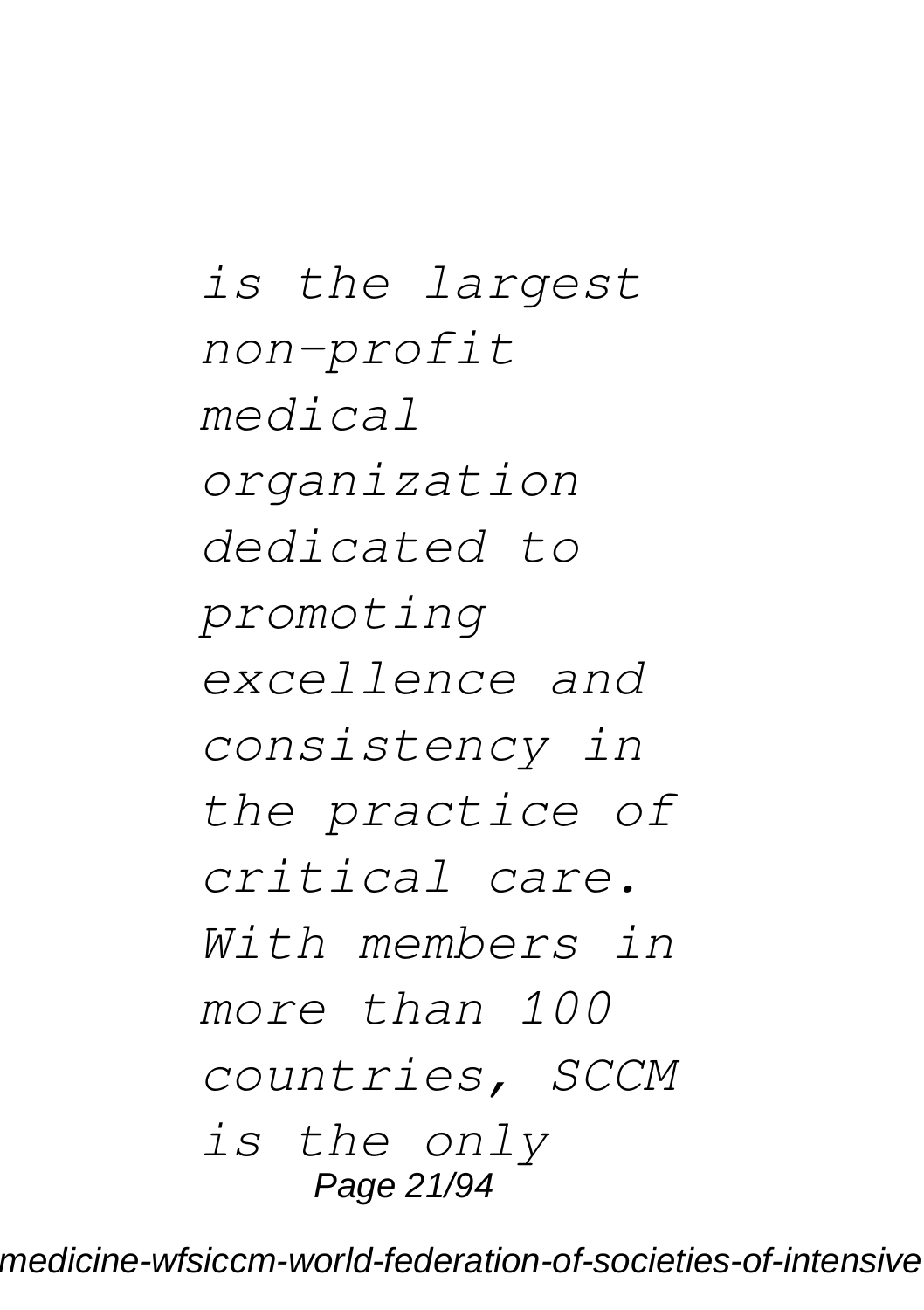*is the largest non-profit medical organization dedicated to promoting excellence and consistency in the practice of critical care. With members in more than 100 countries, SCCM is the only*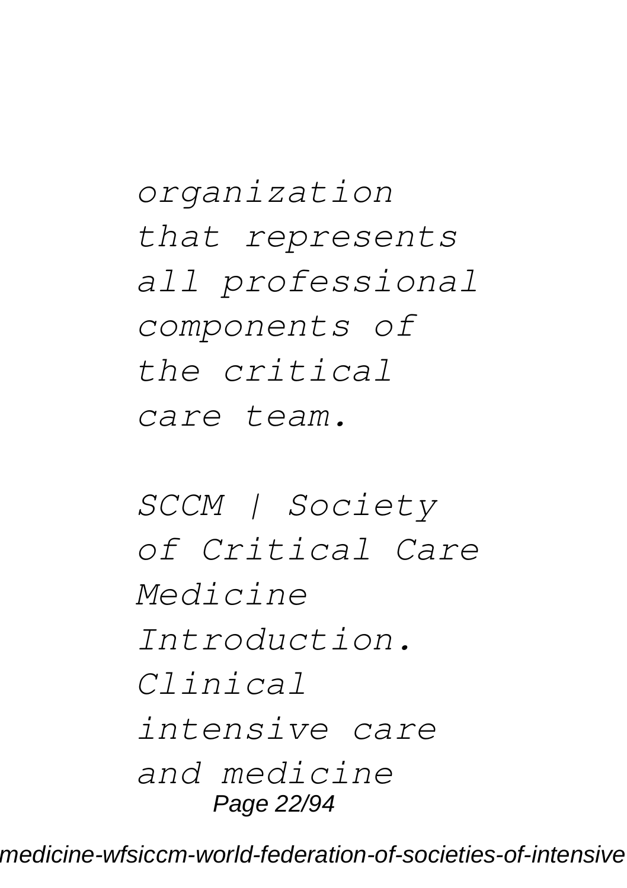*organization that represents all professional components of the critical care team.*

*SCCM | Society of Critical Care Medicine*

*Introduction. Clinical intensive care and medicine*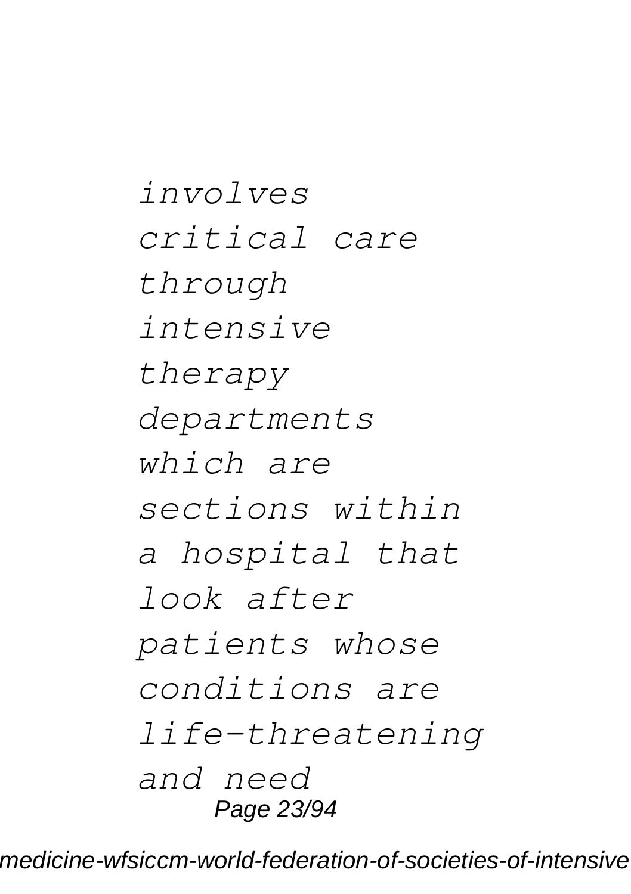*involves critical care through intensive therapy departments which are sections within a hospital that look after patients whose conditions are life-threatening and need*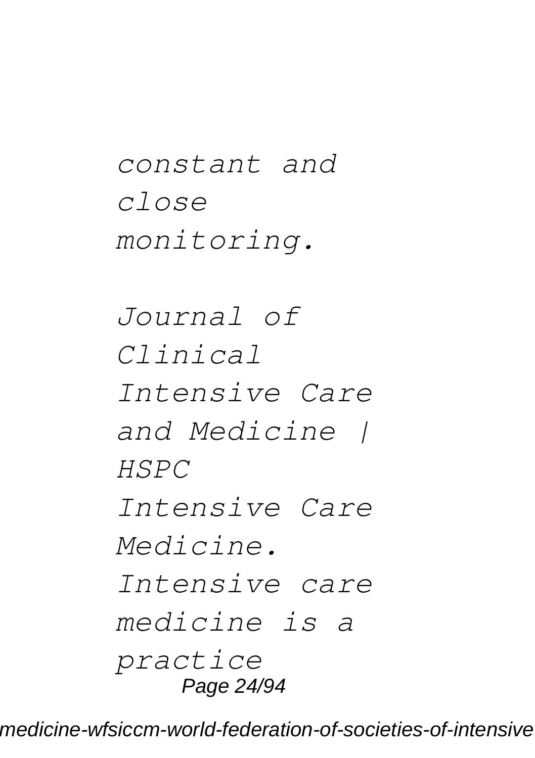*constant and close monitoring.*

*Journal of Clinical Intensive Care and Medicine | HSPC*

*Intensive Care Medicine. Intensive care medicine is a practice*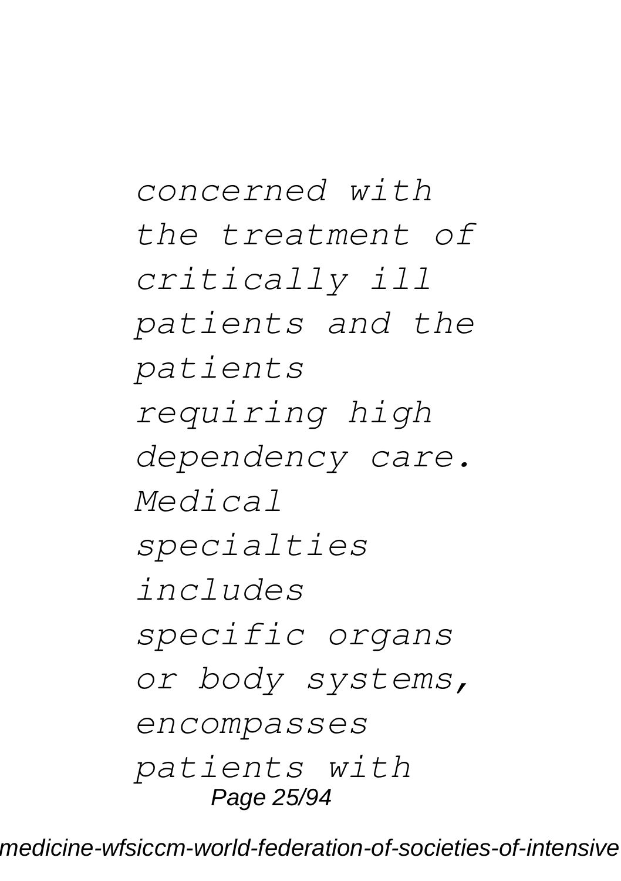*concerned with the treatment of critically ill patients and the patients requiring high dependency care. Medical specialties includes specific organs or body systems, encompasses patients with*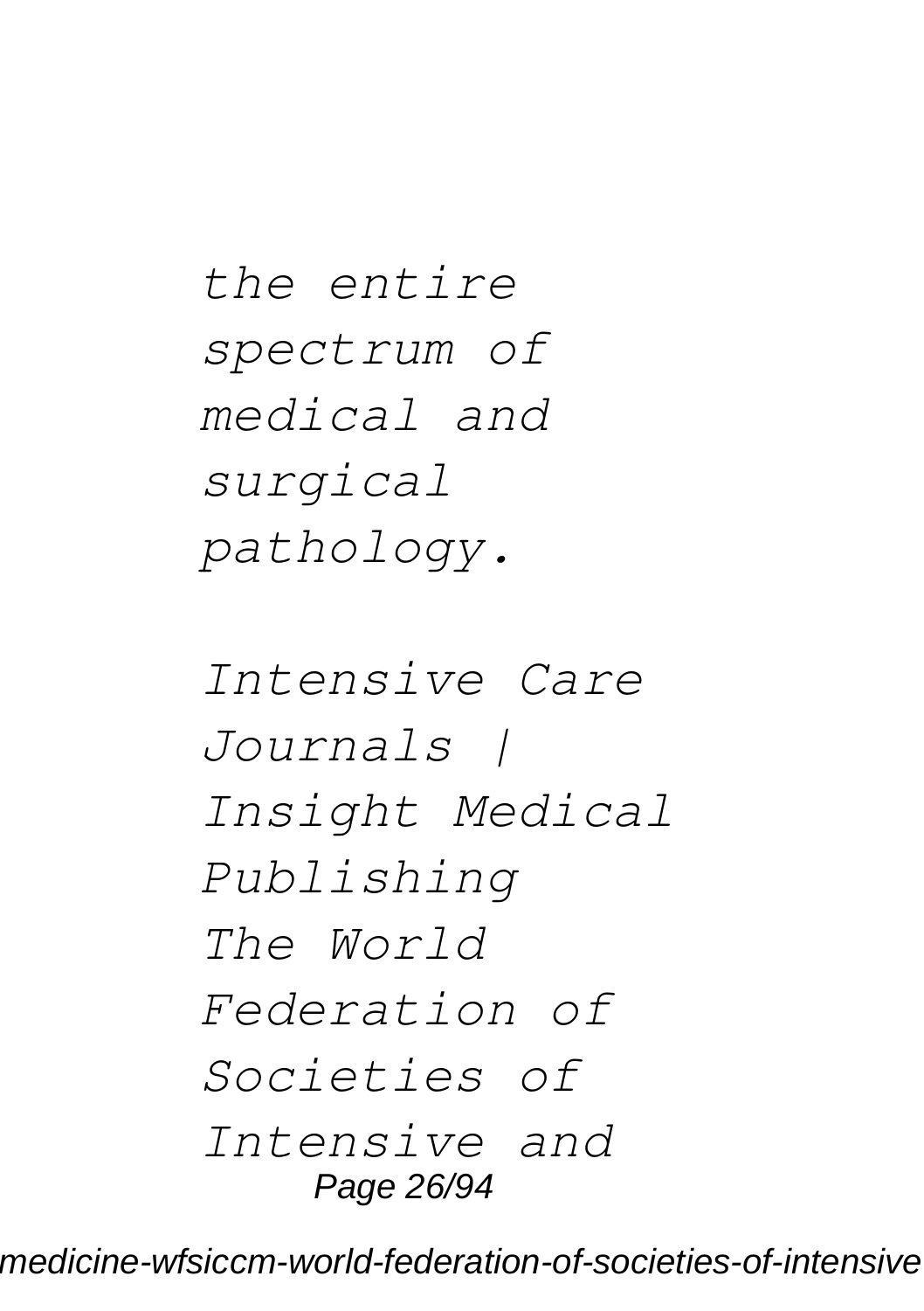*the entire spectrum of medical and surgical pathology.*

*Intensive Care Journals | Insight Medical Publishing*

*The World Federation of Societies of Intensive and*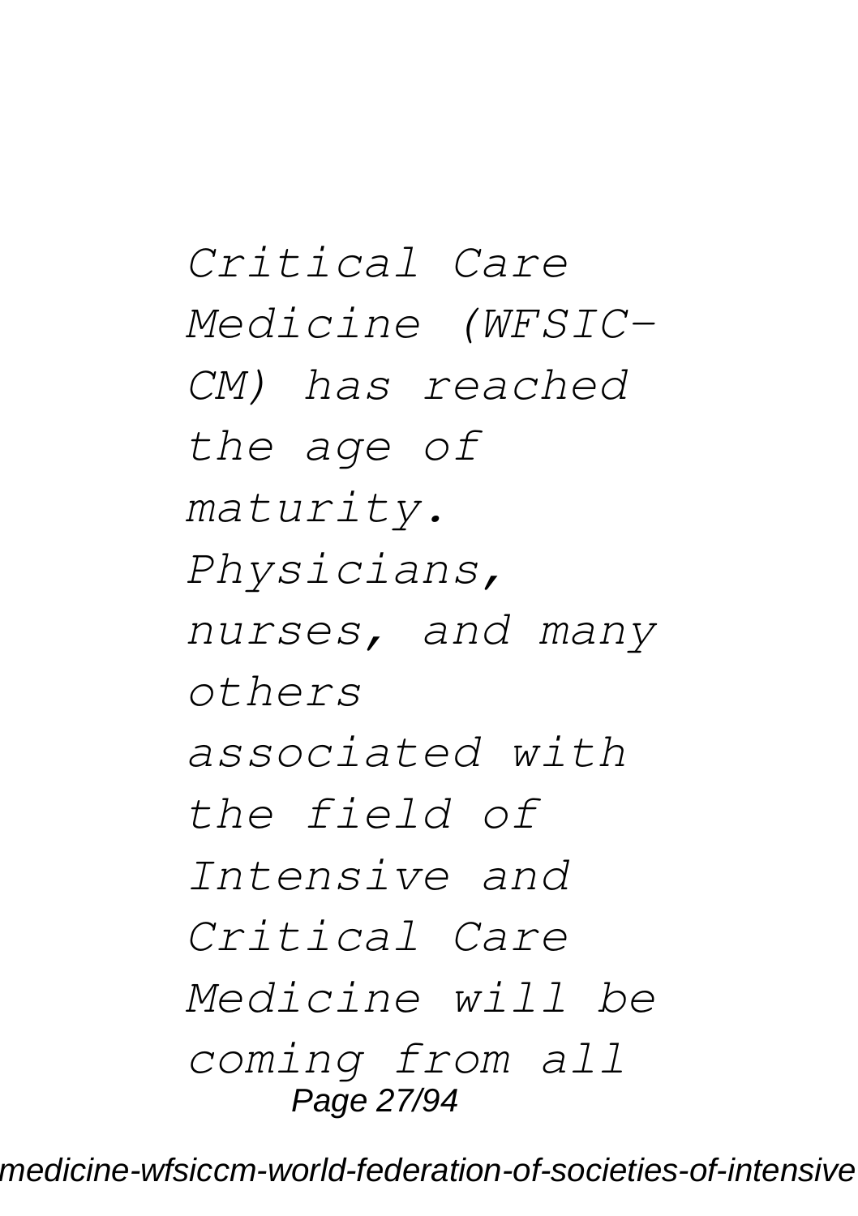*Critical Care Medicine (WFSIC-CM) has reached the age of maturity. Physicians, nurses, and many others associated with the field of Intensive and Critical Care Medicine will be coming from all*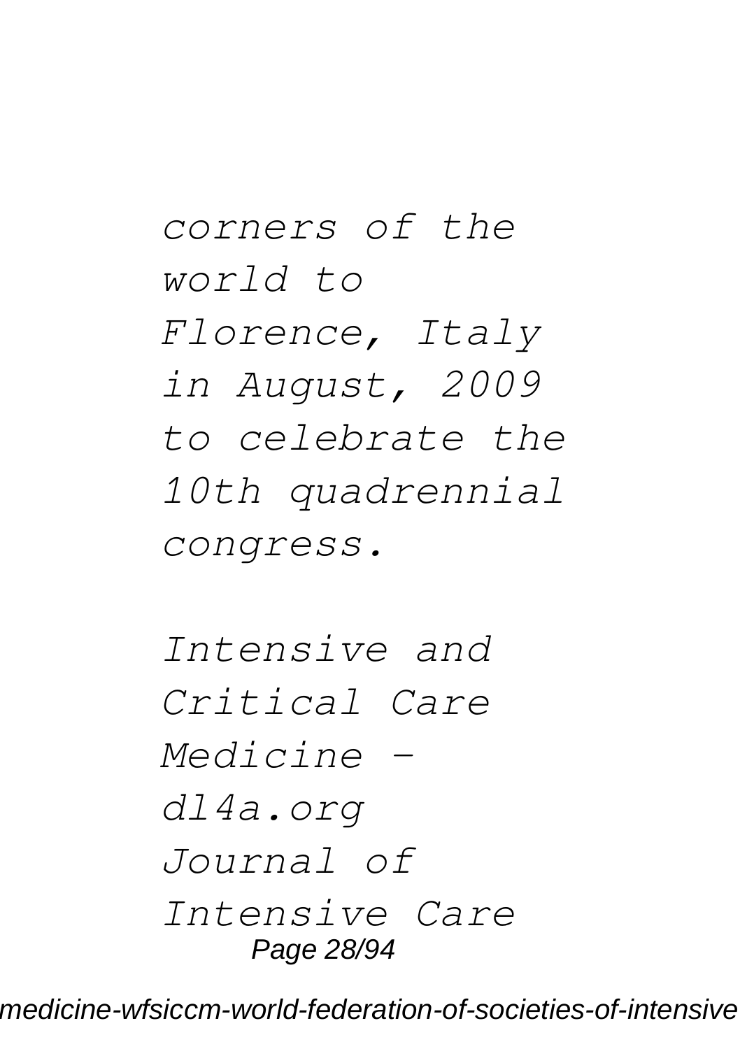*corners of the world to Florence, Italy in August, 2009 to celebrate the 10th quadrennial congress.*

*Intensive and Critical Care Medicine - dl4a.org*
*Journal of Intensive Care*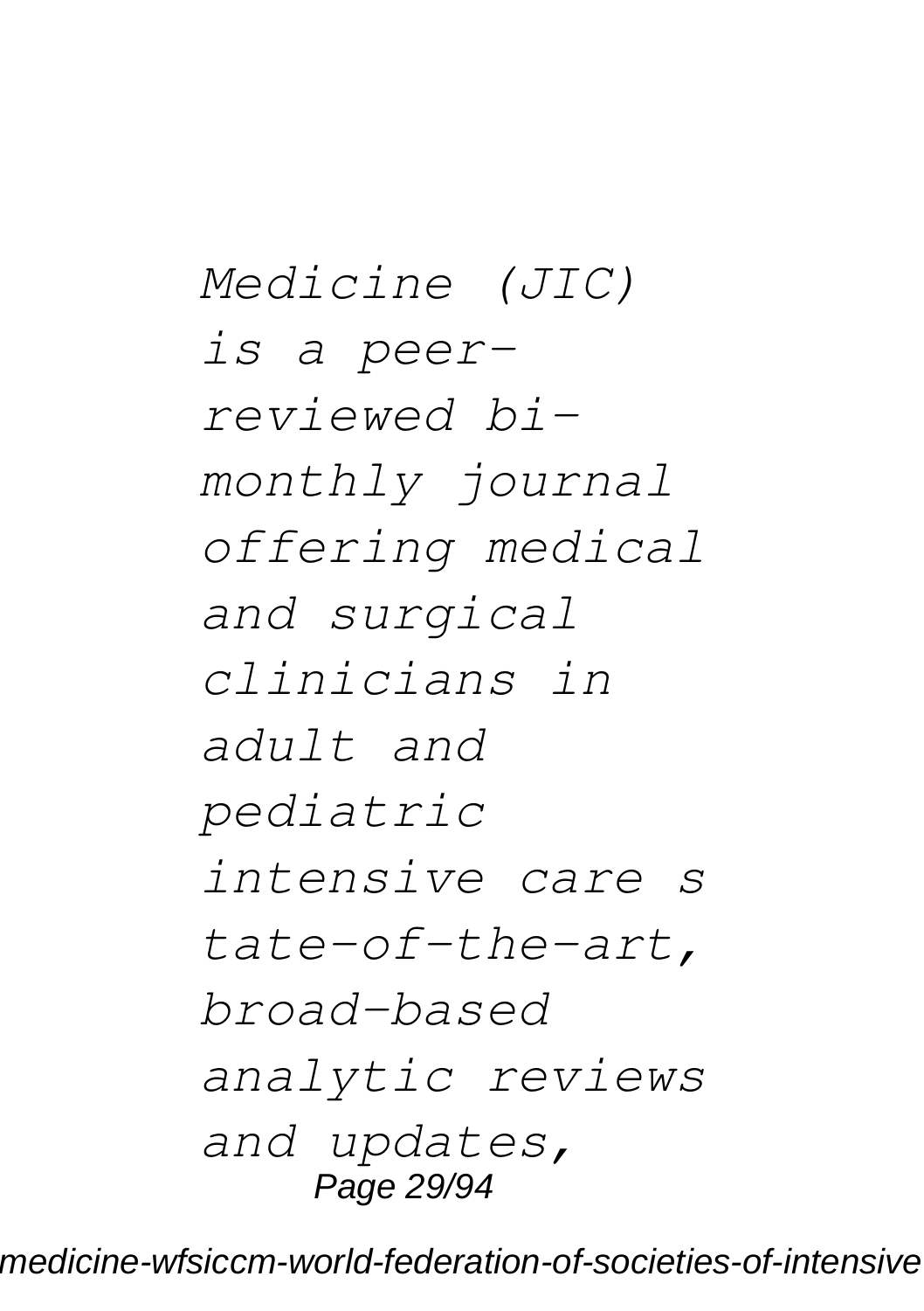*Medicine (JIC) is a peer-reviewed bi-monthly journal offering medical and surgical clinicians in adult and pediatric intensive care s tate-of-the-art, broad-based analytic reviews and updates,*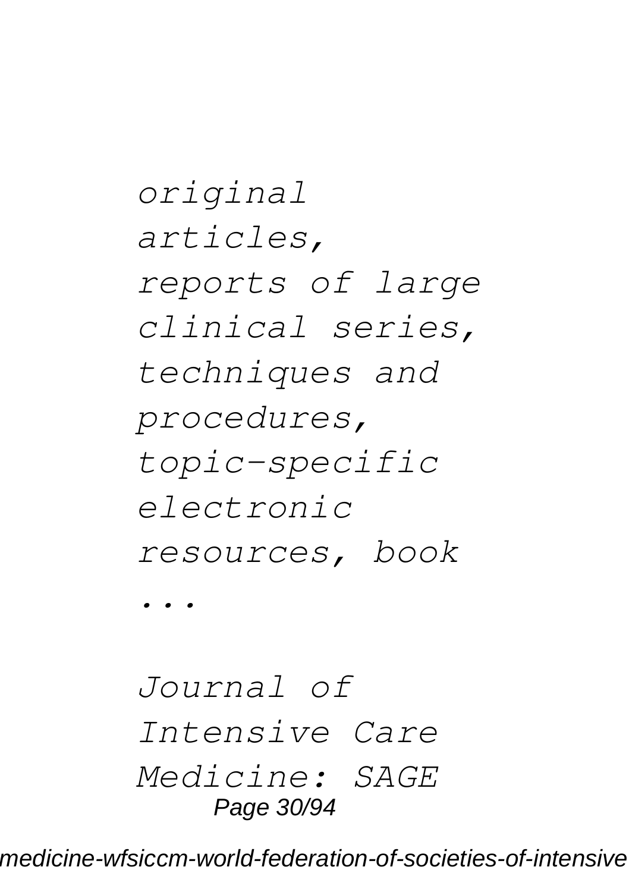*original articles, reports of large clinical series, techniques and procedures, topic-specific electronic resources, book ...*

*Journal of Intensive Care Medicine: SAGE*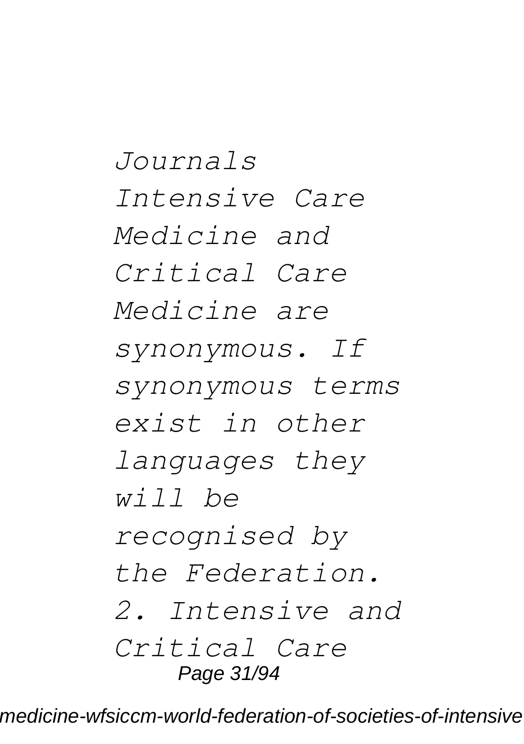*Journals Intensive Care Medicine and Critical Care Medicine are synonymous. If synonymous terms exist in other languages they will be recognised by the Federation. 2. Intensive and Critical Care*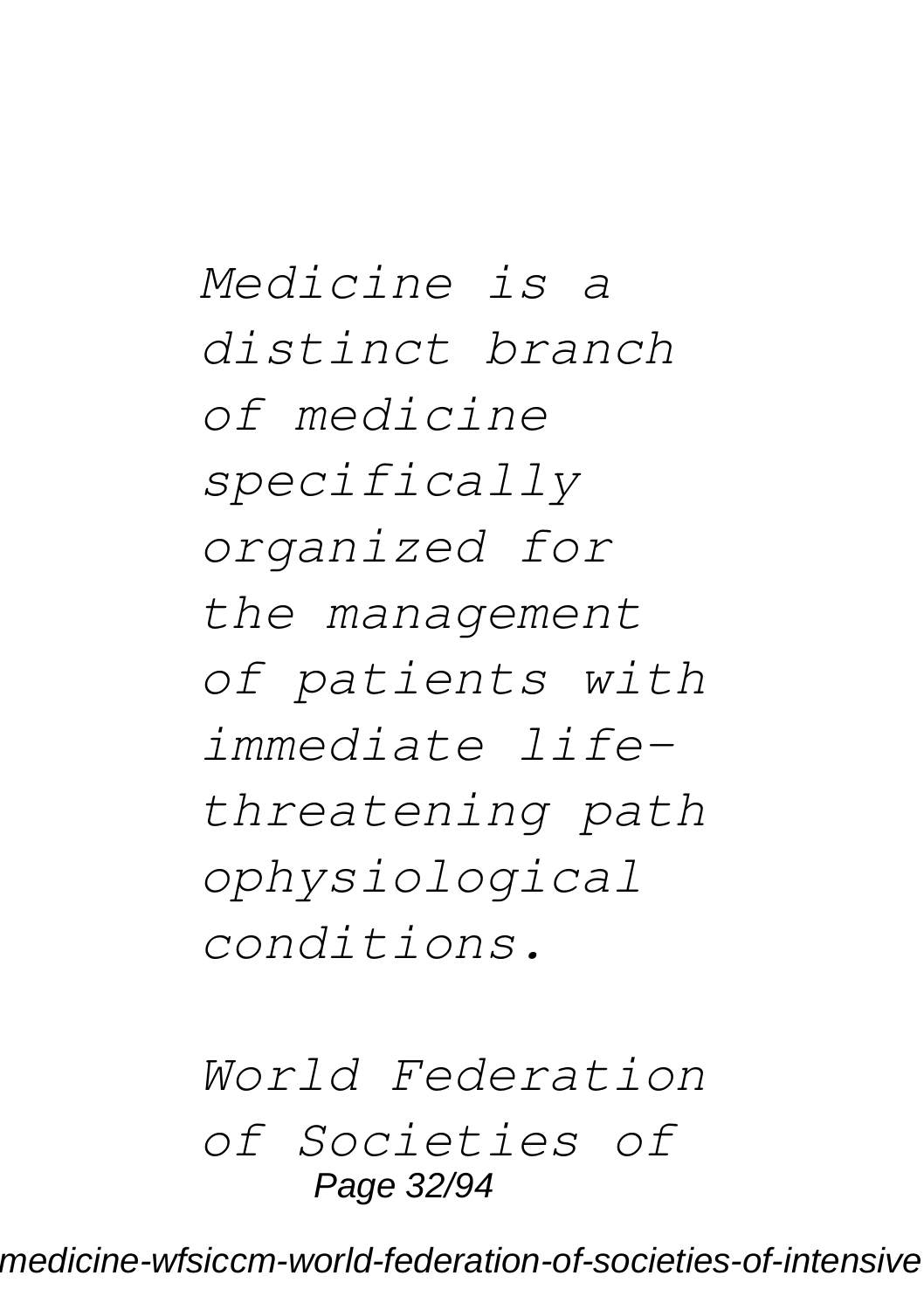*Medicine is a distinct branch of medicine specifically organized for the management of patients with immediate life-threatening path ophysiological conditions.*

*World Federation of Societies of*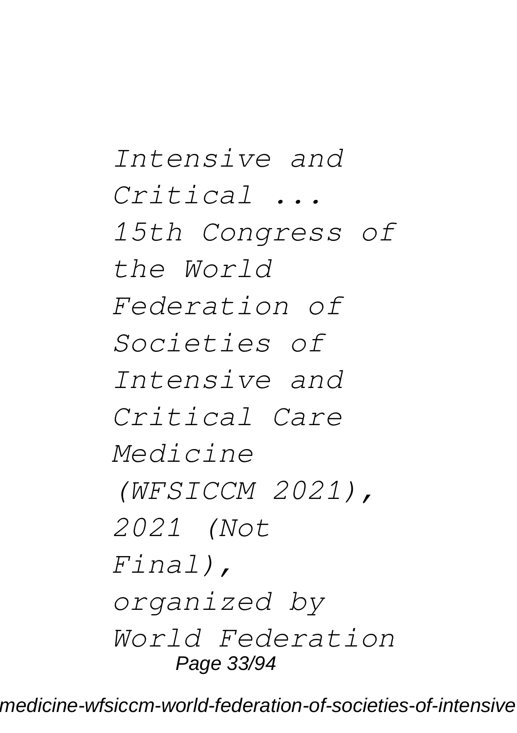*Intensive and Critical ...*
*15th Congress of the World Federation of Societies of Intensive and Critical Care Medicine (WFSICCM 2021), 2021 (Not Final), organized by World Federation*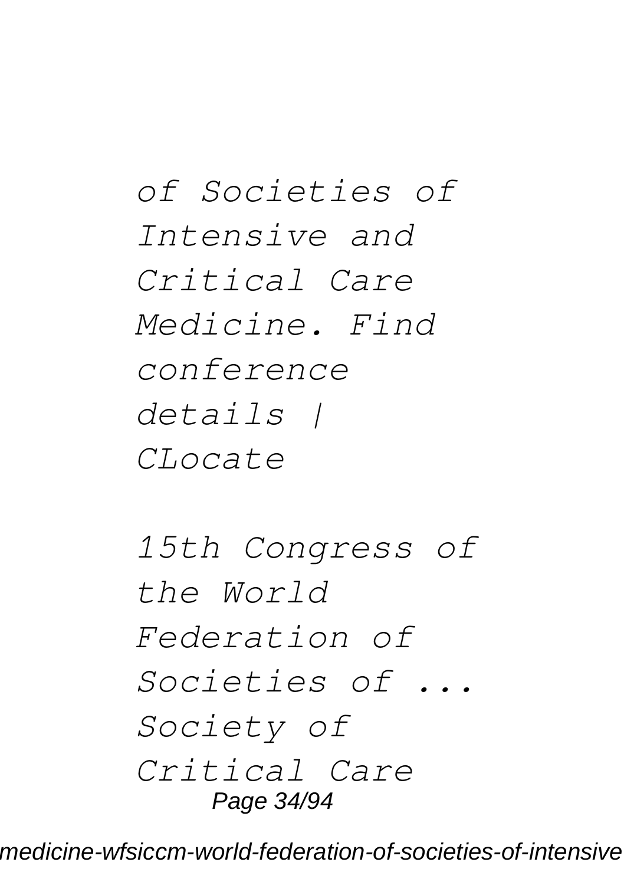*of Societies of Intensive and Critical Care Medicine. Find conference details | CLocate*

*15th Congress of the World Federation of Societies of ... Society of Critical Care*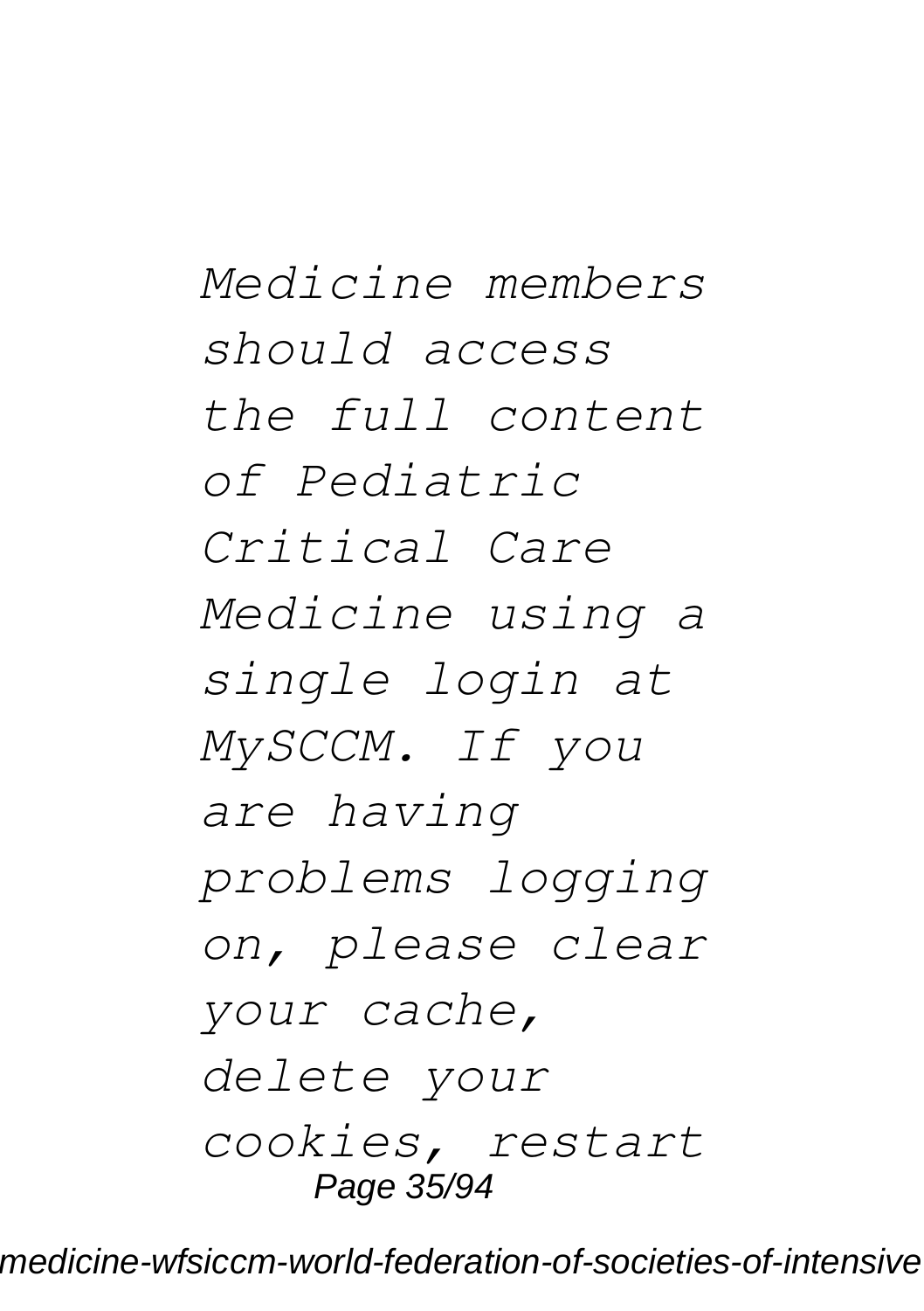*Medicine members should access the full content of Pediatric Critical Care Medicine using a single login at MySCCM. If you are having problems logging on, please clear your cache, delete your cookies, restart*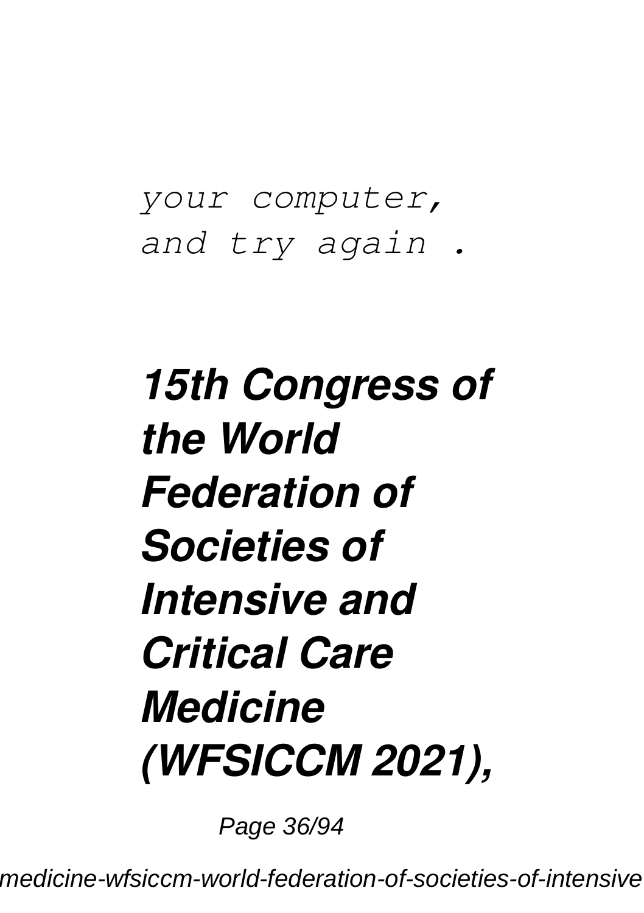*your computer, and try again .*

## *15th Congress of the World Federation of Societies of Intensive and Critical Care Medicine (WFSICCM 2021),*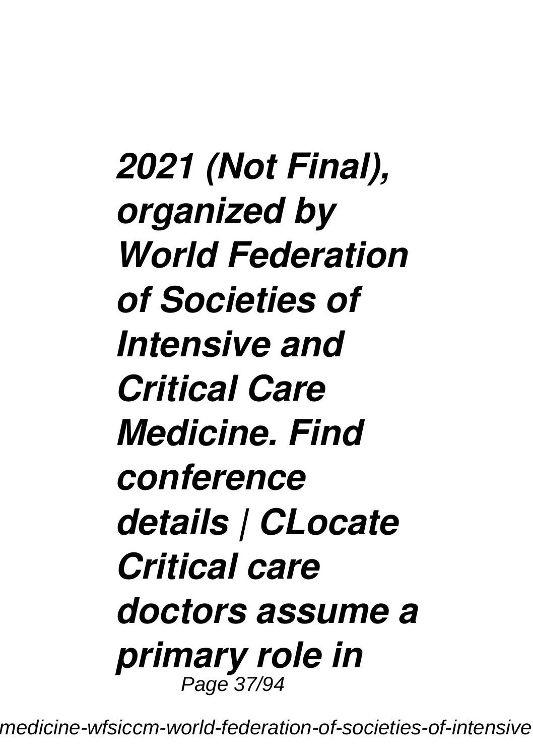***2021 (Not Final), organized by World Federation of Societies of Intensive and Critical Care Medicine. Find conference details | CLocate Critical care doctors assume a primary role in***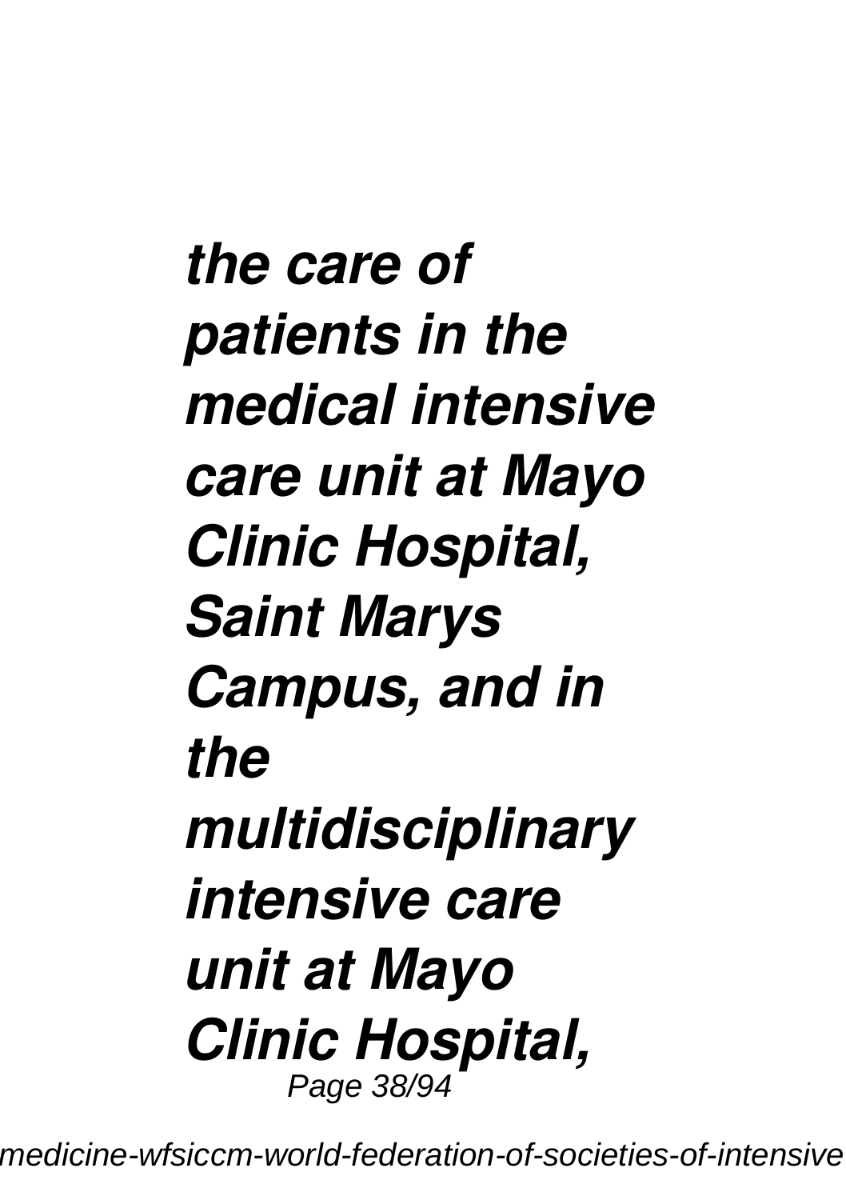***the care of patients in the medical intensive care unit at Mayo Clinic Hospital, Saint Marys Campus, and in the multidisciplinary intensive care unit at Mayo Clinic Hospital,***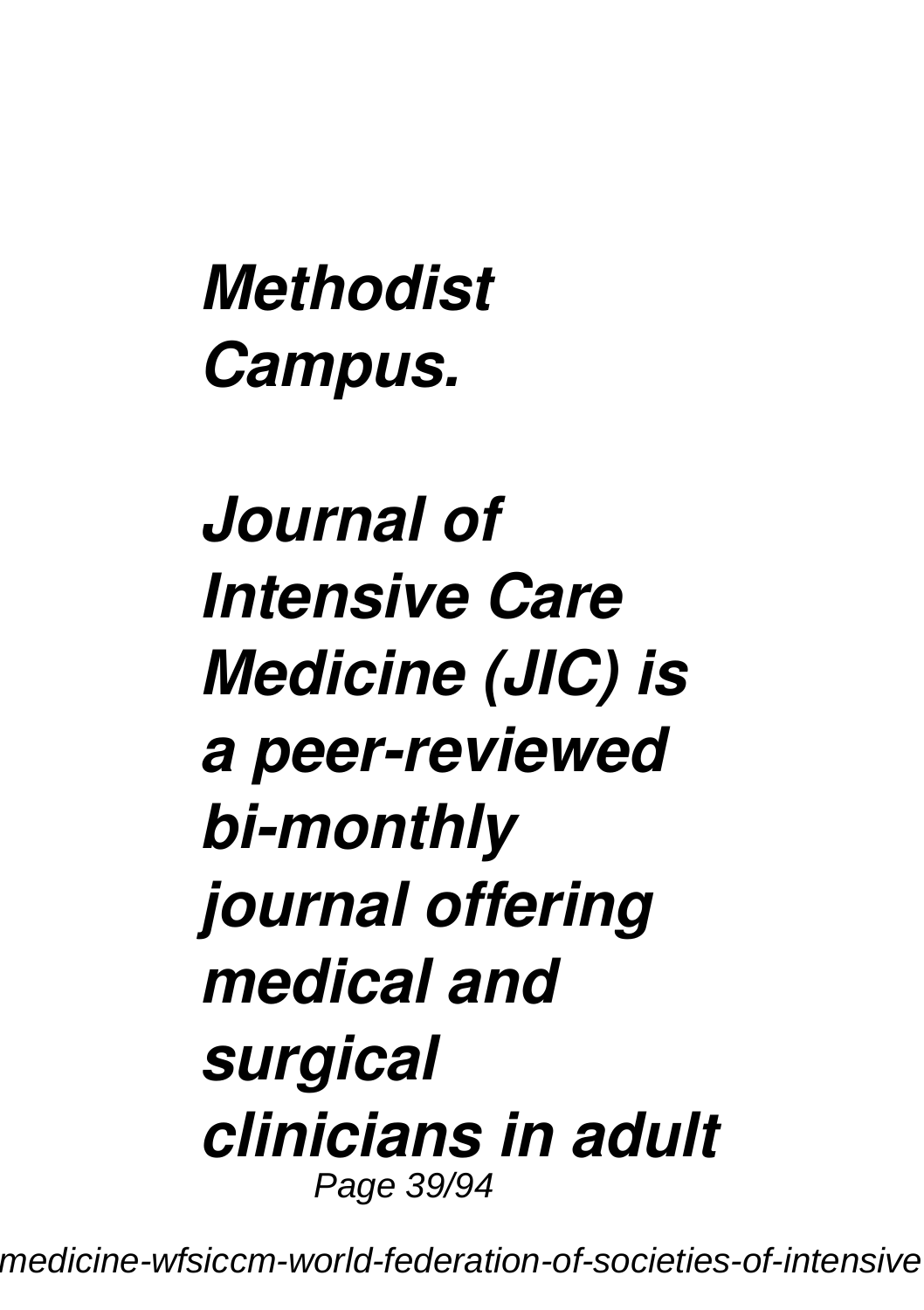***Methodist Campus.***

***Journal of Intensive Care Medicine (JIC) is a peer-reviewed bi-monthly journal offering medical and surgical clinicians in adult***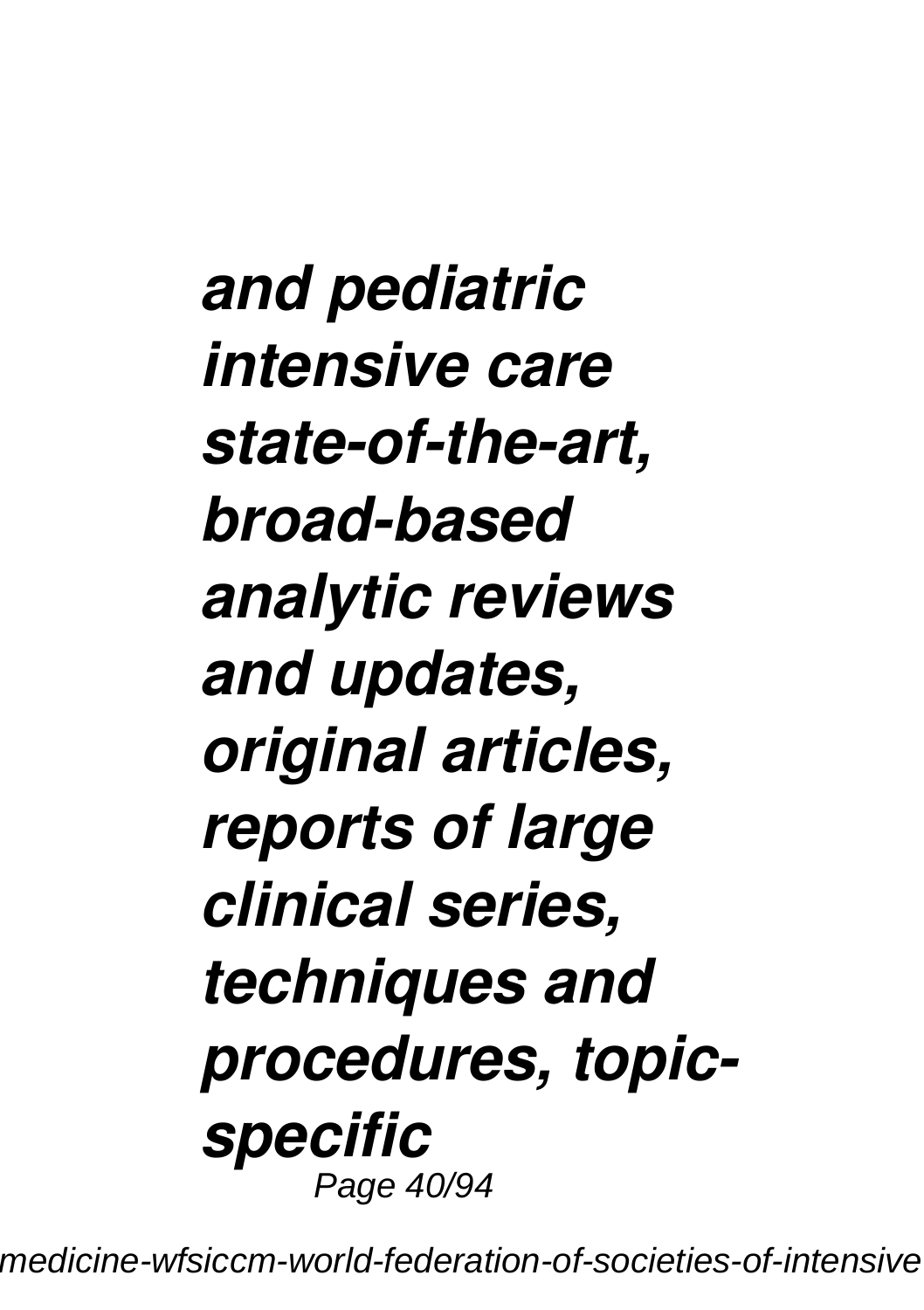***and pediatric intensive care state-of-the-art, broad-based analytic reviews and updates, original articles, reports of large clinical series, techniques and procedures, topic-specific***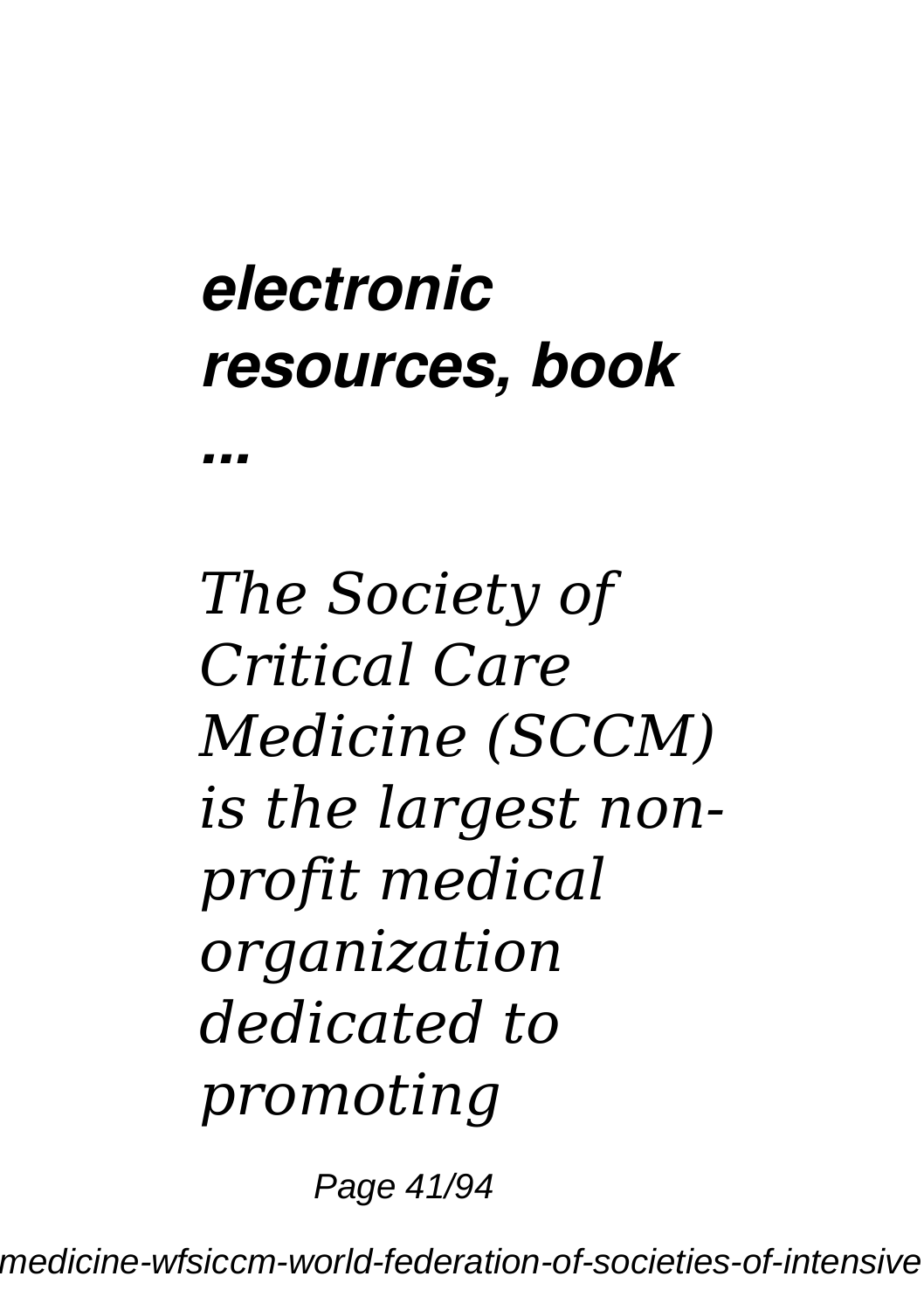***electronic resources, book ...***

*The Society of Critical Care Medicine (SCCM) is the largest non-profit medical organization dedicated to promoting*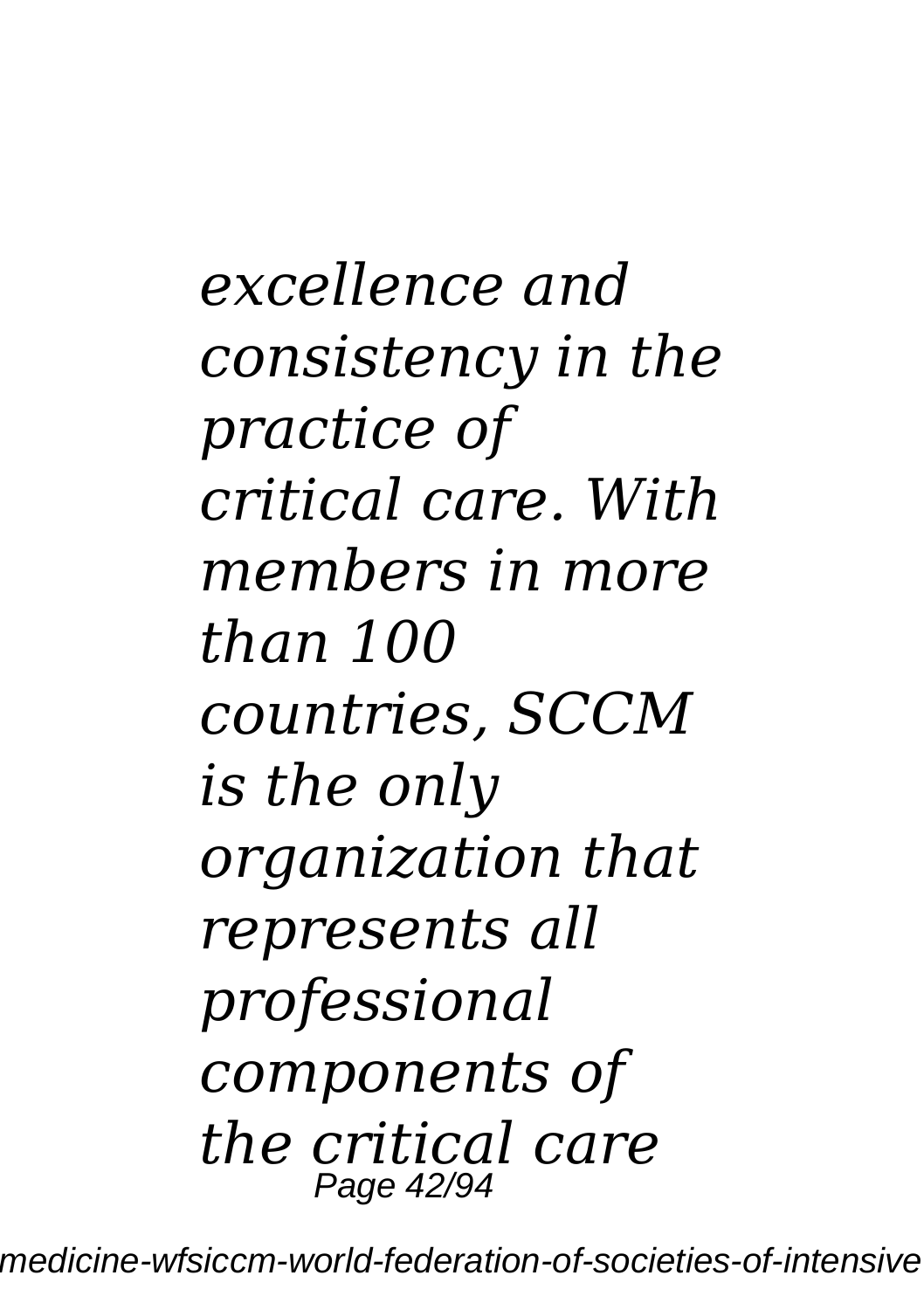*excellence and consistency in the practice of critical care. With members in more than 100 countries, SCCM is the only organization that represents all professional components of the critical care*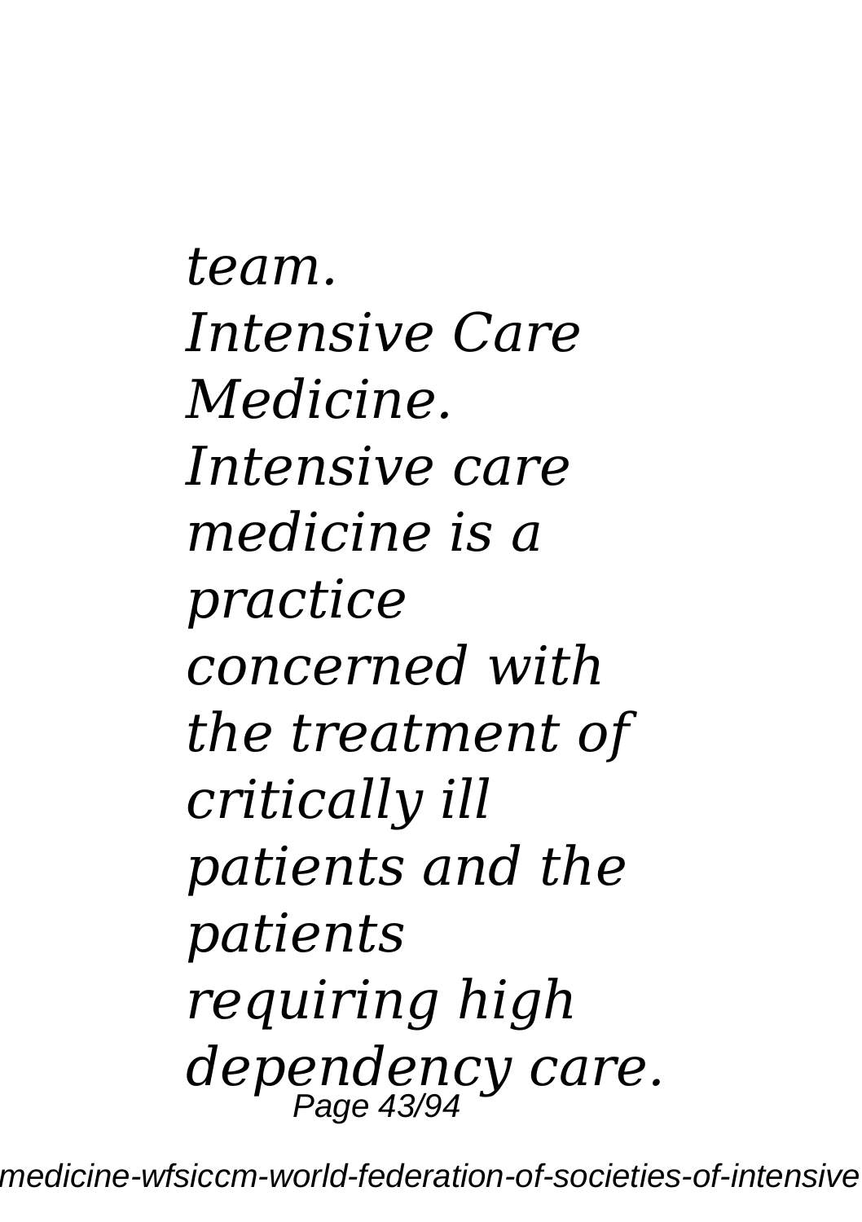*team.*

*Intensive Care Medicine.*

*Intensive care medicine is a practice concerned with the treatment of critically ill patients and the patients requiring high dependency care.*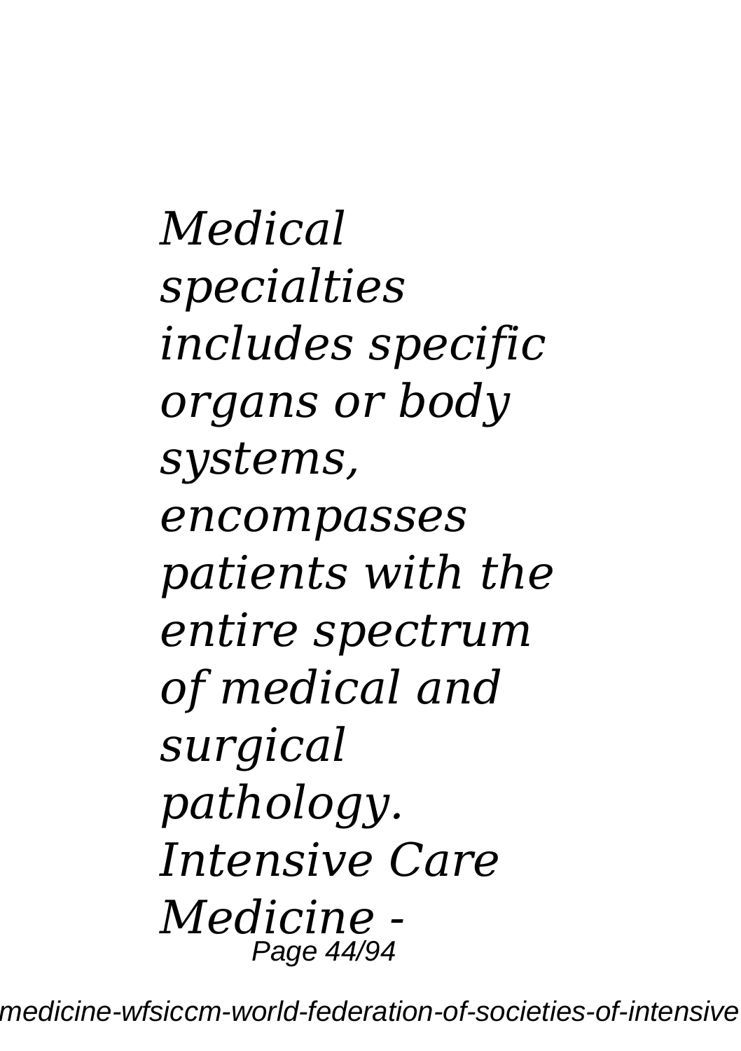*Medical specialties includes specific organs or body systems, encompasses patients with the entire spectrum of medical and surgical pathology. Intensive Care Medicine -*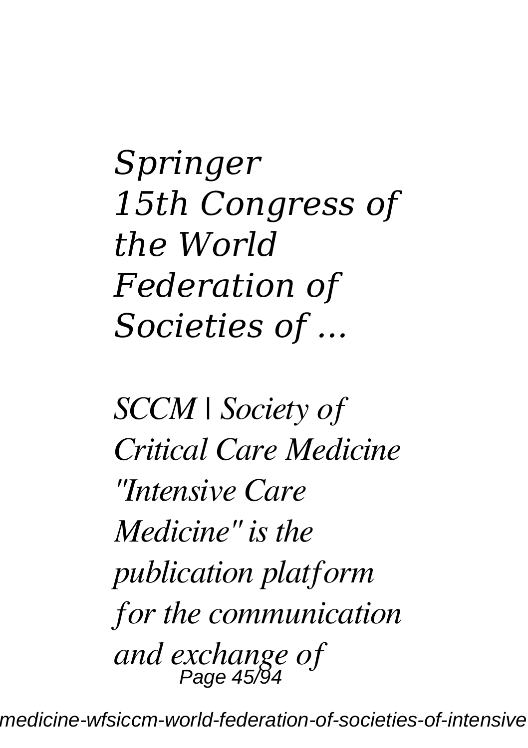*Springer 15th Congress of the World Federation of Societies of ...*

*SCCM | Society of Critical Care Medicine "Intensive Care Medicine" is the publication platform for the communication and exchange of*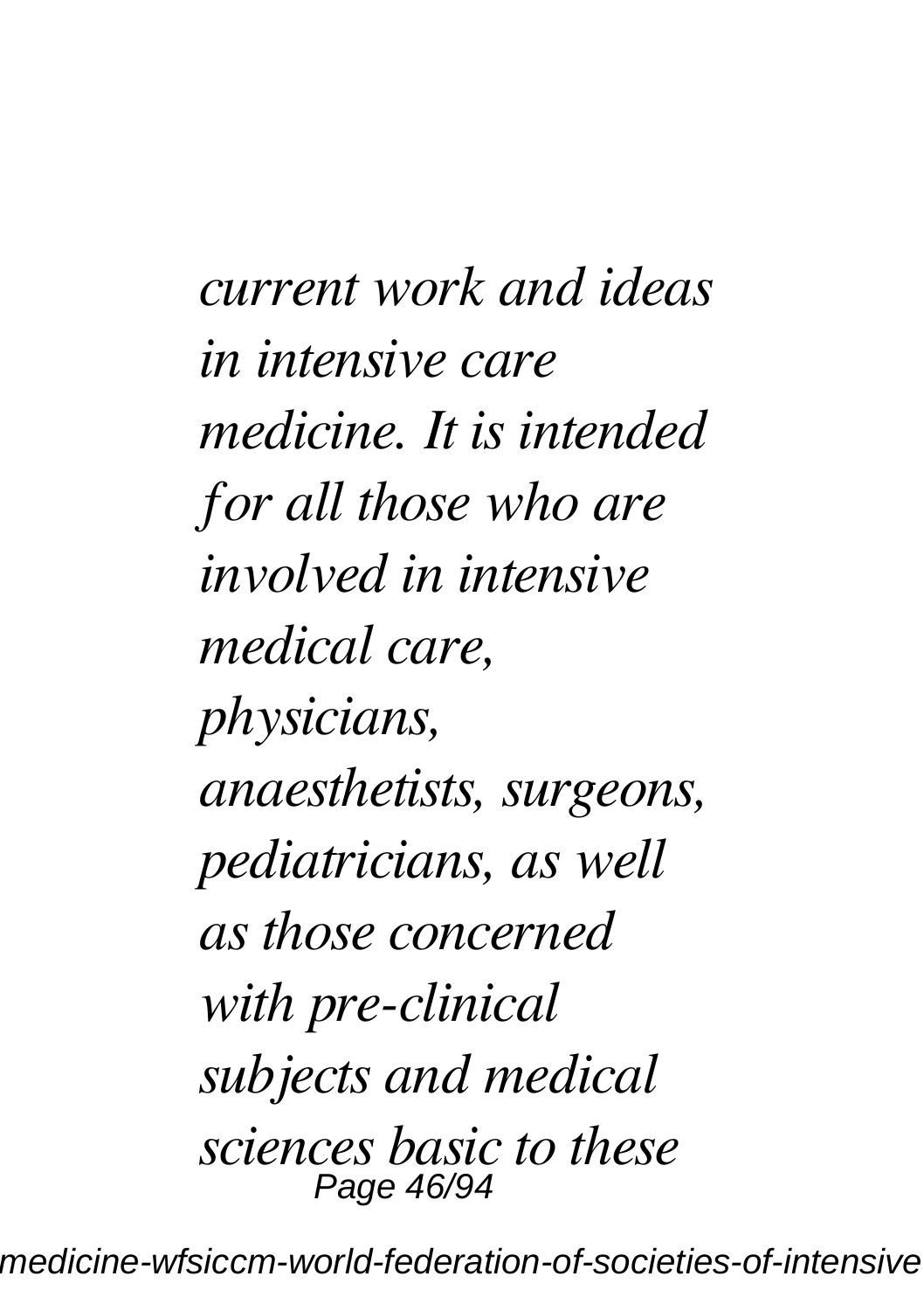*current work and ideas in intensive care medicine. It is intended for all those who are involved in intensive medical care, physicians, anaesthetists, surgeons, pediatricians, as well as those concerned with pre-clinical subjects and medical sciences basic to these*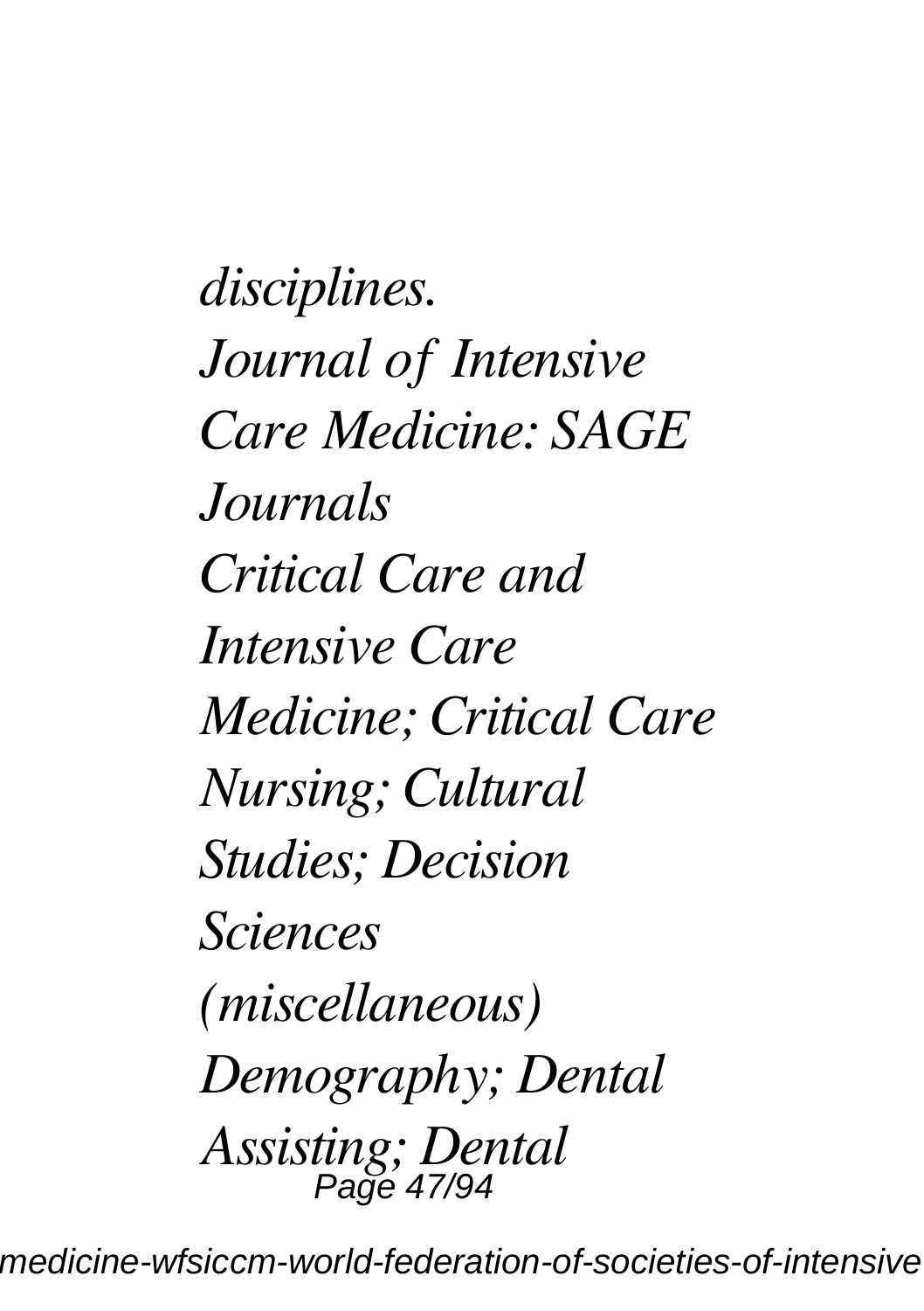*disciplines.*

*Journal of Intensive Care Medicine: SAGE Journals*

*Critical Care and Intensive Care Medicine; Critical Care Nursing; Cultural Studies; Decision Sciences (miscellaneous) Demography; Dental Assisting; Dental*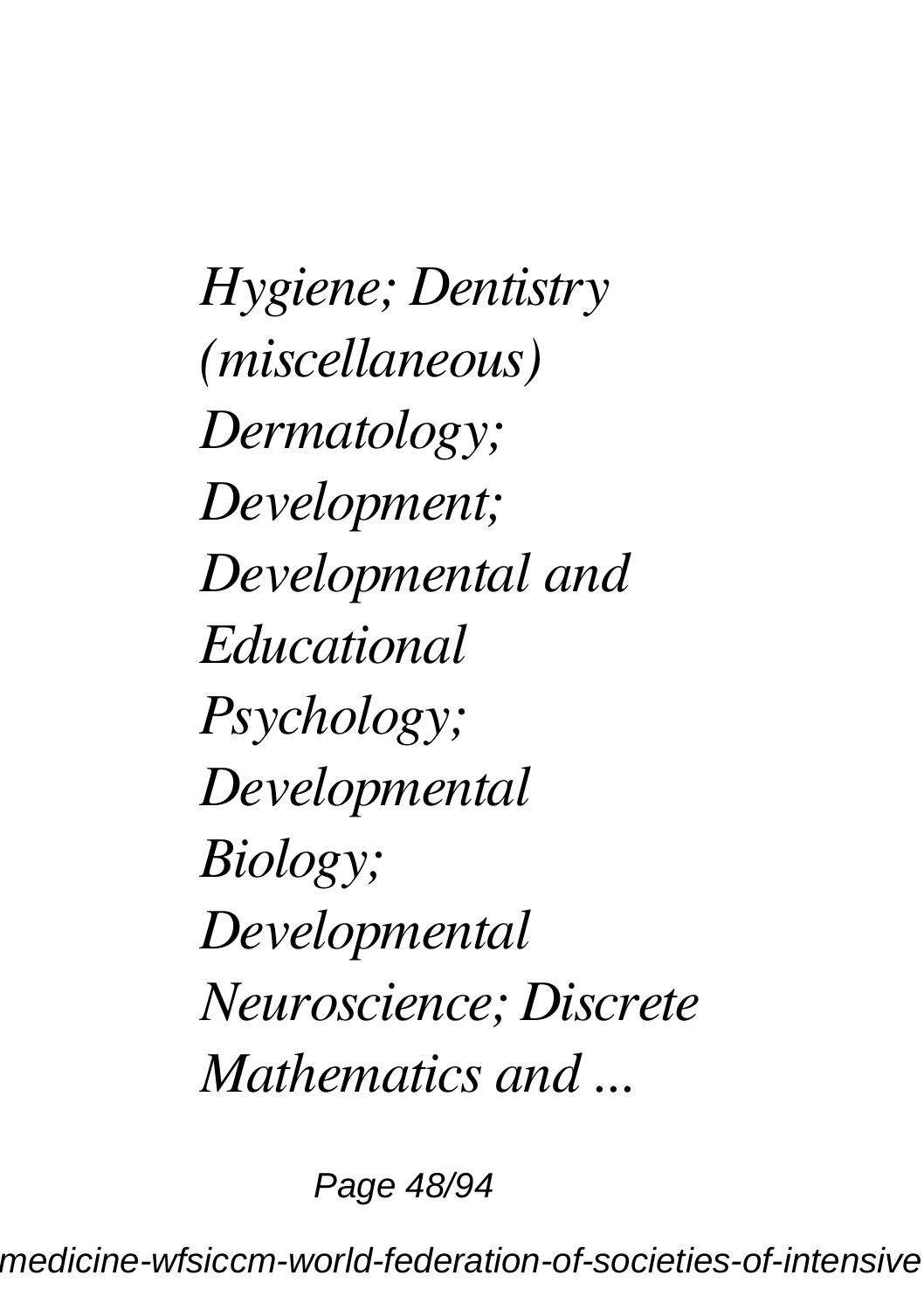*Hygiene; Dentistry (miscellaneous) Dermatology; Development; Developmental and Educational Psychology; Developmental Biology; Developmental Neuroscience; Discrete Mathematics and ...*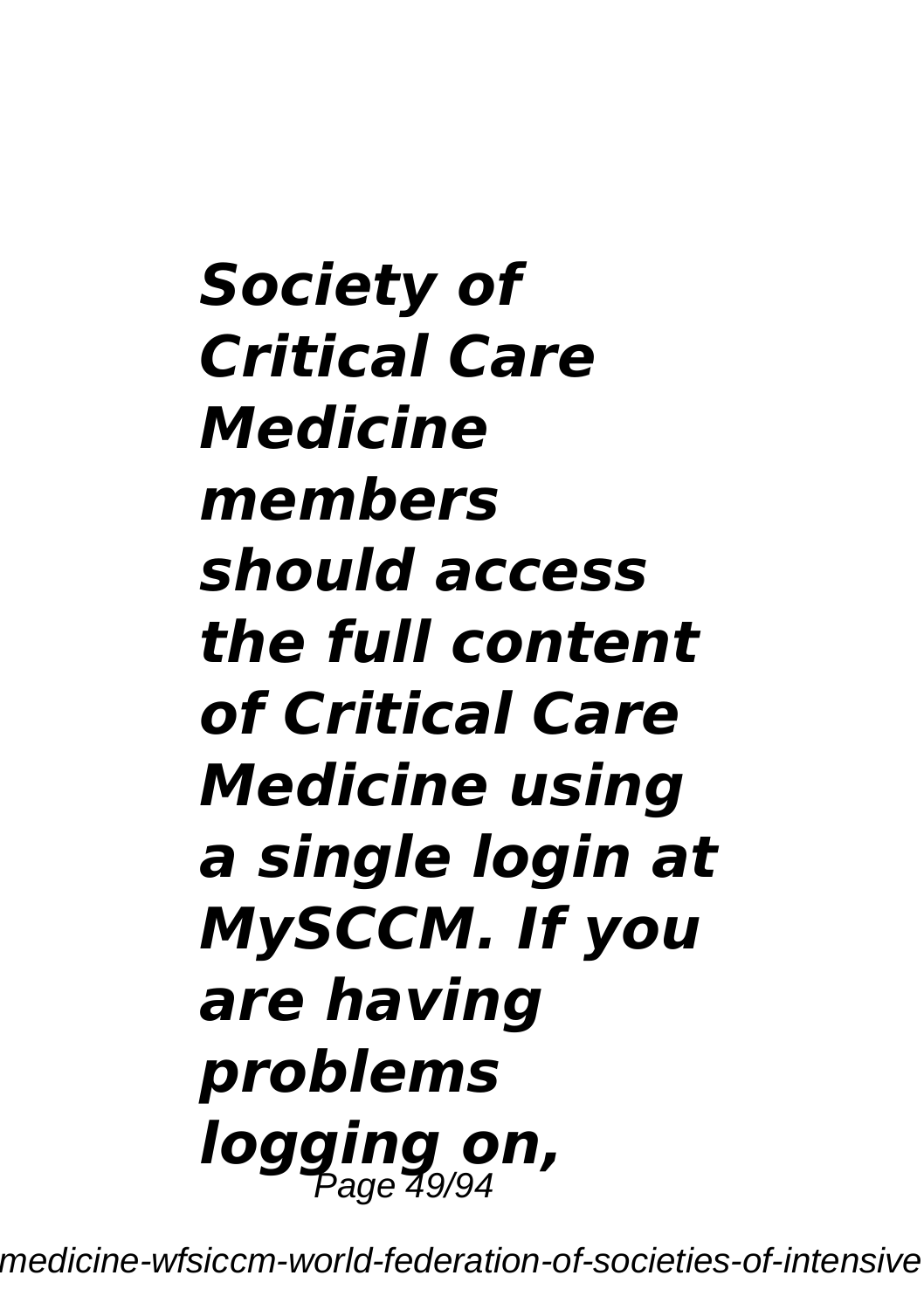***Society of Critical Care Medicine members should access the full content of Critical Care Medicine using a single login at MySCCM. If you are having problems logging on,***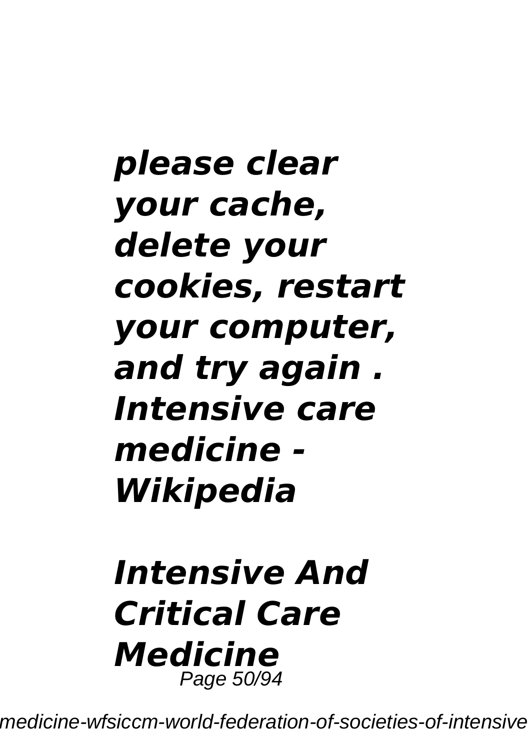***please clear your cache, delete your cookies, restart your computer, and try again . Intensive care medicine - Wikipedia***

## ***Intensive And Critical Care Medicine***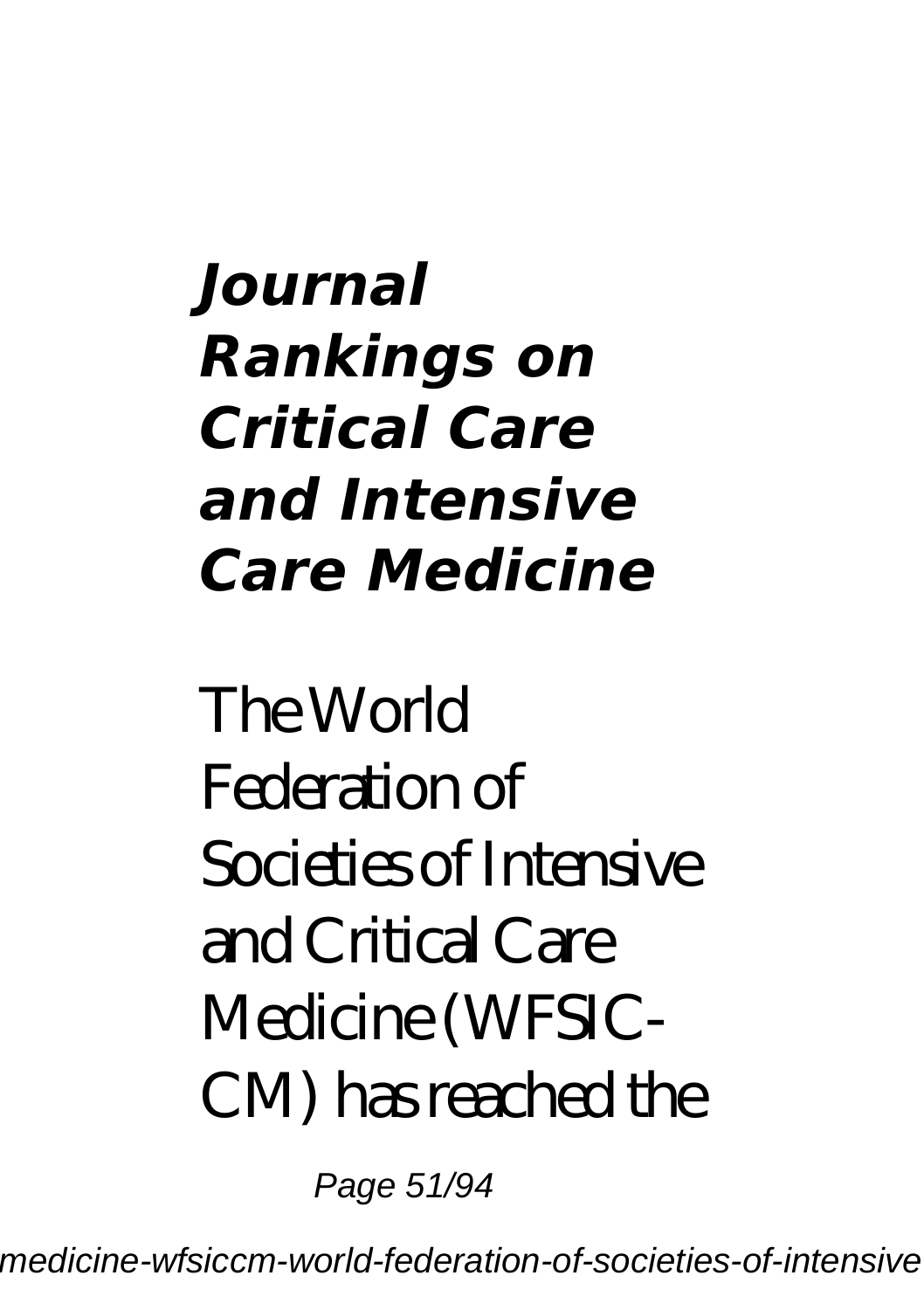### ***Journal Rankings on Critical Care and Intensive Care Medicine***

The World Federation of Societies of Intensive and Critical Care Medicine (WFSICCM) has reached the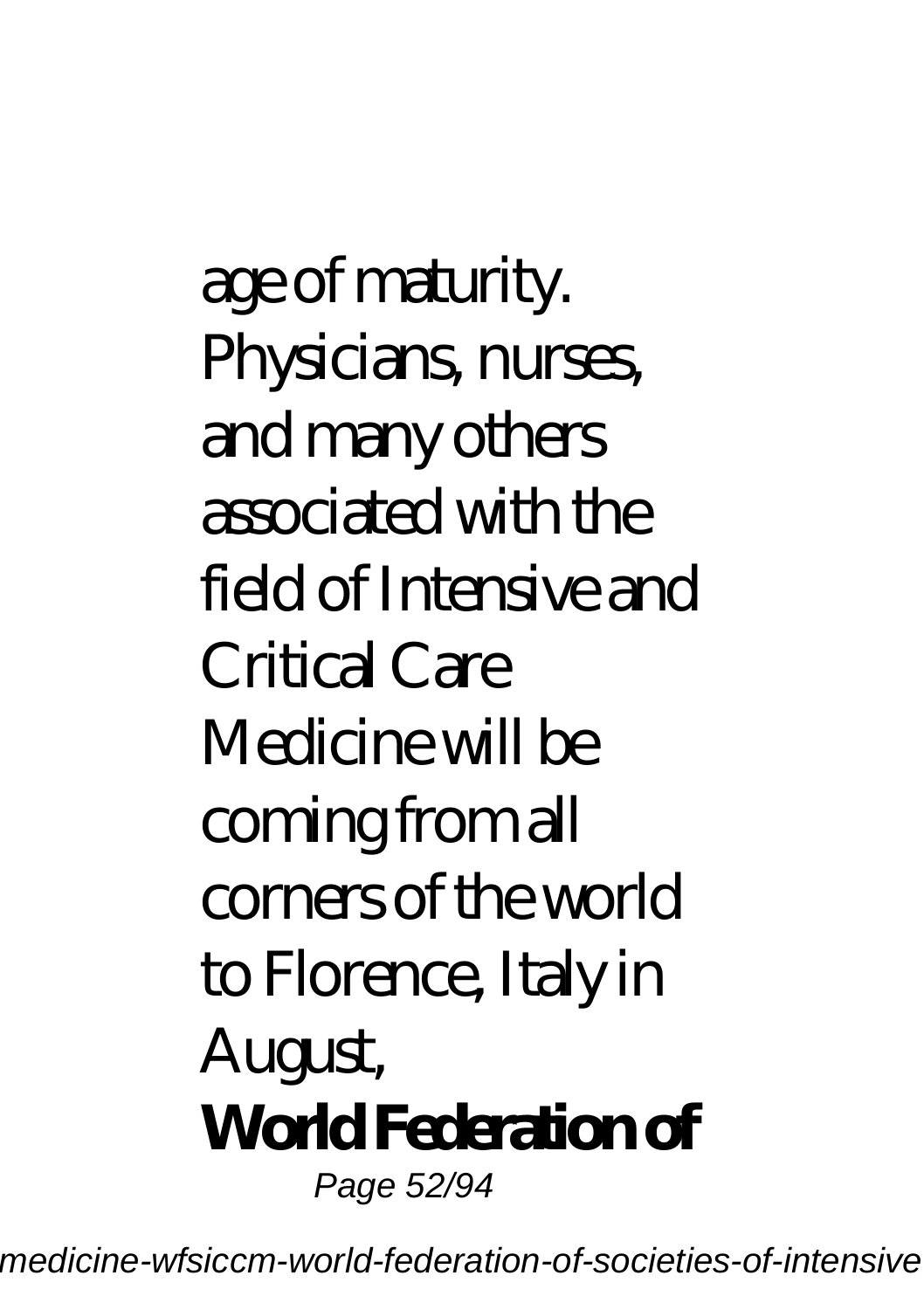age of maturity. Physicians, nurses, and many others associated with the field of Intensive and Critical Care Medicine will be coming from all corners of the world to Florence, Italy in August,

**World Federation of**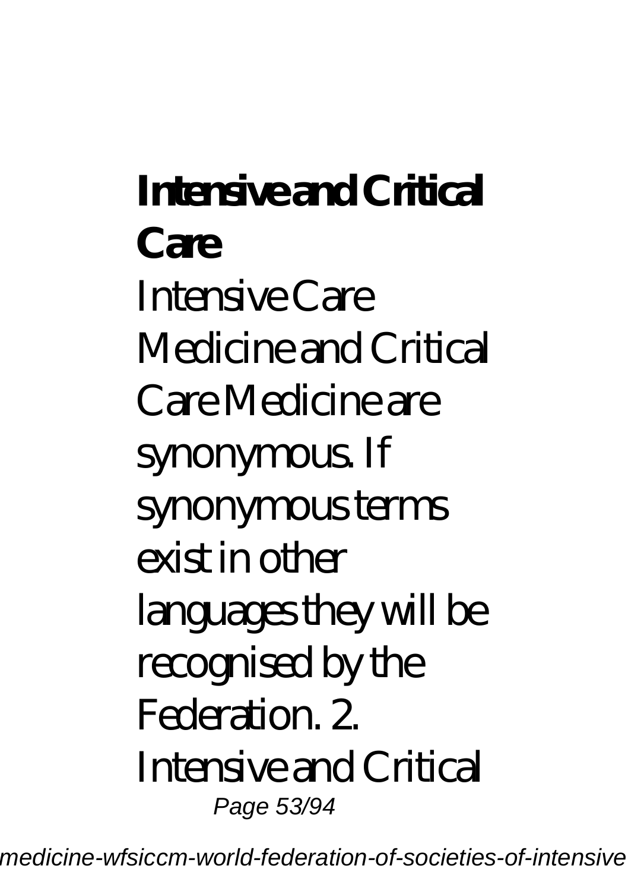**Intensive and Critical Care**

Intensive Care Medicine and Critical Care Medicine are synonymous. If synonymous terms exist in other languages they will be recognised by the Federation. 2. Intensive and Critical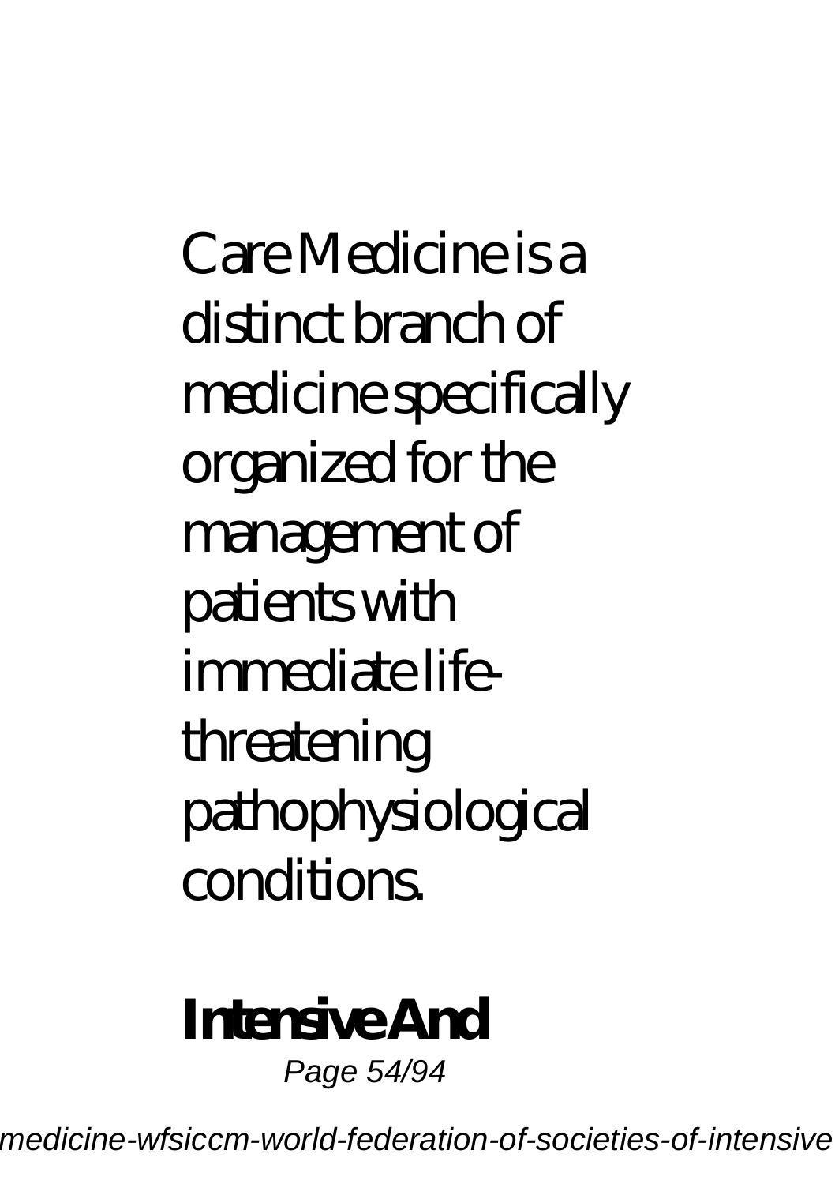Care Medicine is a distinct branch of medicine specifically organized for the management of patients with immediate life-threatening pathophysiological conditions.

**Intensive And**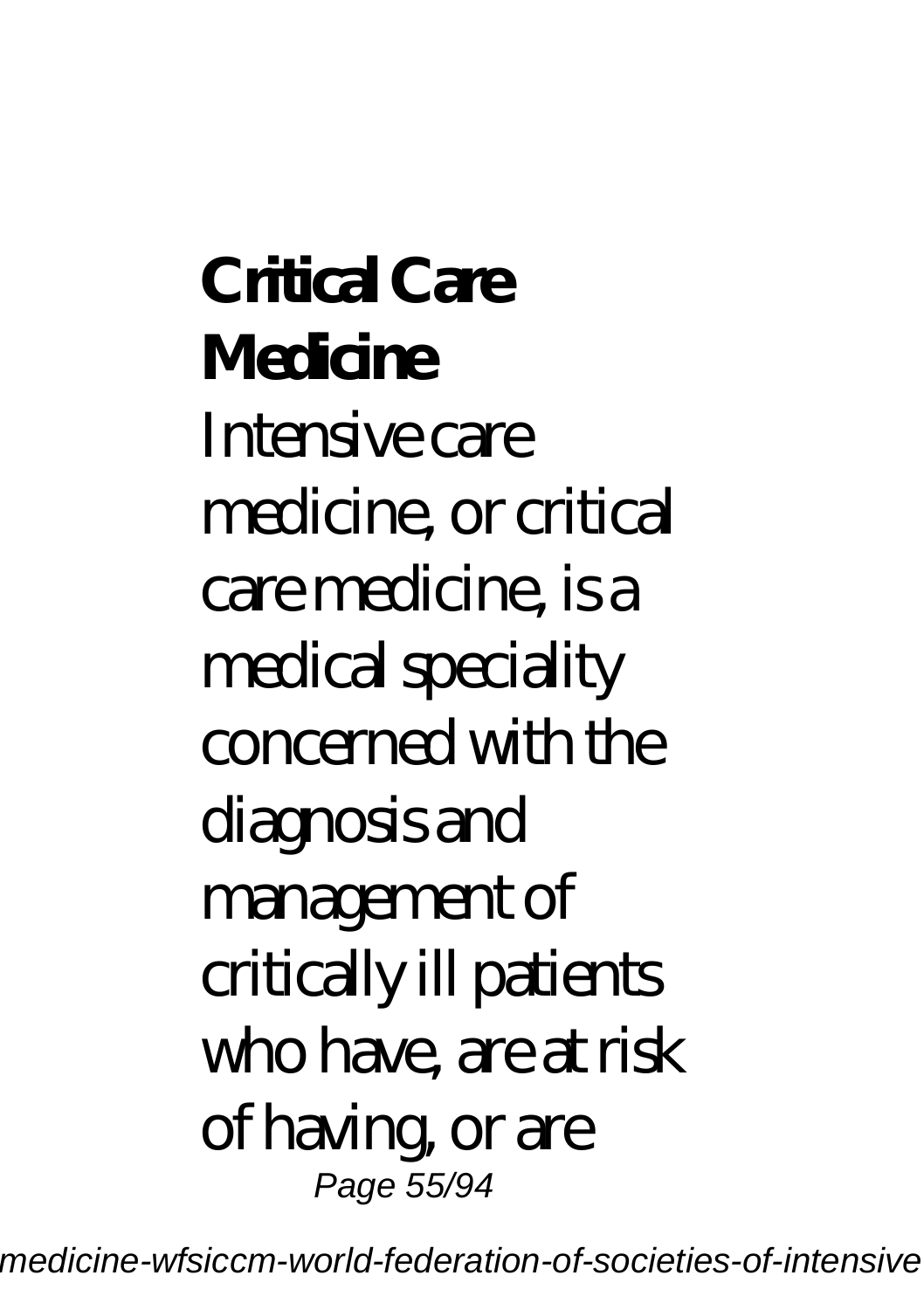**Critical Care Medicine**

Intensive care medicine, or critical care medicine, is a medical speciality concerned with the diagnosis and management of critically ill patients who have, are at risk of having, or are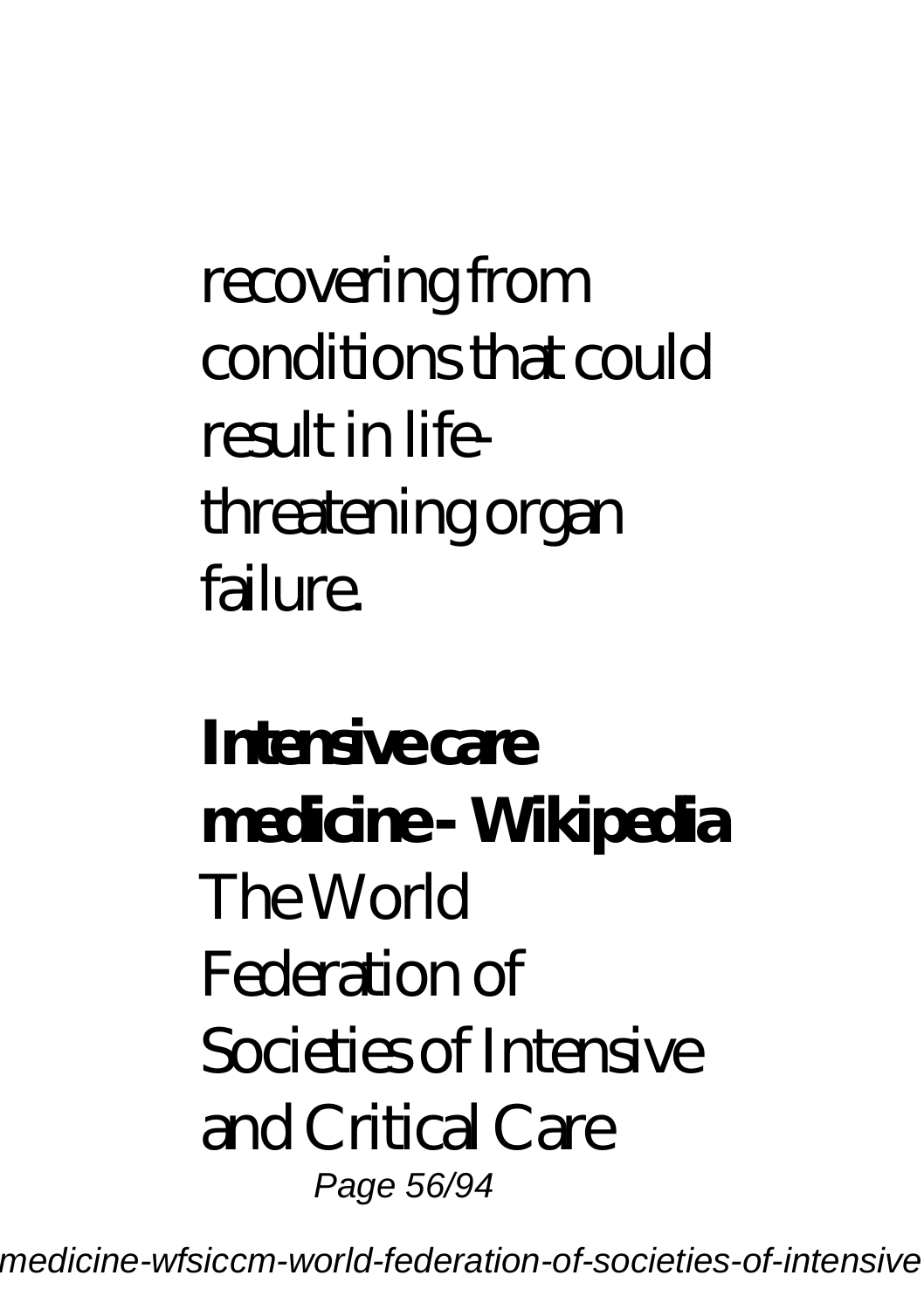recovering from conditions that could result in life-threatening organ failure.

**Intensive care medicine - Wikipedia**

The World Federation of Societies of Intensive and Critical Care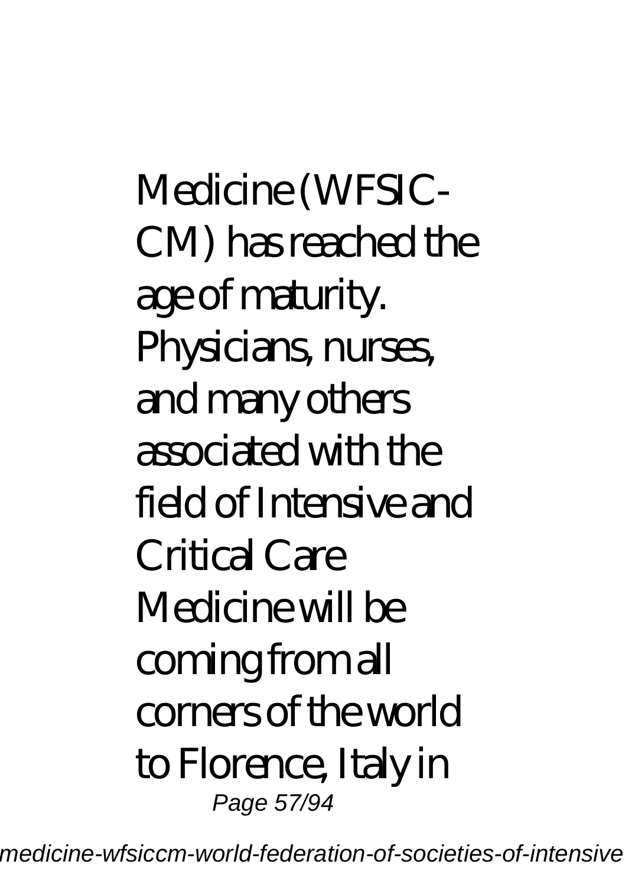Medicine (WFSIC-CM) has reached the age of maturity. Physicians, nurses, and many others associated with the field of Intensive and Critical Care Medicine will be coming from all corners of the world to Florence, Italy in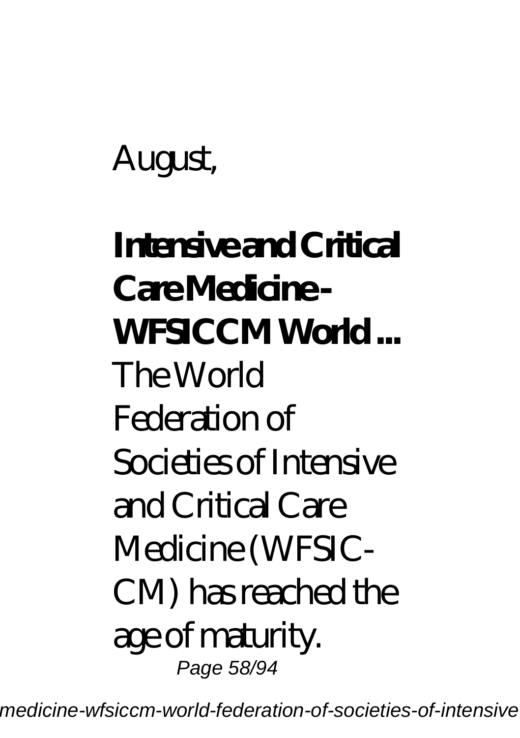August,

**Intensive and Critical Care Medicine - WFSICCM World ...**

The World Federation of Societies of Intensive and Critical Care Medicine (WFSIC-CM) has reached the age of maturity.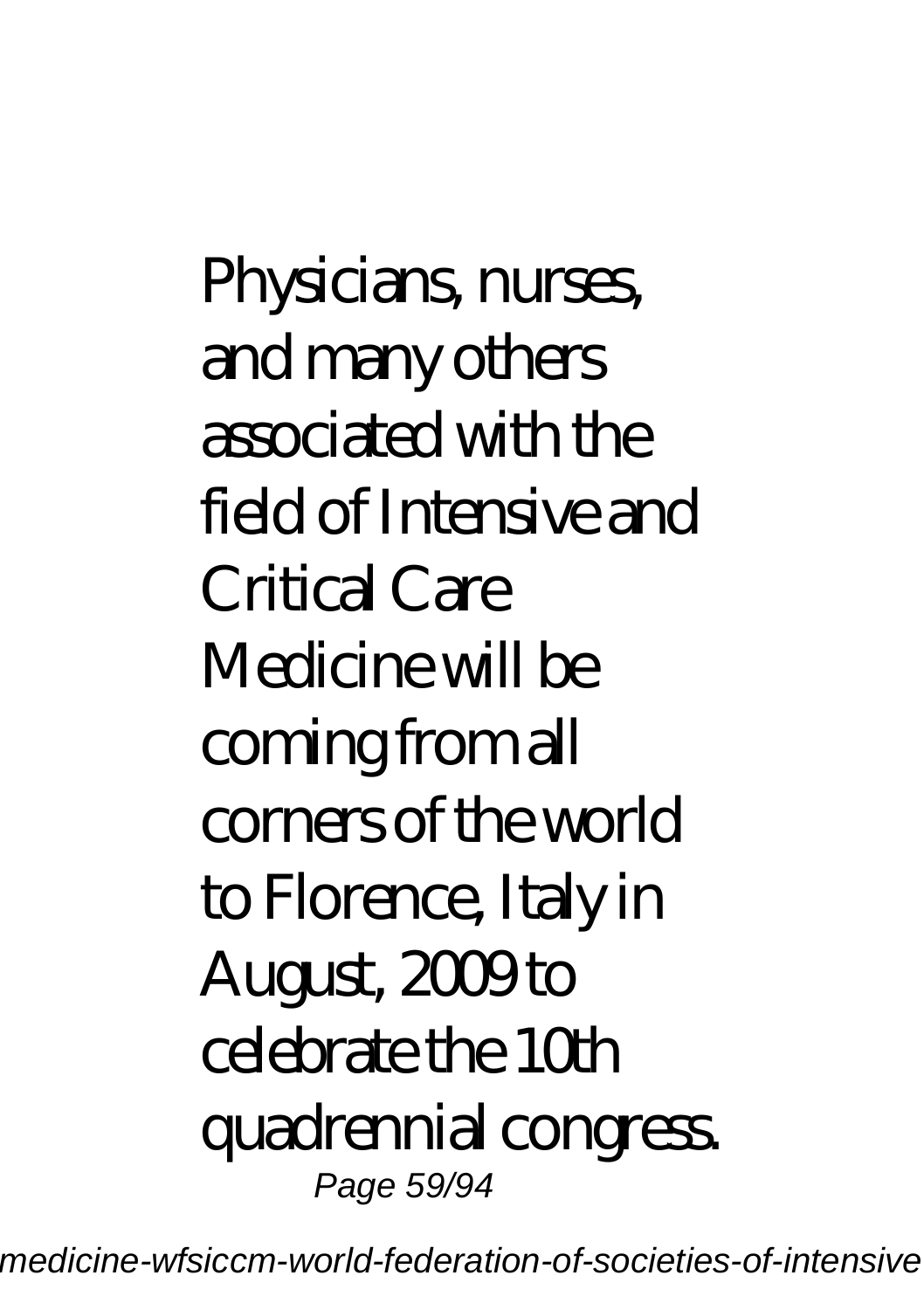Physicians, nurses, and many others associated with the field of Intensive and Critical Care Medicine will be coming from all corners of the world to Florence, Italy in August, 2009 to celebrate the 10th quadrennial congress.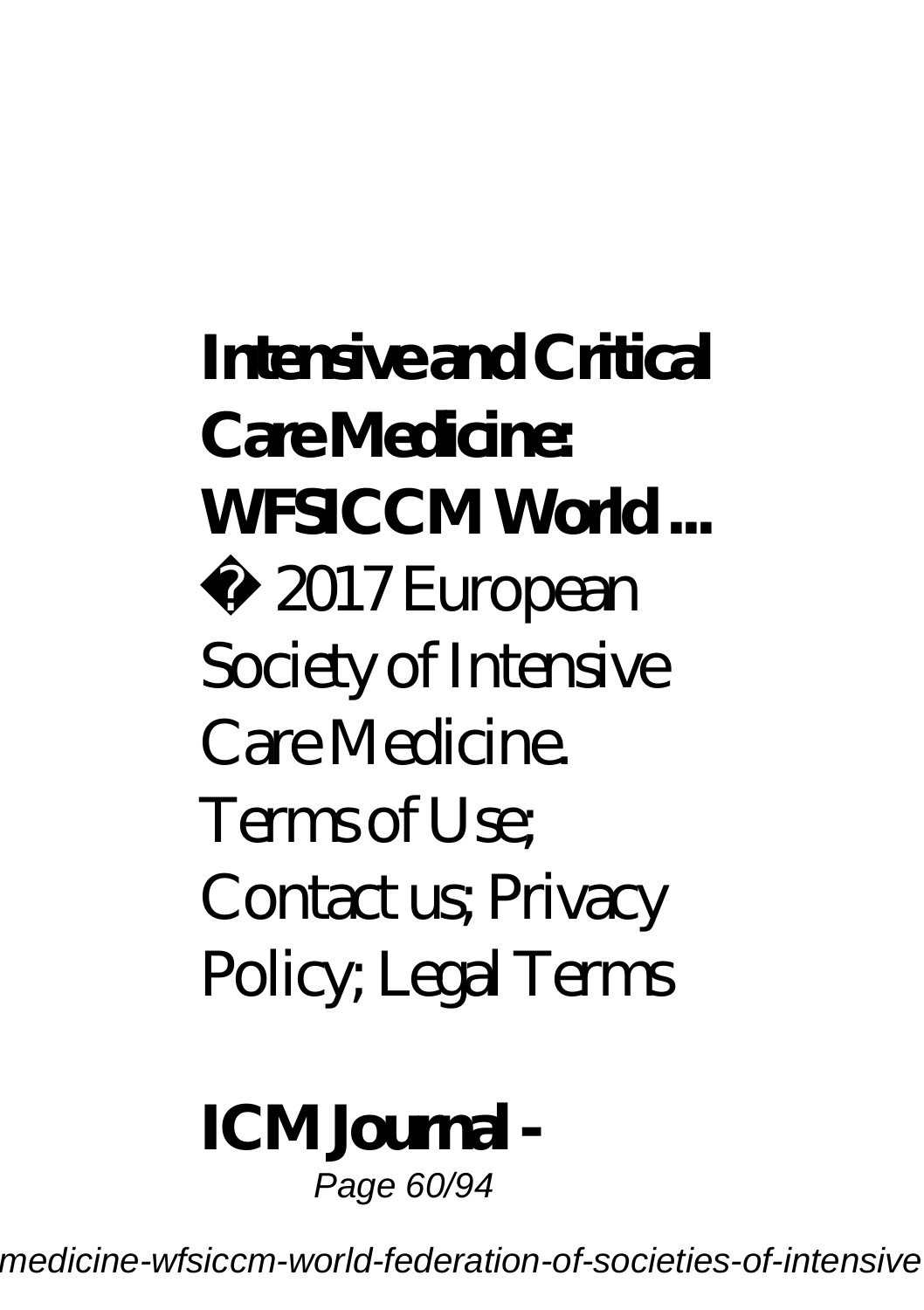**Intensive and Critical Care Medicine: WFSICCM World ...**

� 2017 European Society of Intensive Care Medicine. Terms of Use; Contact us; Privacy Policy; Legal Terms

**ICM Journal -**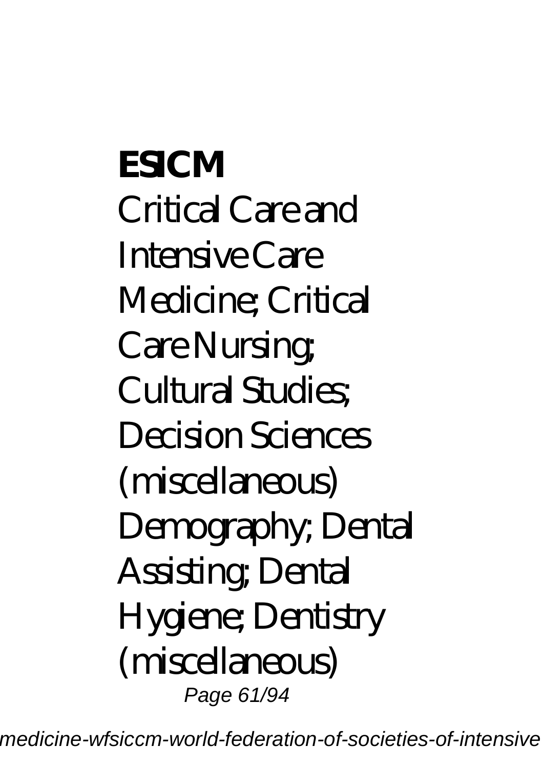**ESICM**

Critical Care and Intensive Care Medicine; Critical Care Nursing; Cultural Studies; Decision Sciences (miscellaneous) Demography; Dental Assisting; Dental Hygiene; Dentistry (miscellaneous)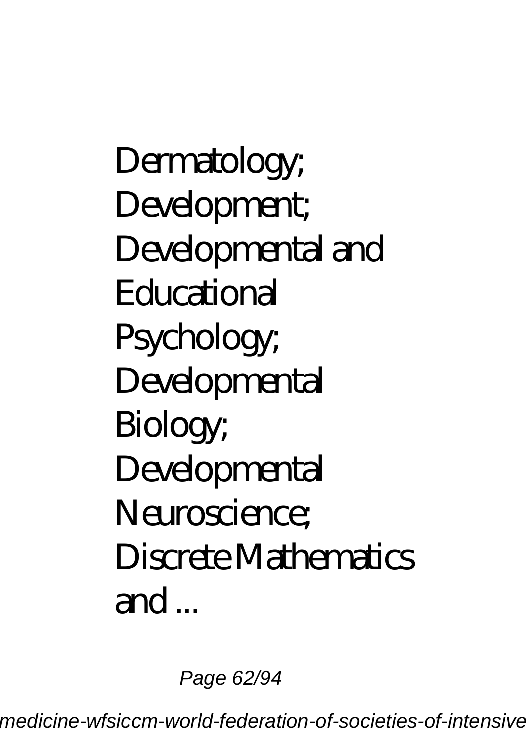Dermatology; Development; Developmental and Educational Psychology; Developmental Biology; Developmental Neuroscience; Discrete Mathematics and ...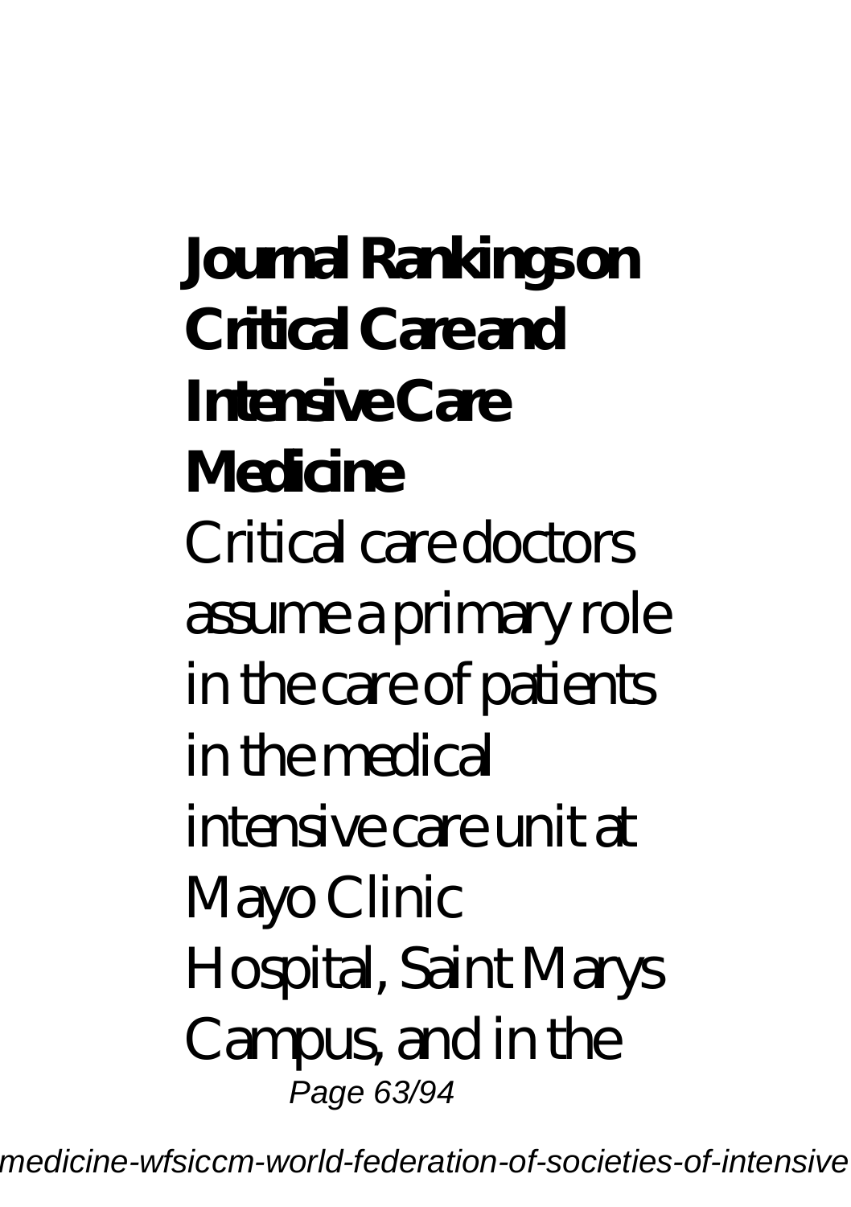**Journal Rankings on Critical Care and Intensive Care Medicine**

Critical care doctors assume a primary role in the care of patients in the medical intensive care unit at Mayo Clinic Hospital, Saint Marys Campus, and in the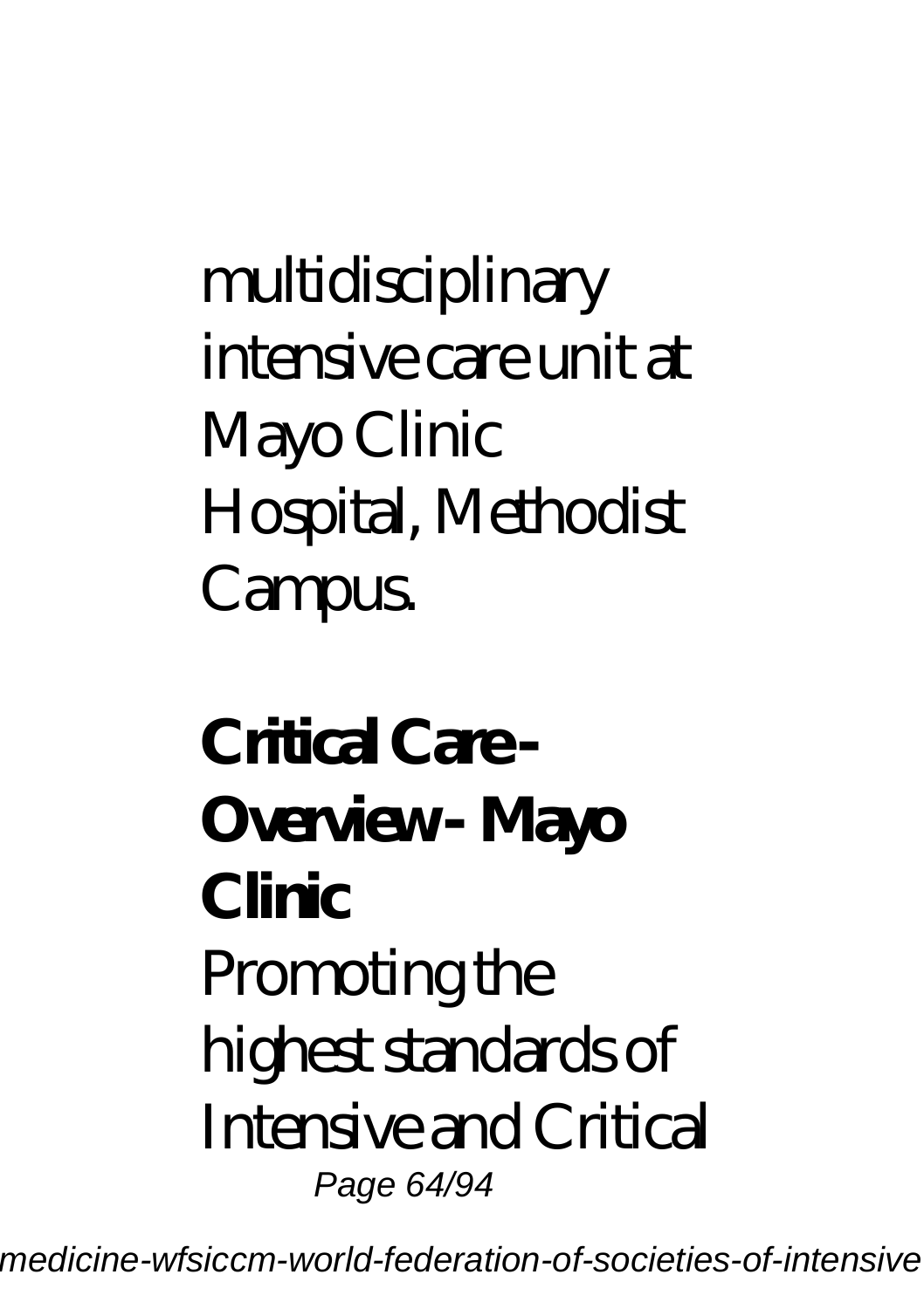multidisciplinary intensive care unit at Mayo Clinic Hospital, Methodist Campus.

**Critical Care - Overview - Mayo Clinic**

Promoting the highest standards of Intensive and Critical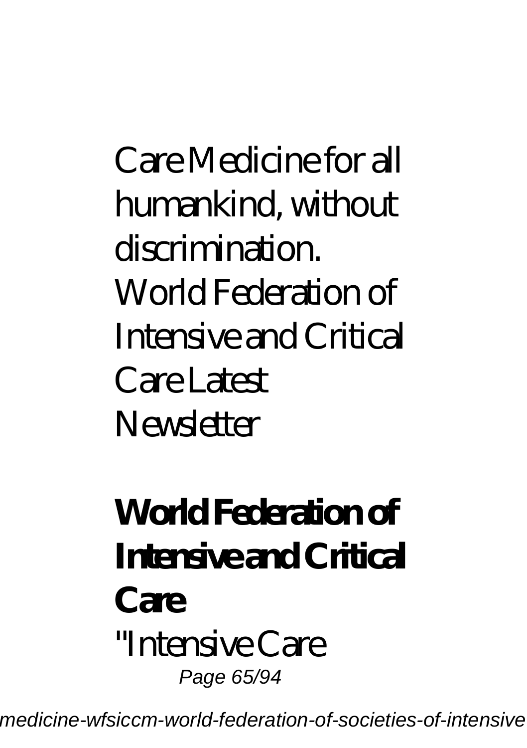Care Medicine for all humankind, without discrimination.
World Federation of Intensive and Critical Care Latest Newsletter

**World Federation of Intensive and Critical Care**

"Intensive Care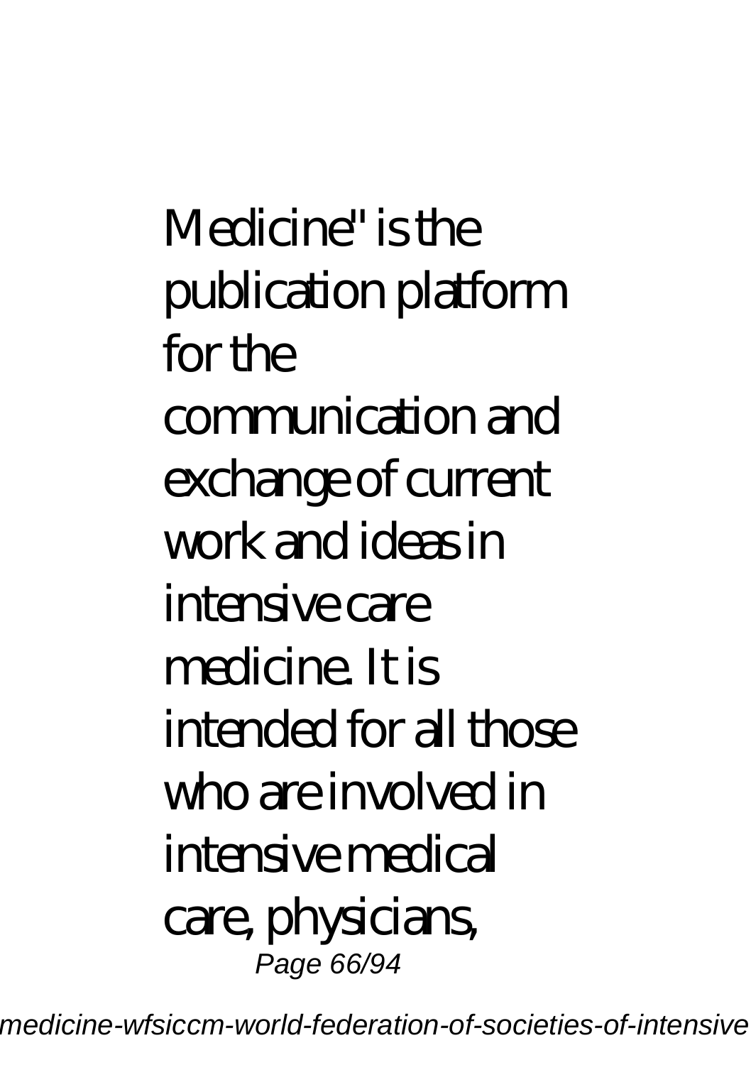Medicine" is the publication platform for the communication and exchange of current work and ideas in intensive care medicine. It is intended for all those who are involved in intensive medical care, physicians,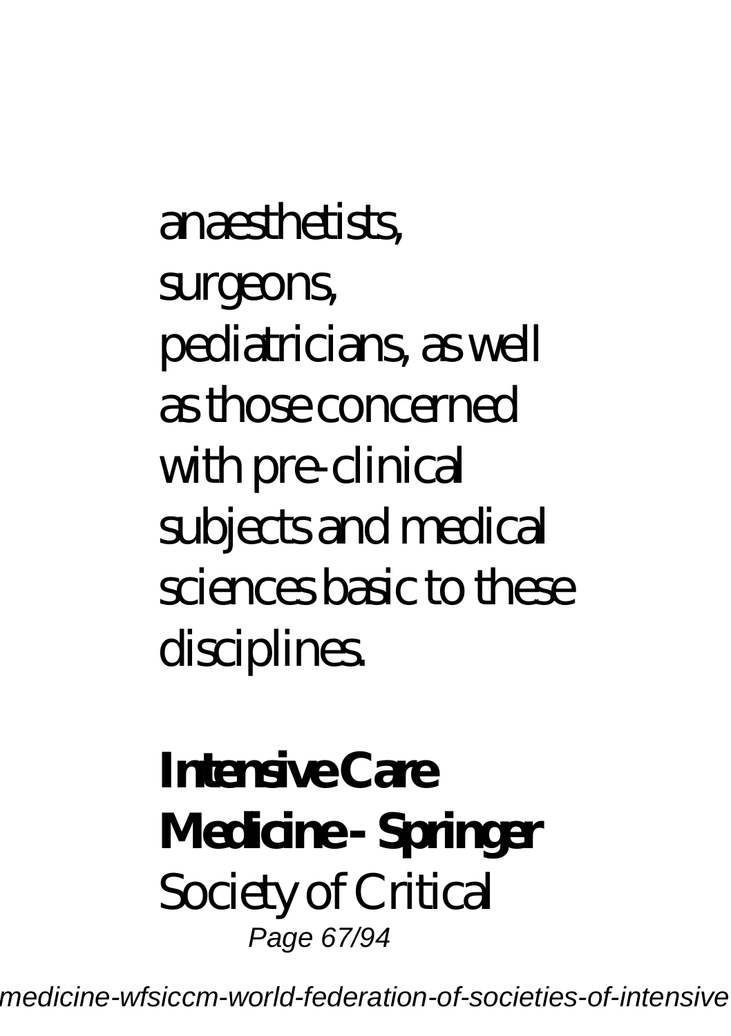anaesthetists, surgeons, pediatricians, as well as those concerned with pre-clinical subjects and medical sciences basic to these disciplines.

**Intensive Care Medicine - Springer**
Society of Critical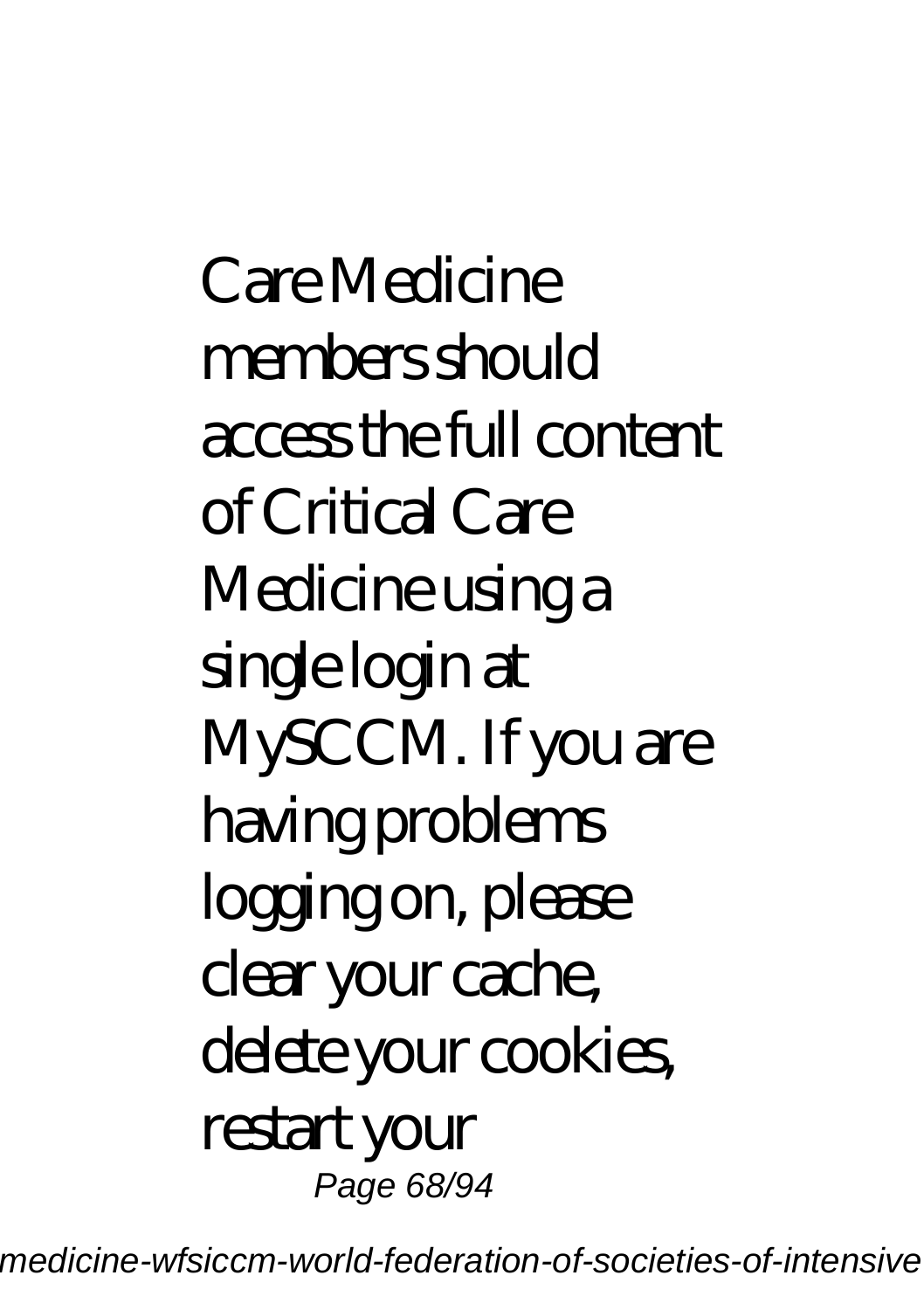Care Medicine members should access the full content of Critical Care Medicine using a single login at MySCCM. If you are having problems logging on, please clear your cache, delete your cookies, restart your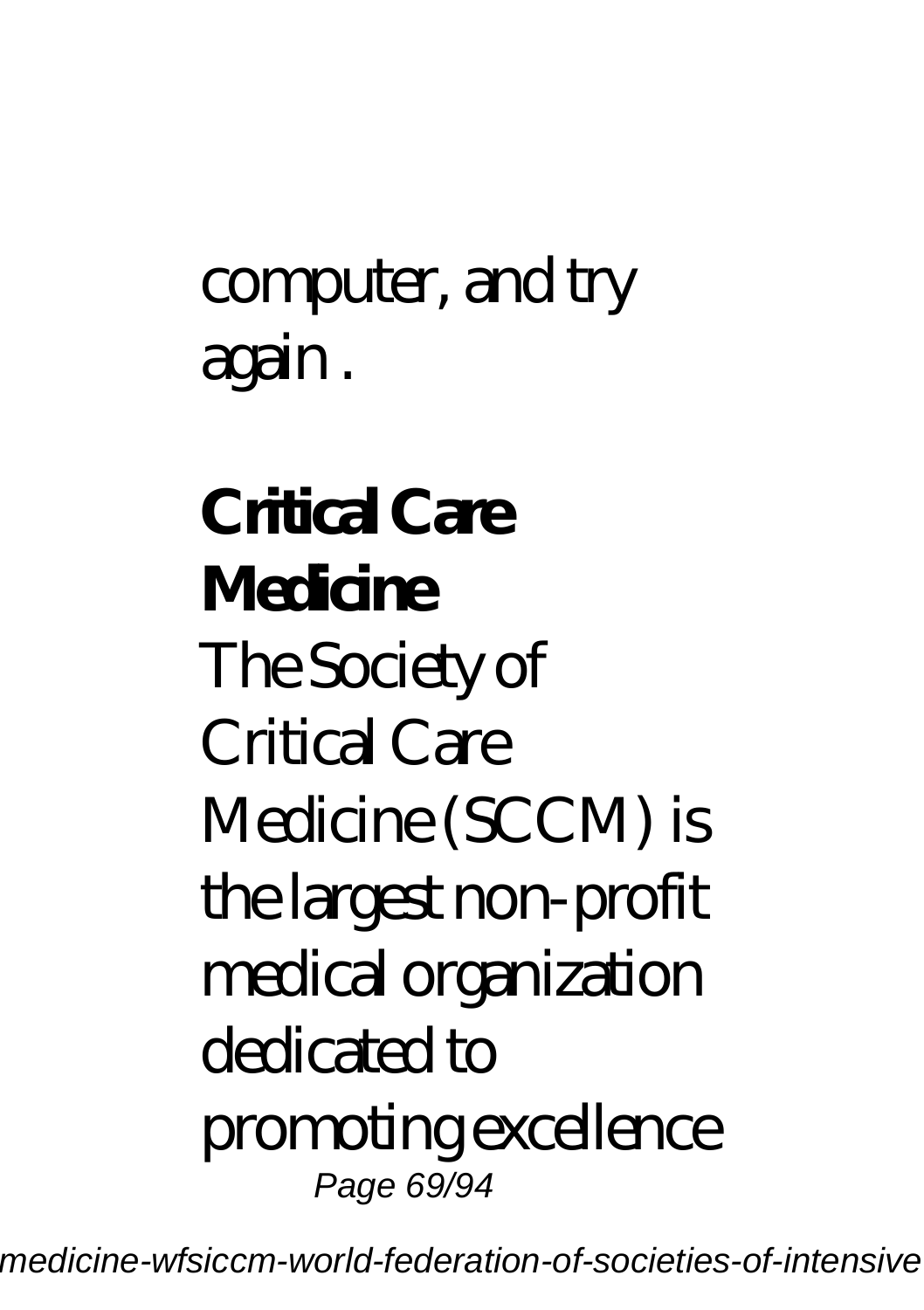computer, and try again .

**Critical Care Medicine**

The Society of Critical Care Medicine (SCCM) is the largest non-profit medical organization dedicated to promoting excellence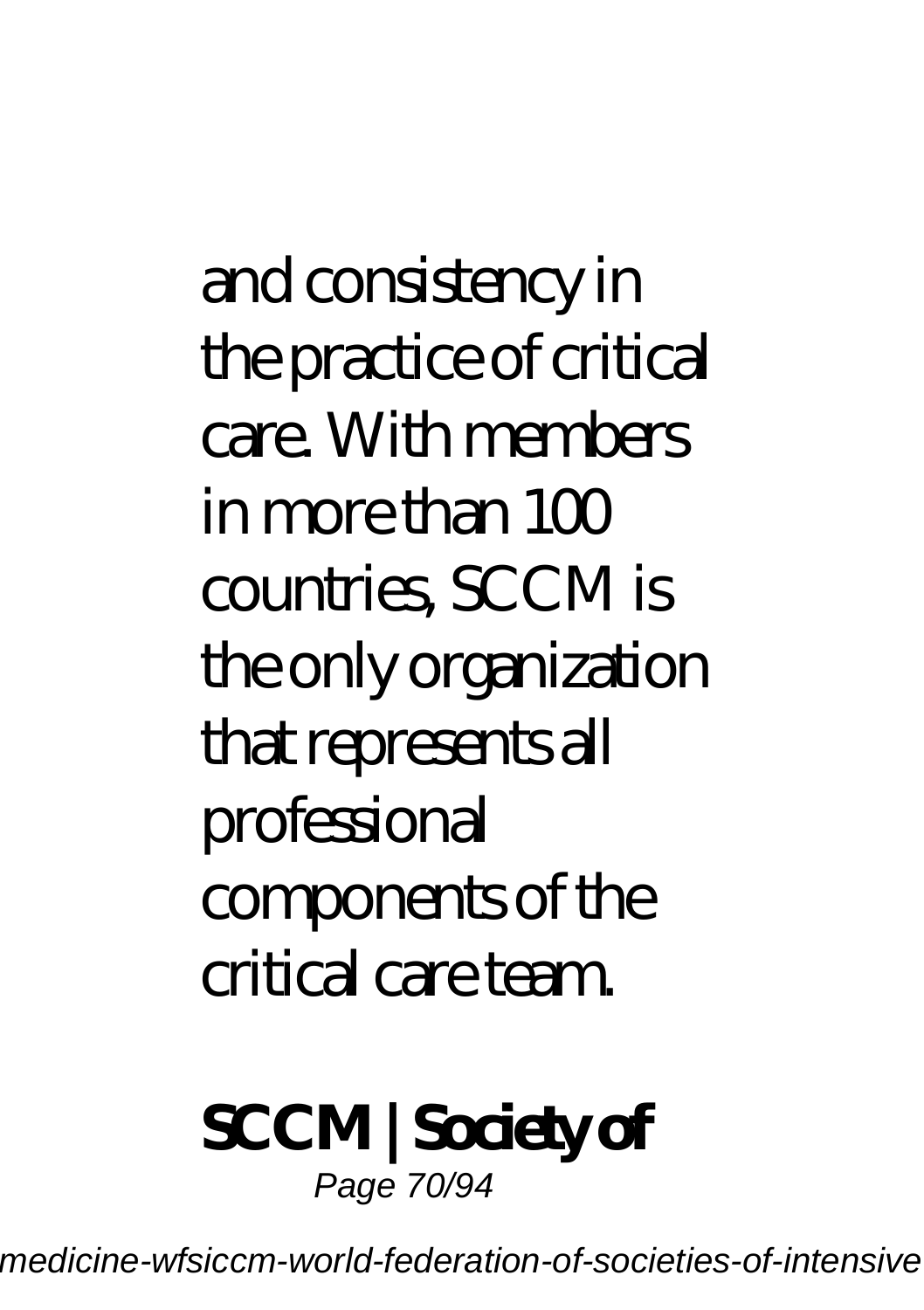and consistency in the practice of critical care. With members in more than 100 countries, SCCM is the only organization that represents all professional components of the critical care team.

**SCCM | Society of**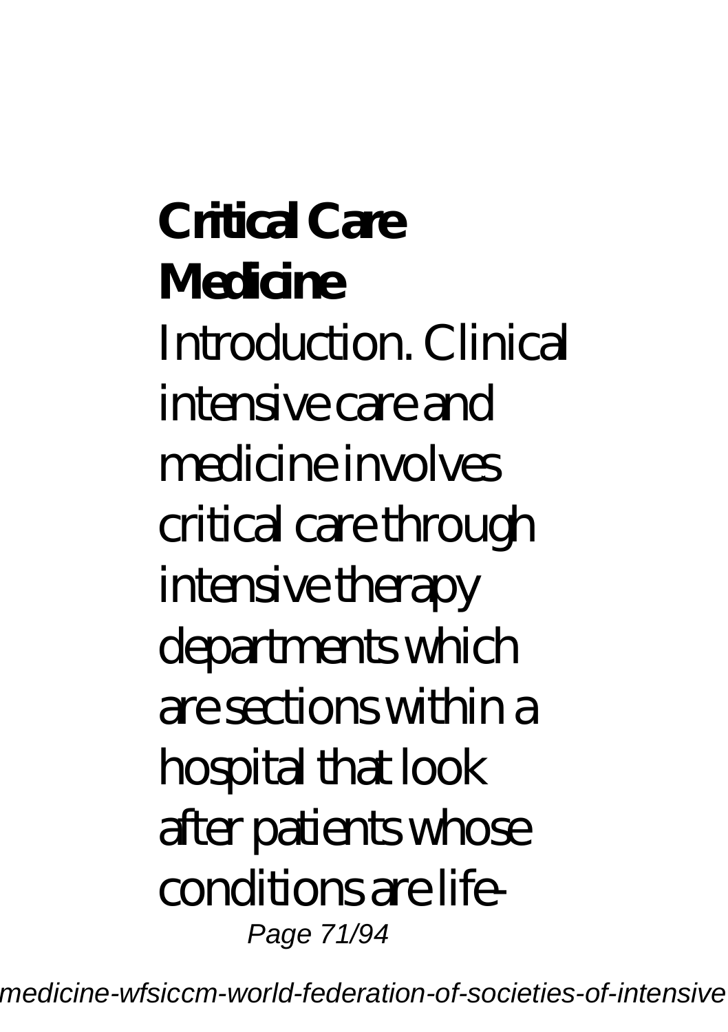**Critical Care Medicine**

Introduction. Clinical intensive care and medicine involves critical care through intensive therapy departments which are sections within a hospital that look after patients whose conditions are life-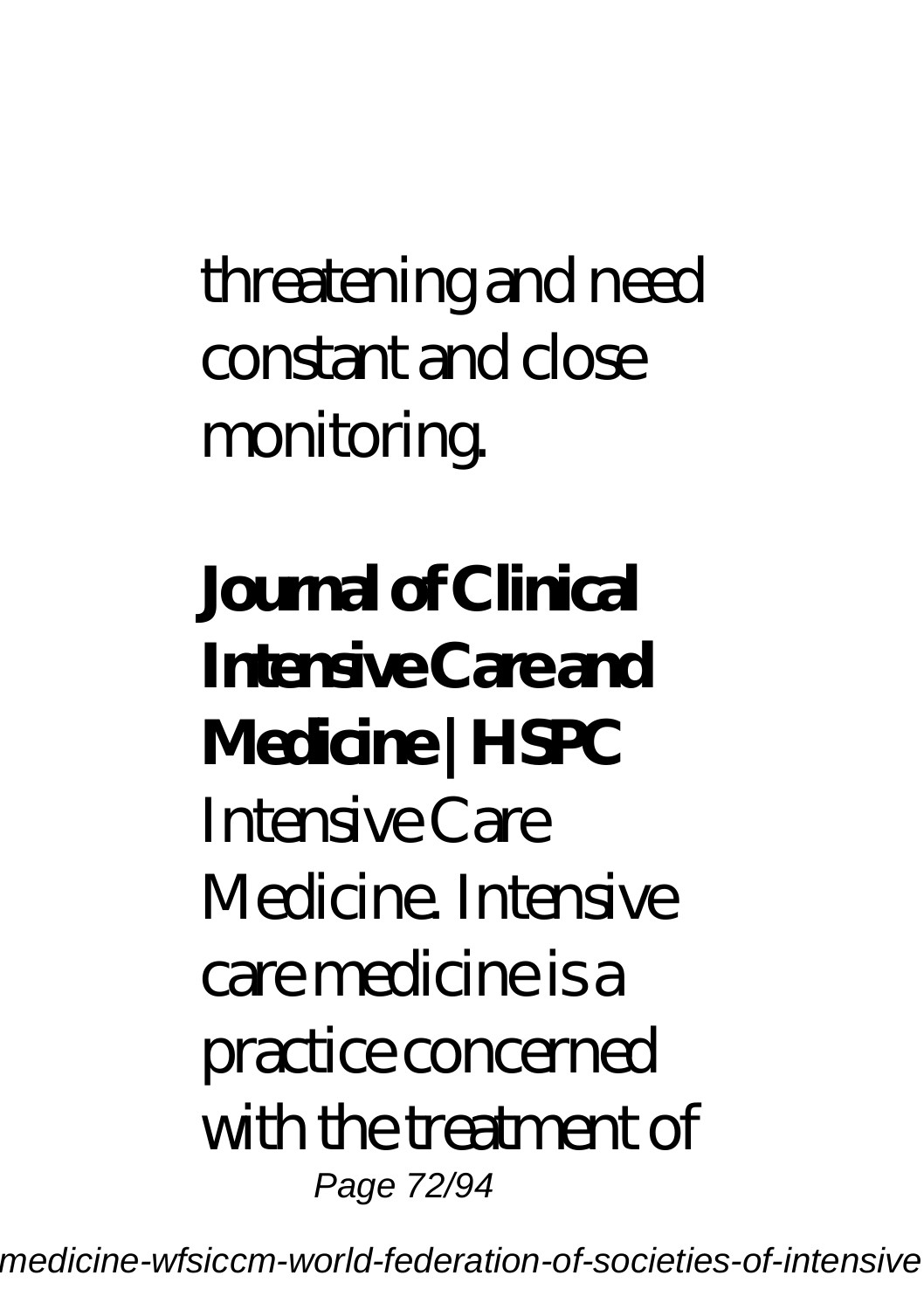threatening and need constant and close monitoring.

**Journal of Clinical Intensive Care and Medicine | HSPC**

Intensive Care Medicine. Intensive care medicine is a practice concerned with the treatment of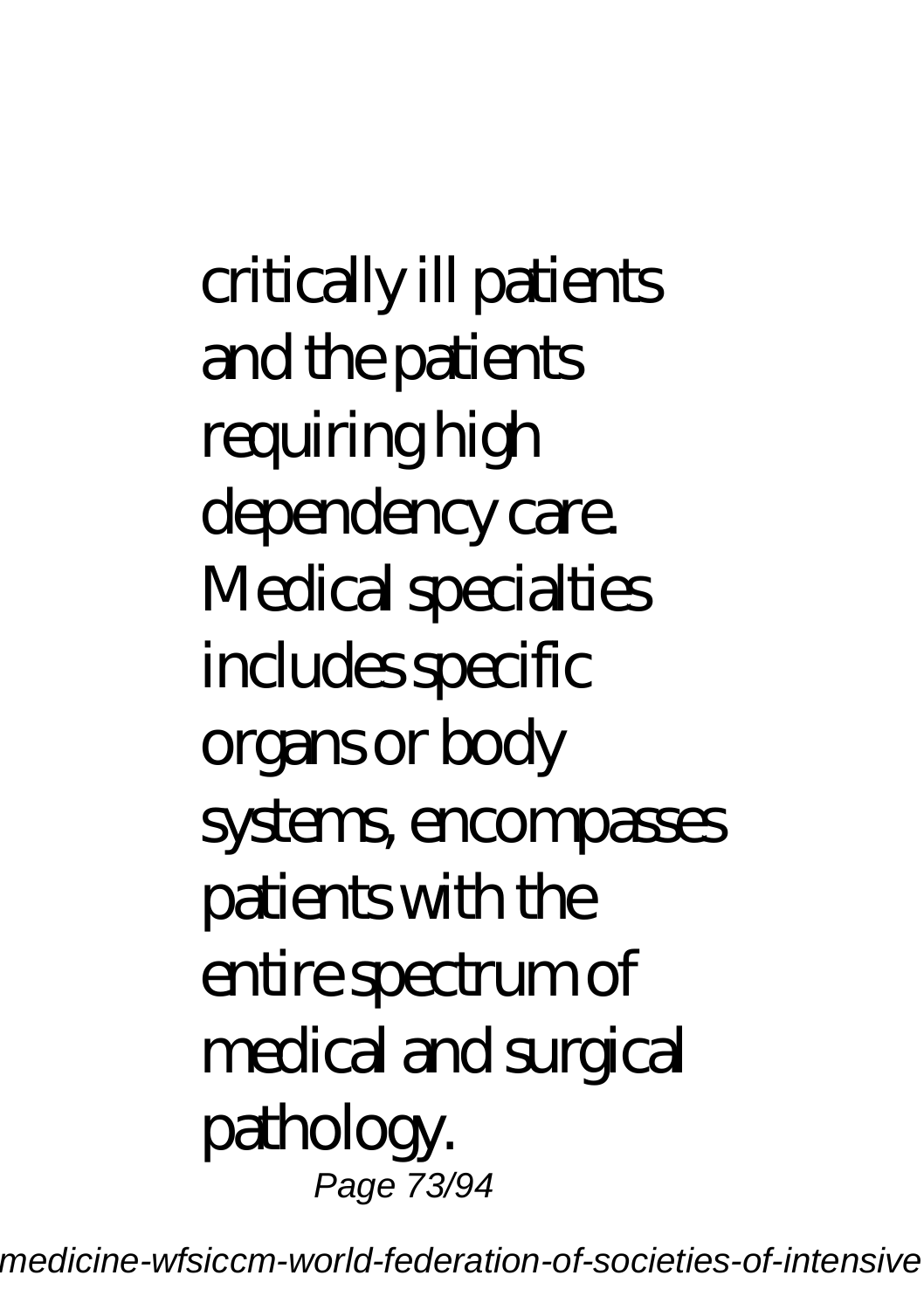critically ill patients and the patients requiring high dependency care. Medical specialties includes specific organs or body systems, encompasses patients with the entire spectrum of medical and surgical pathology.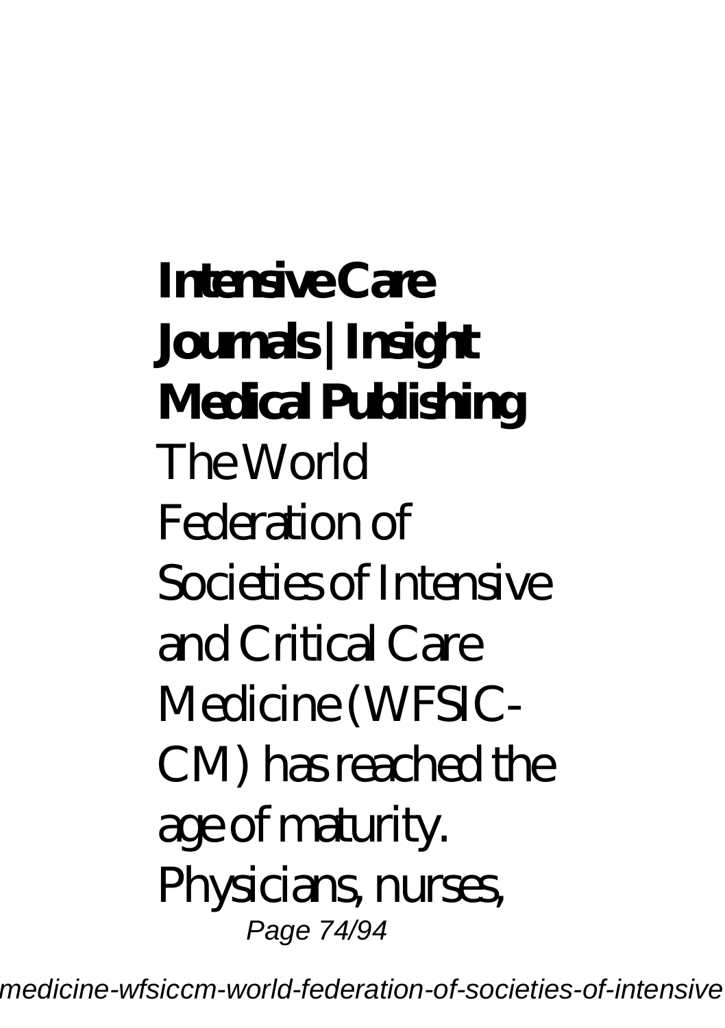**Intensive Care Journals | Insight Medical Publishing**

The World Federation of Societies of Intensive and Critical Care Medicine (WFSICCM) has reached the age of maturity. Physicians, nurses,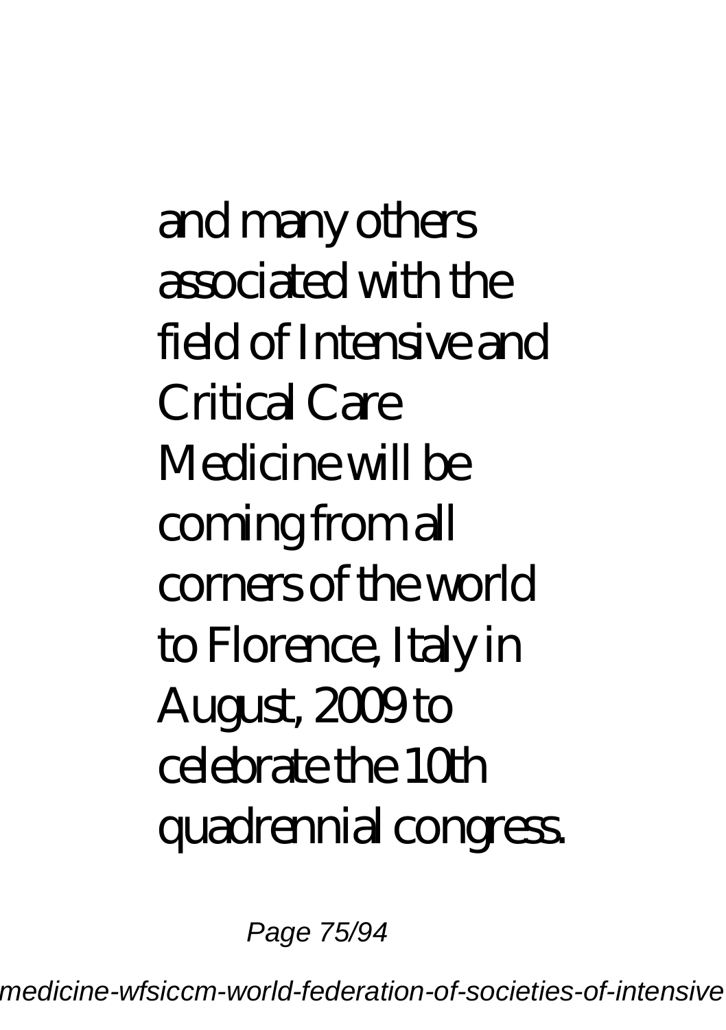and many others associated with the field of Intensive and Critical Care Medicine will be coming from all corners of the world to Florence, Italy in August, 2009 to celebrate the 10th quadrennial congress.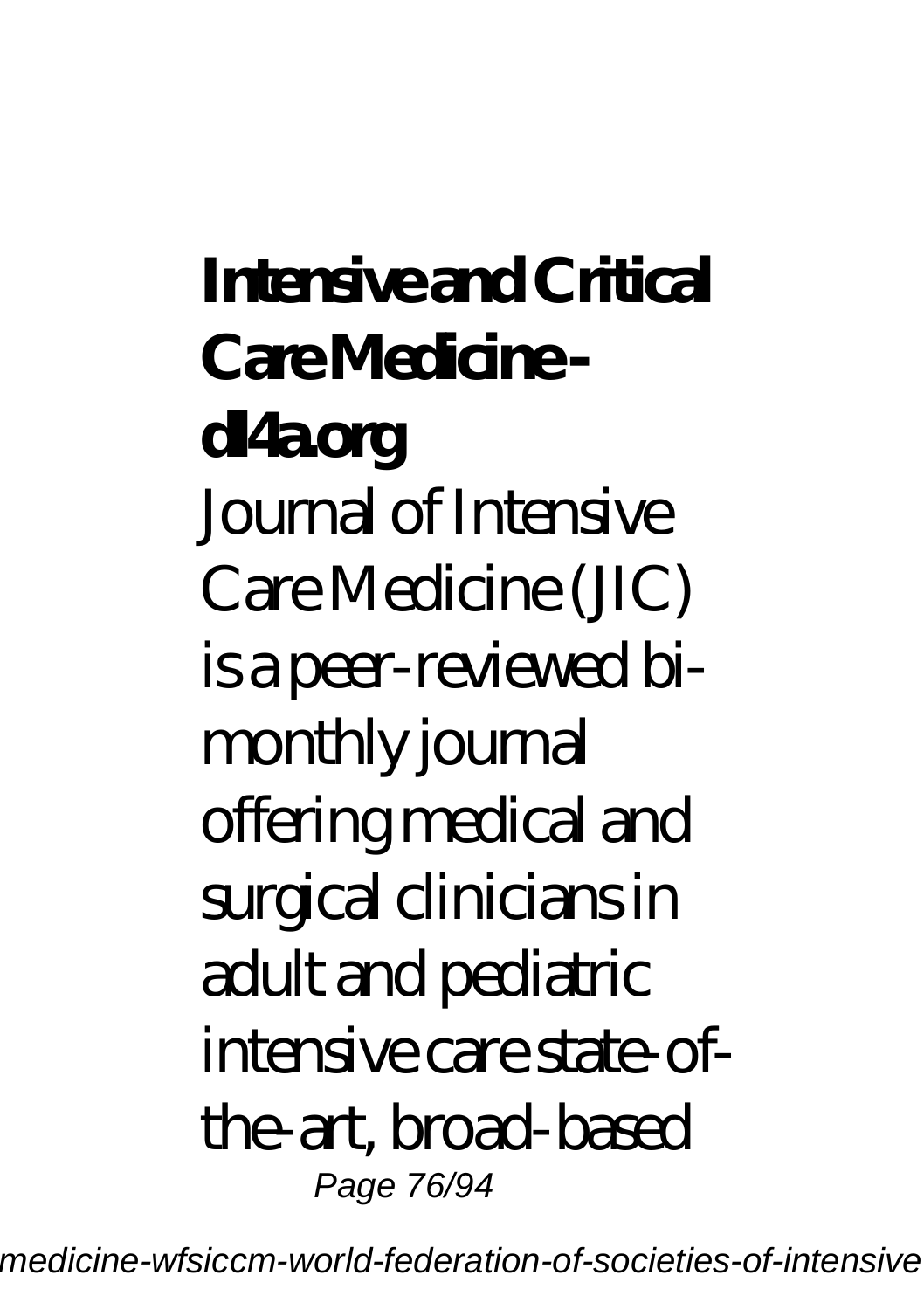**Intensive and Critical Care Medicine - dl4a.org**

Journal of Intensive Care Medicine (JIC) is a peer-reviewed bi-monthly journal offering medical and surgical clinicians in adult and pediatric intensive care state-of-the-art, broad-based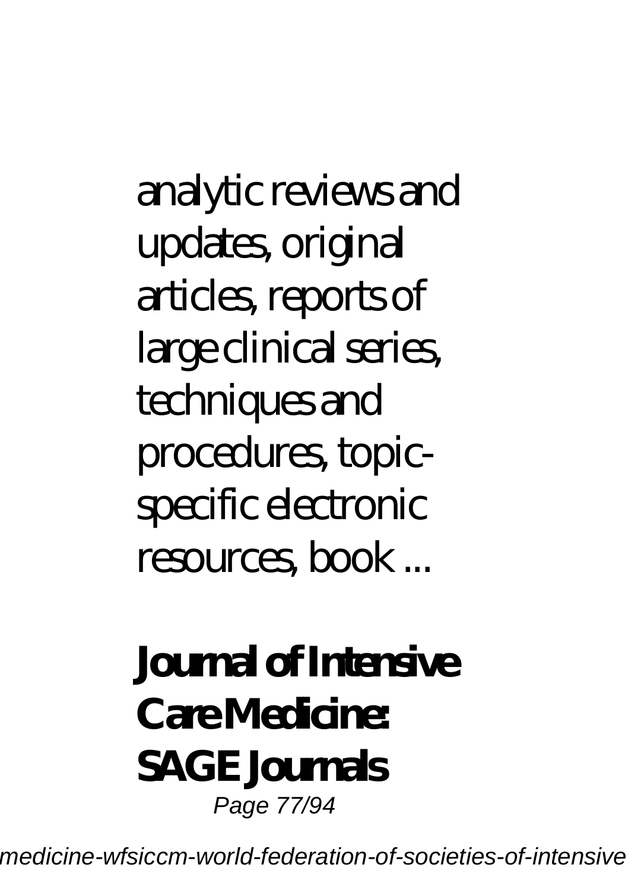analytic reviews and updates, original articles, reports of large clinical series, techniques and procedures, topic-specific electronic resources, book ...

**Journal of Intensive Care Medicine: SAGE Journals**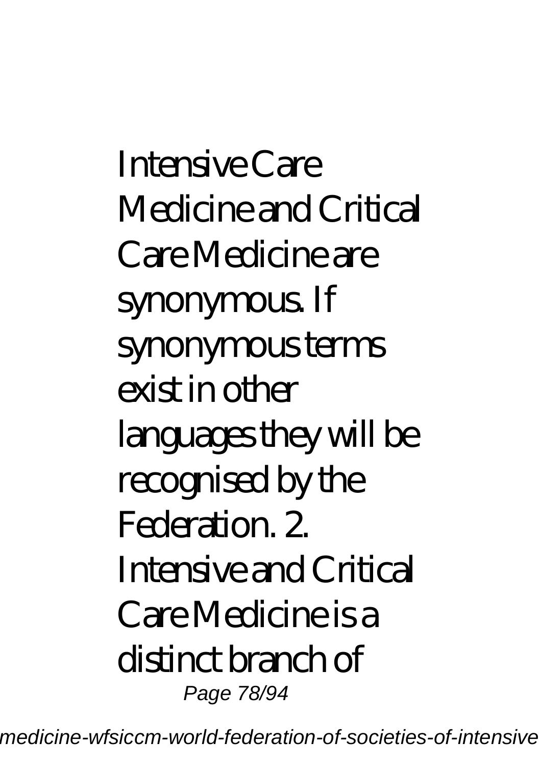Intensive Care Medicine and Critical Care Medicine are synonymous. If synonymous terms exist in other languages they will be recognised by the Federation. 2. Intensive and Critical Care Medicine is a distinct branch of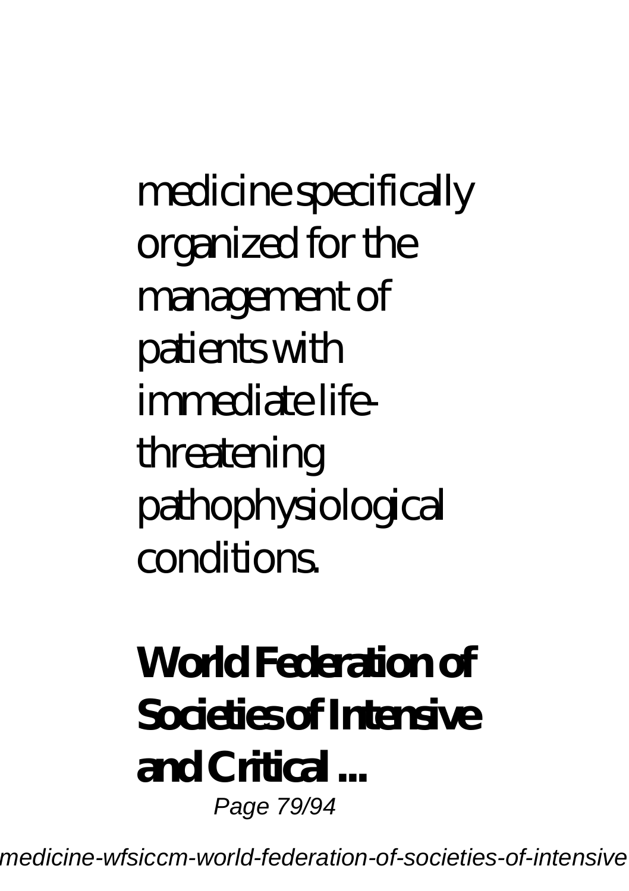medicine specifically organized for the management of patients with immediate life-threatening pathophysiological conditions.

**World Federation of Societies of Intensive and Critical ...**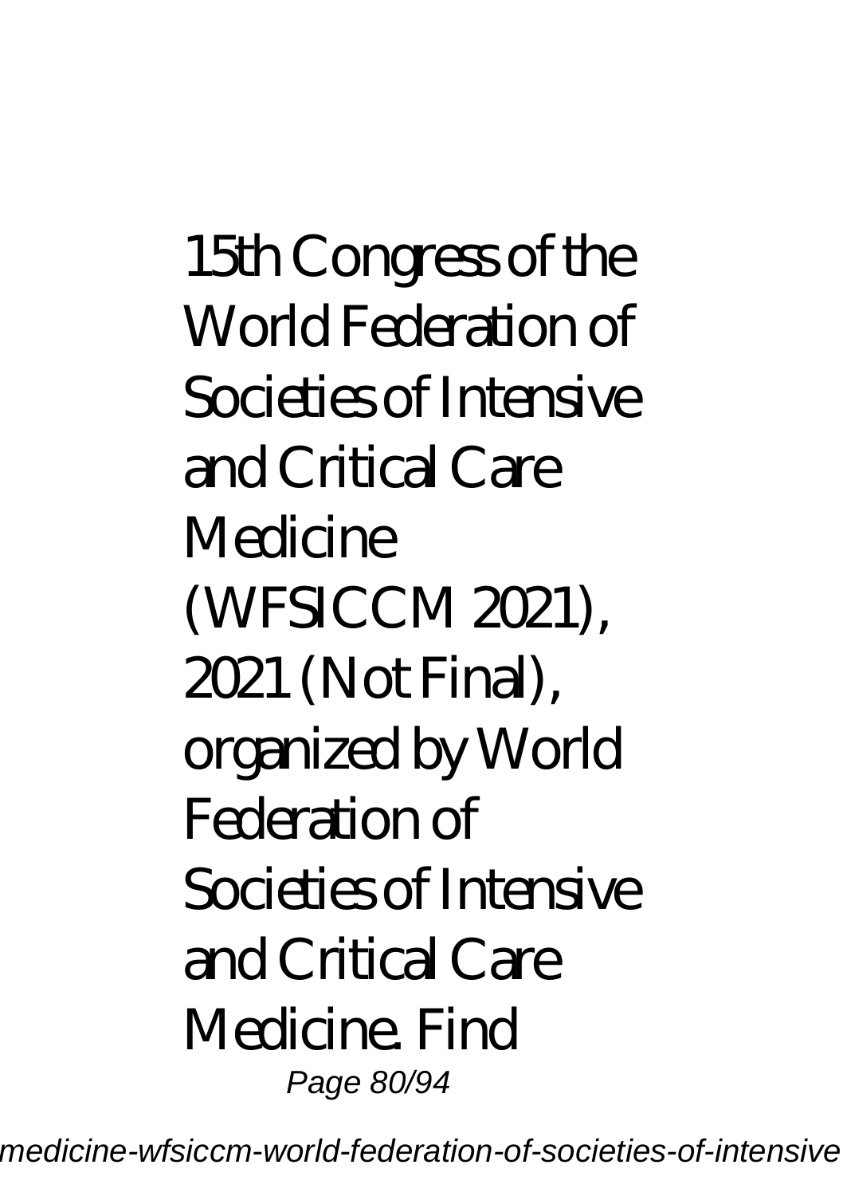15th Congress of the World Federation of Societies of Intensive and Critical Care Medicine (WFSICCM 2021), 2021 (Not Final), organized by World Federation of Societies of Intensive and Critical Care Medicine. Find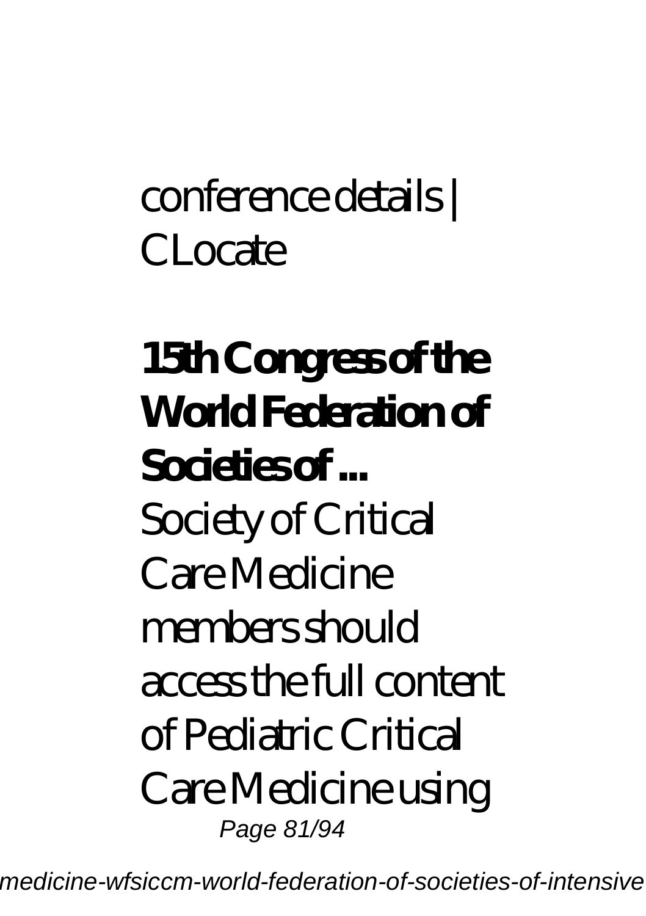conference details | CLocate

**15th Congress of the World Federation of Societies of ...**

Society of Critical Care Medicine members should access the full content of Pediatric Critical Care Medicine using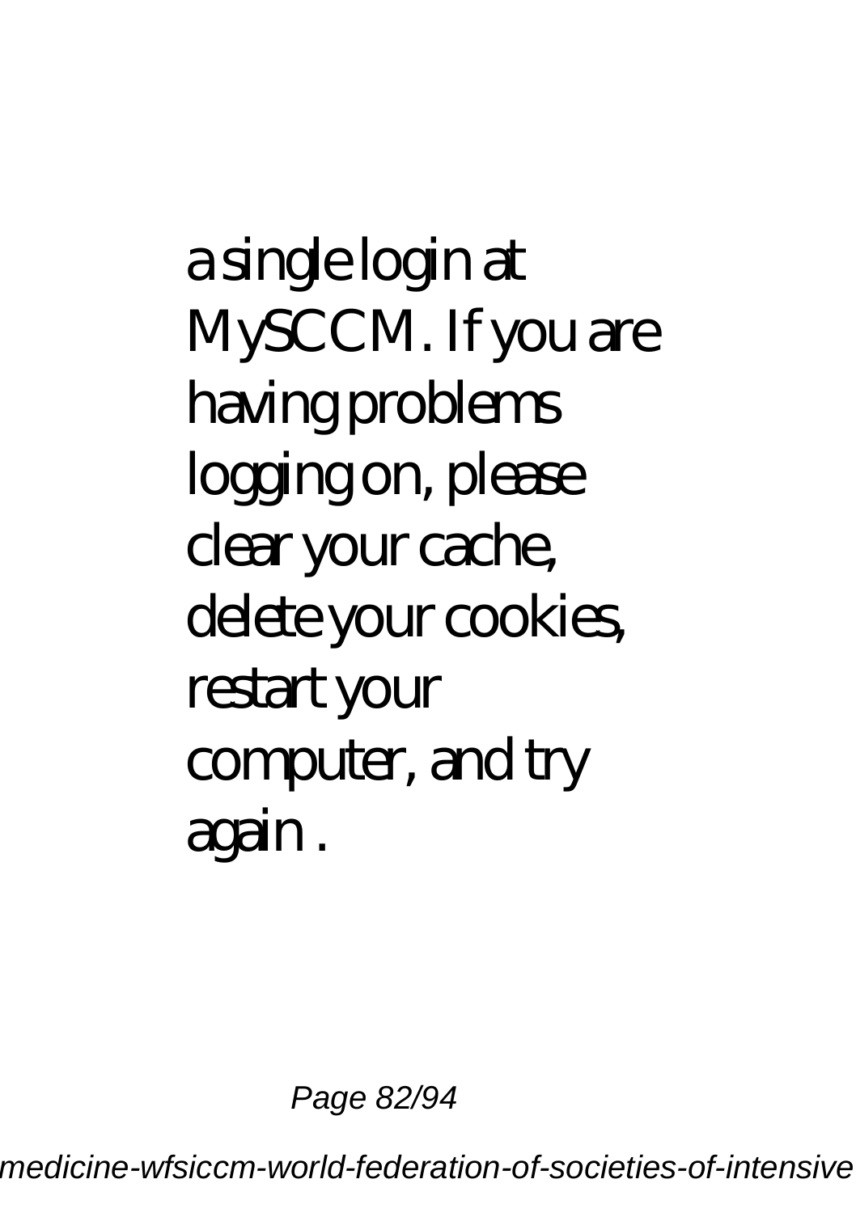a single login at MySCCM. If you are having problems logging on, please clear your cache, delete your cookies, restart your computer, and try again .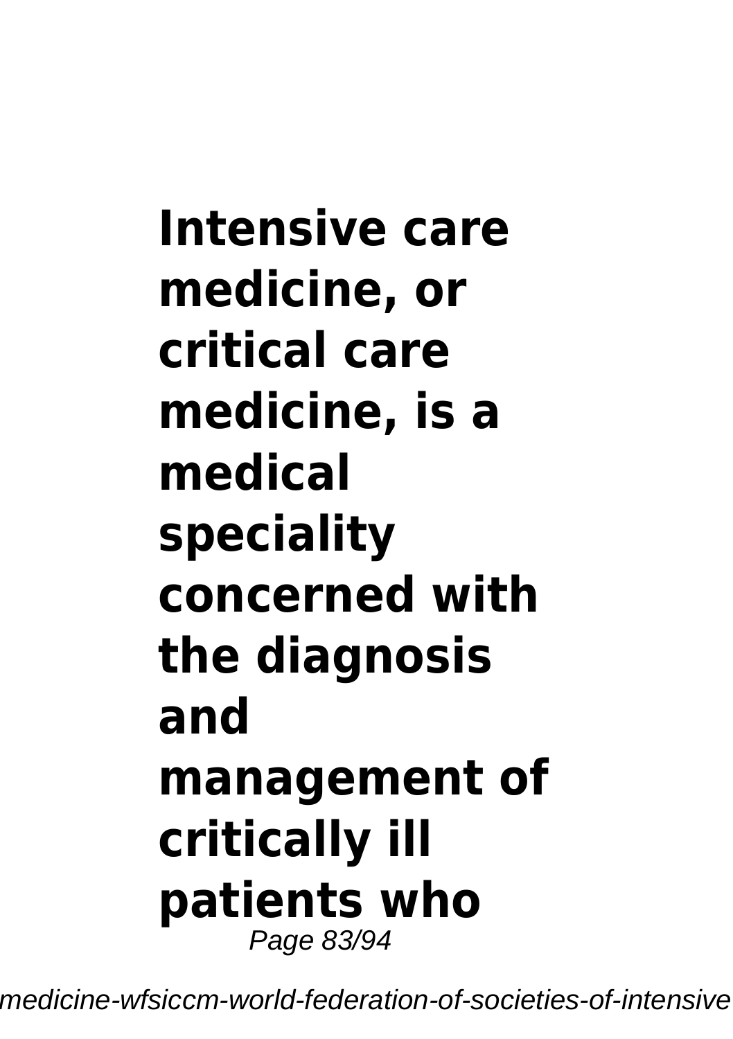**Intensive care medicine, or critical care medicine, is a medical speciality concerned with the diagnosis and management of critically ill patients who**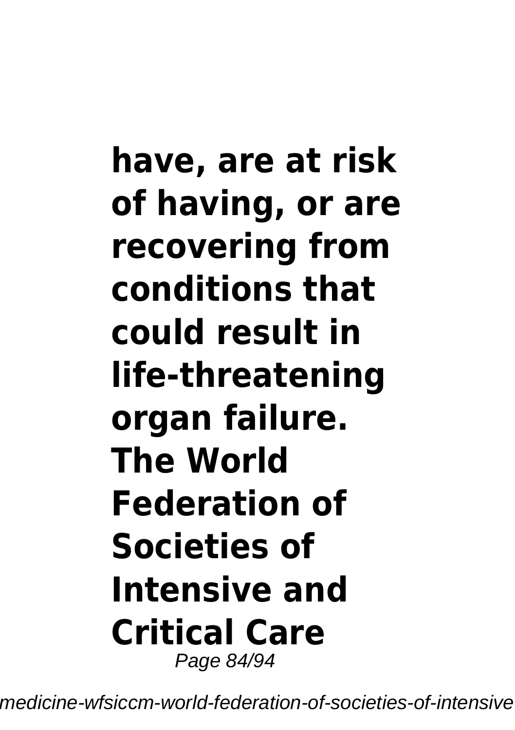**have, are at risk of having, or are recovering from conditions that could result in life-threatening organ failure. The World Federation of Societies of Intensive and Critical Care**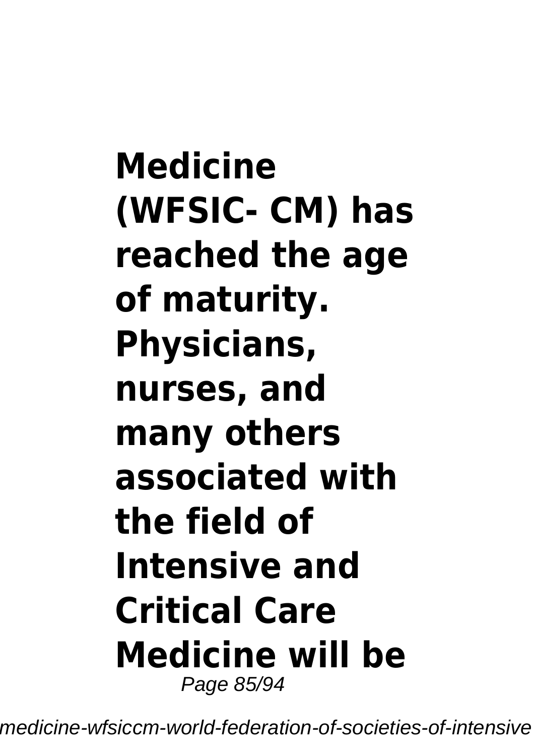**Medicine (WFSIC- CM) has reached the age of maturity. Physicians, nurses, and many others associated with the field of Intensive and Critical Care Medicine will be**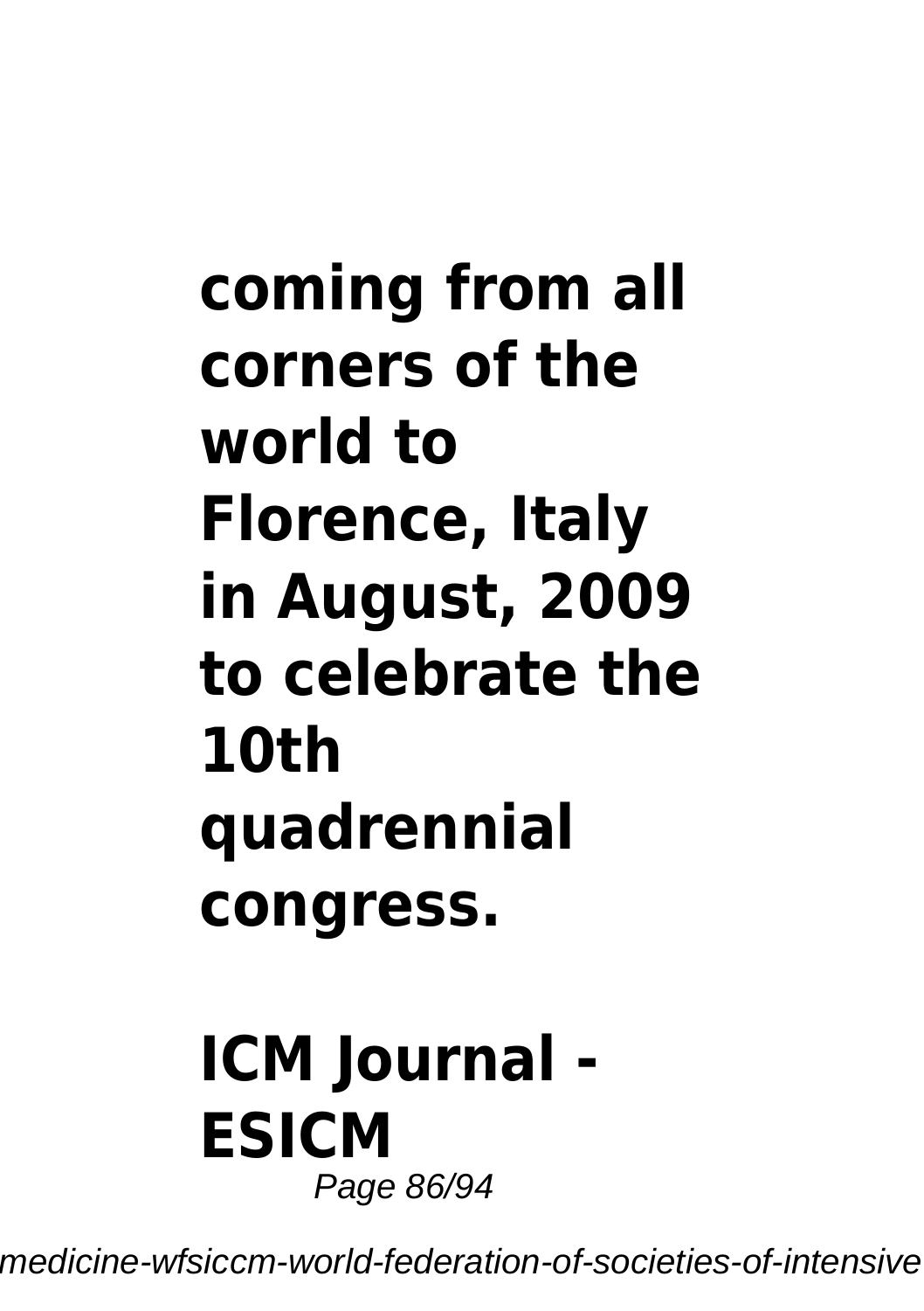**coming from all corners of the world to Florence, Italy in August, 2009 to celebrate the 10th quadrennial congress.**

## ICM Journal - ESICM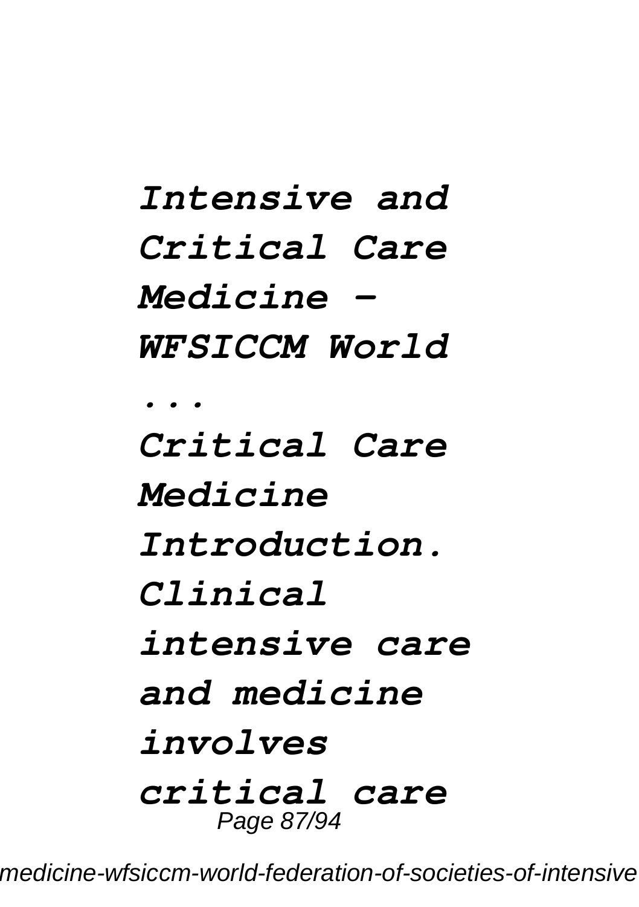***Intensive and Critical Care Medicine - WFSICCM World ...***

***Critical Care Medicine Introduction. Clinical intensive care and medicine involves critical care***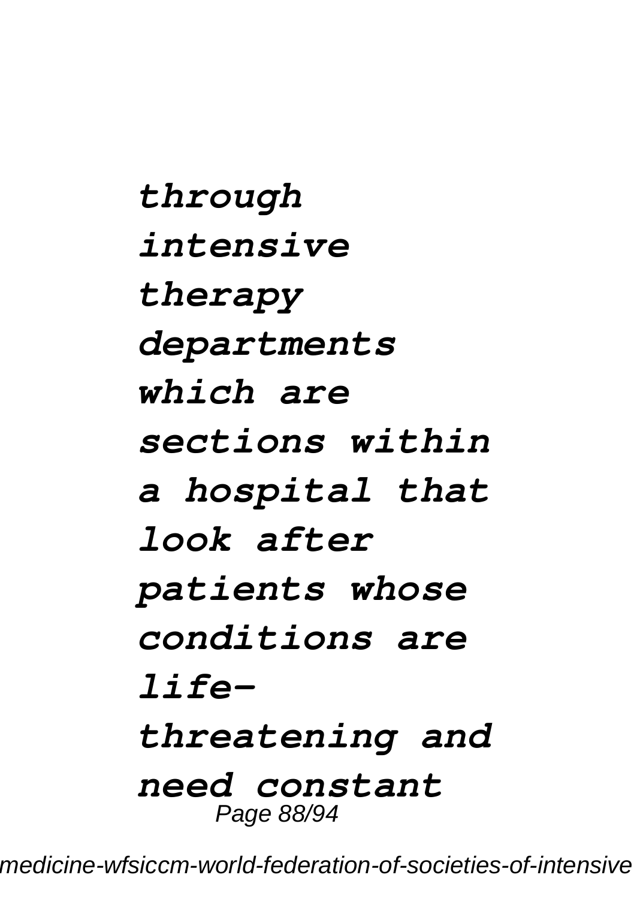*through intensive therapy departments which are sections within a hospital that look after patients whose conditions are life-threatening and need constant*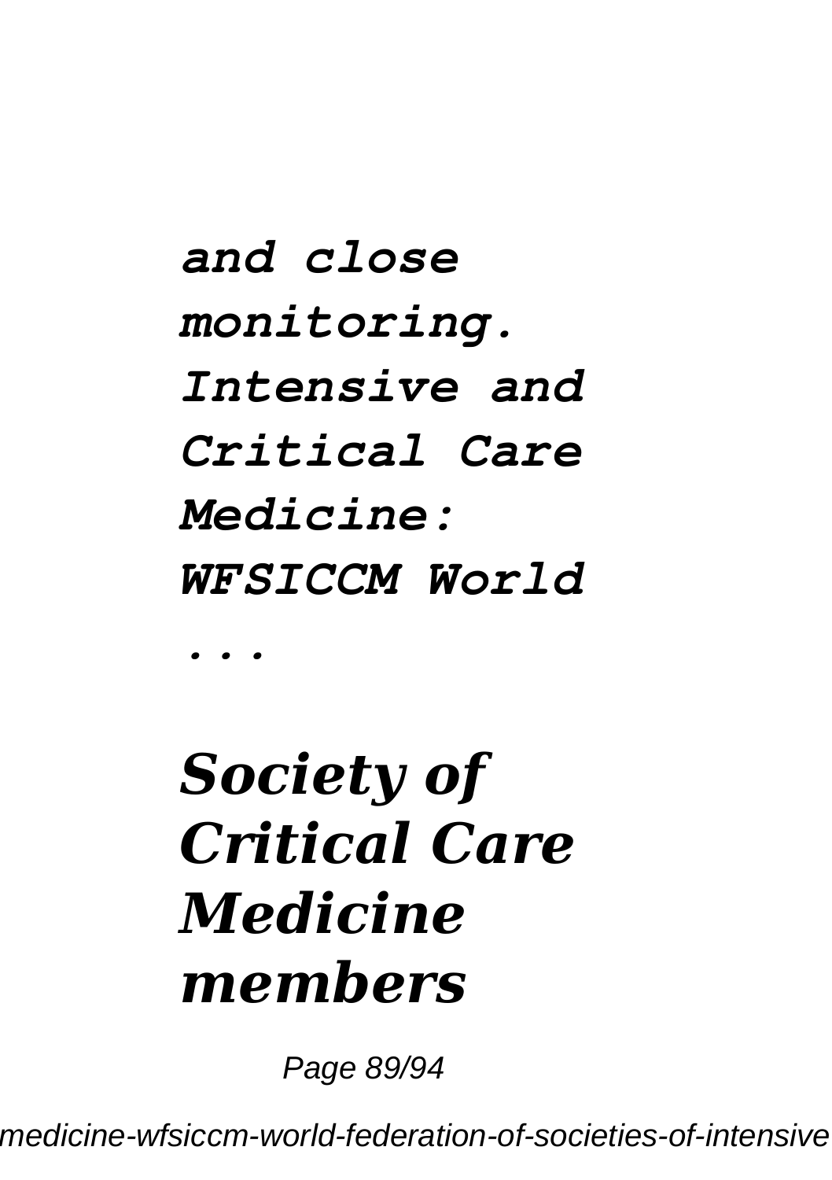***and close monitoring. Intensive and Critical Care Medicine: WFSICCM World ...***

## *Society of Critical Care Medicine members*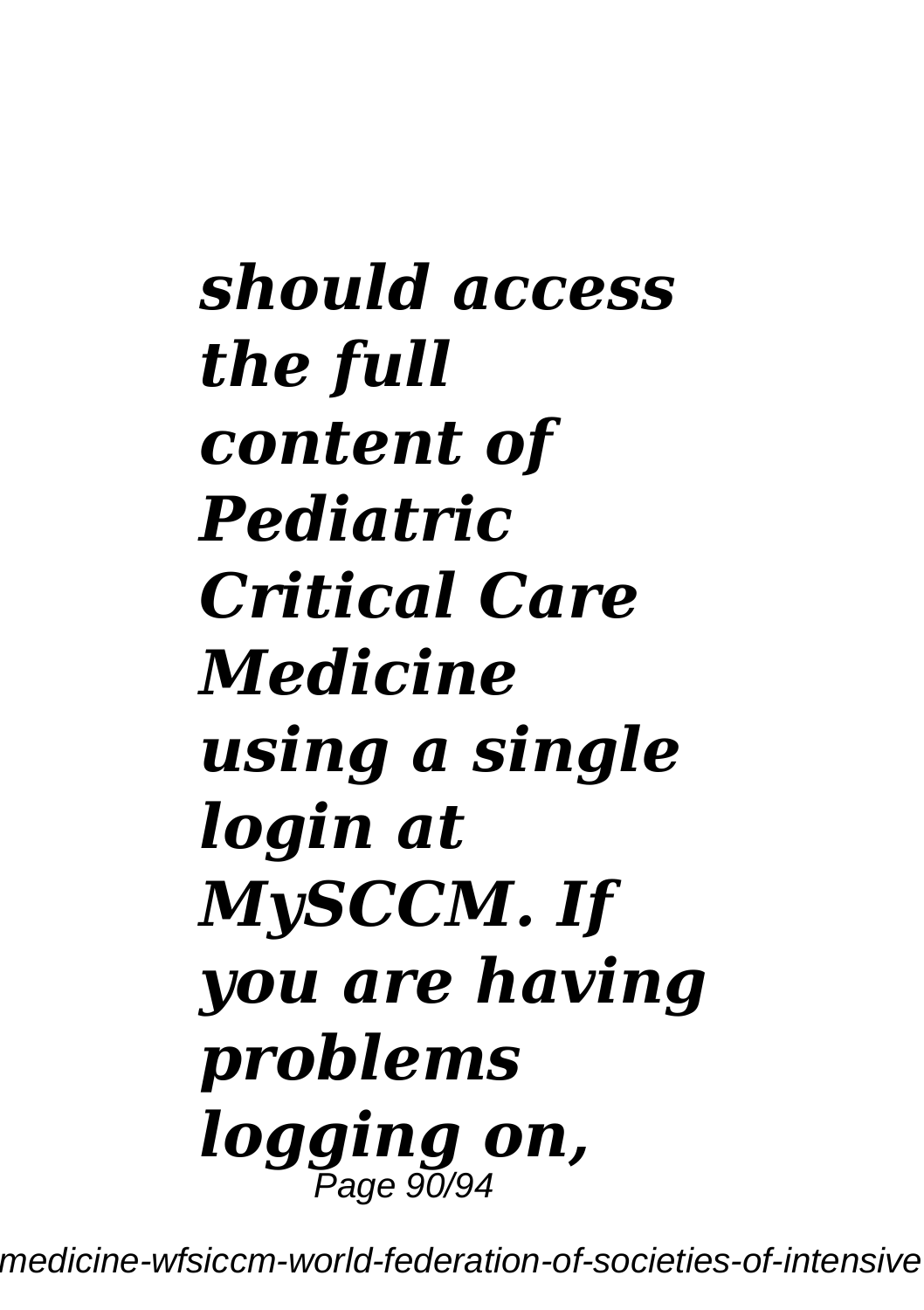***should access the full content of Pediatric Critical Care Medicine using a single login at MySCCM. If you are having problems logging on,***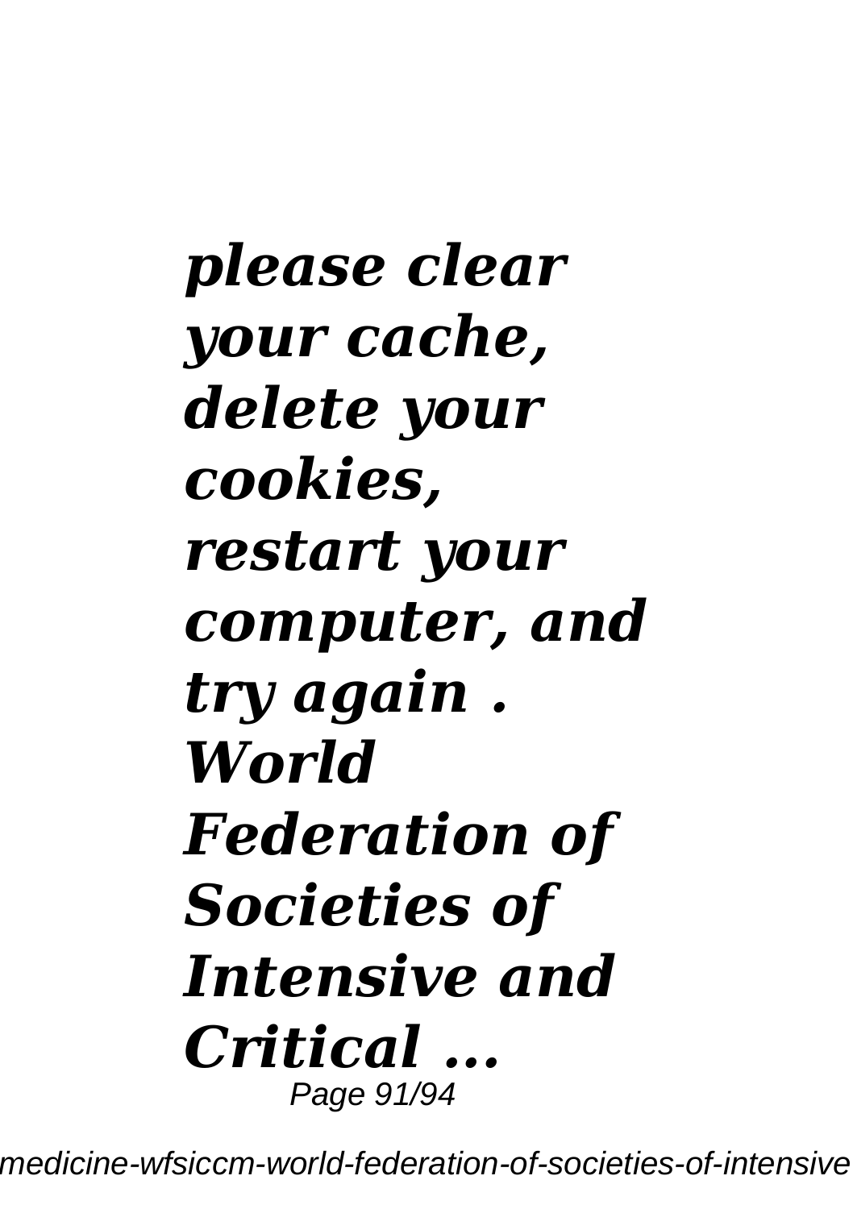***please clear your cache, delete your cookies, restart your computer, and try again .***
***World Federation of Societies of Intensive and Critical ...***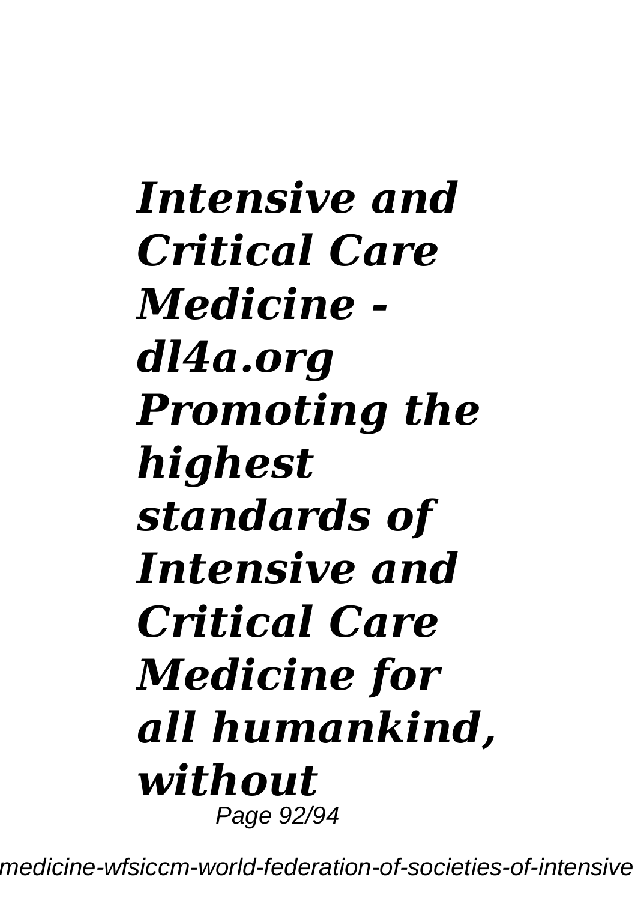***Intensive and Critical Care Medicine - dl4a.org Promoting the highest standards of Intensive and Critical Care Medicine for all humankind, without***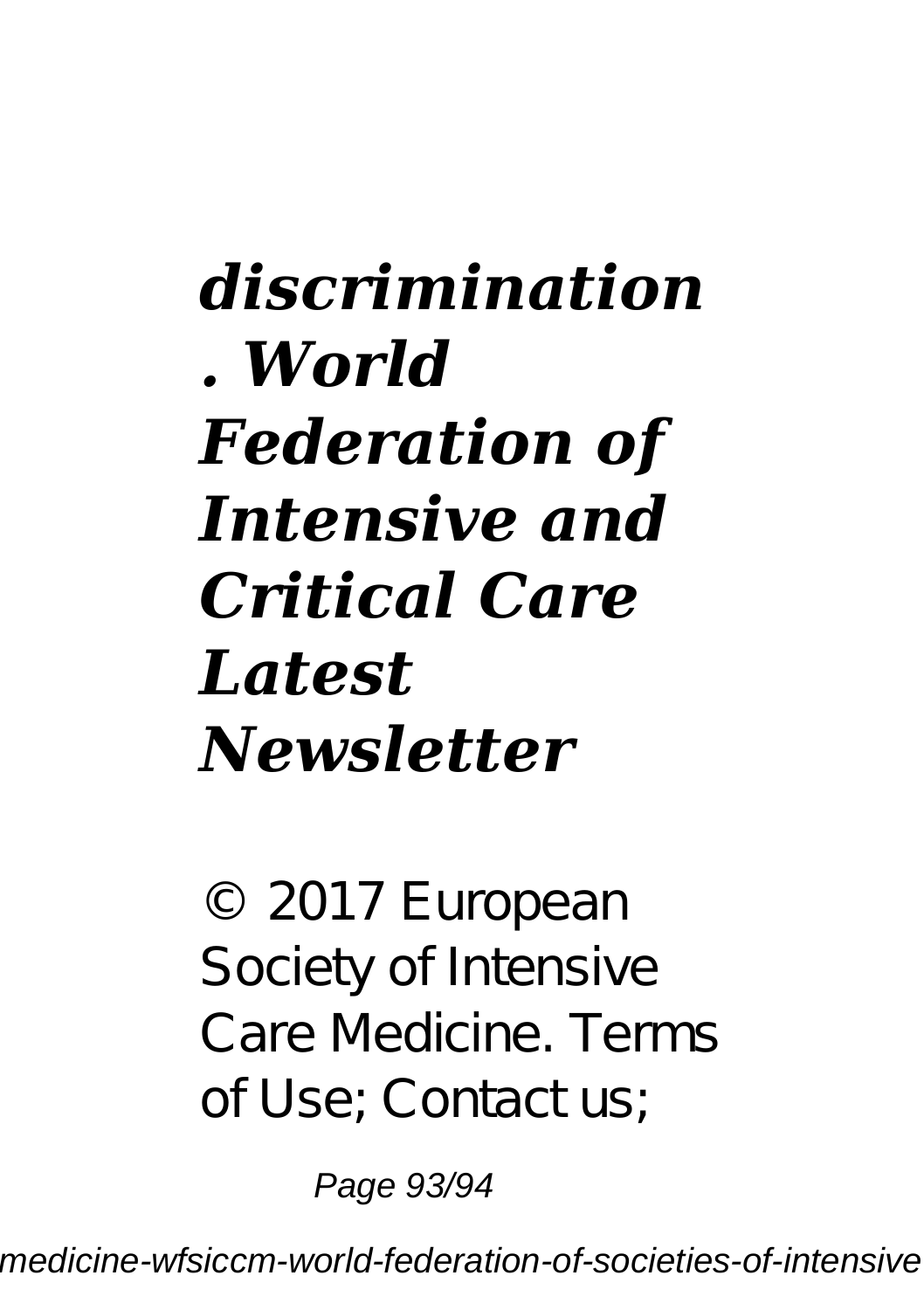***discrimination. World Federation of Intensive and Critical Care Latest Newsletter***

© 2017 European Society of Intensive Care Medicine. Terms of Use; Contact us;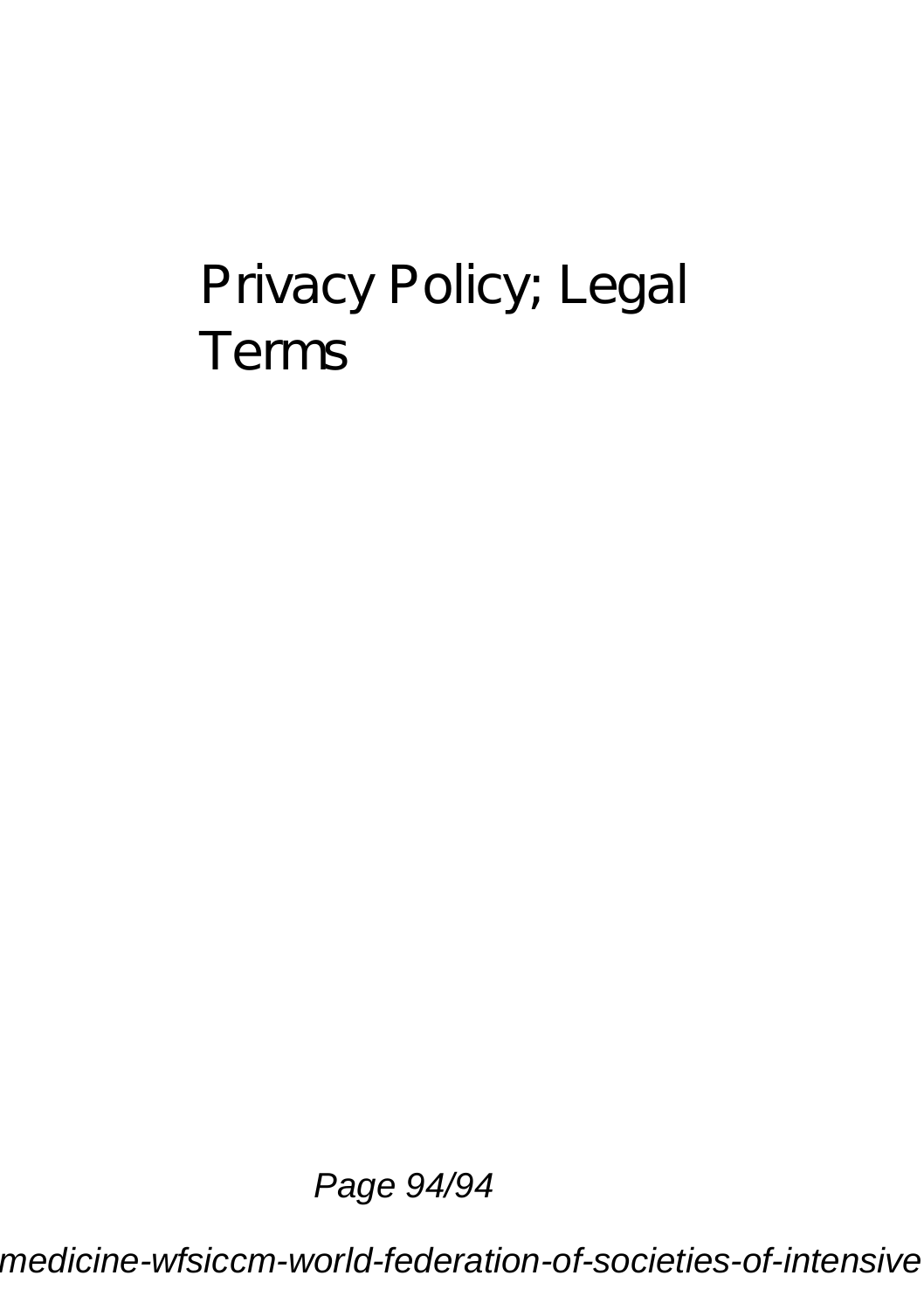Privacy Policy; Legal Terms